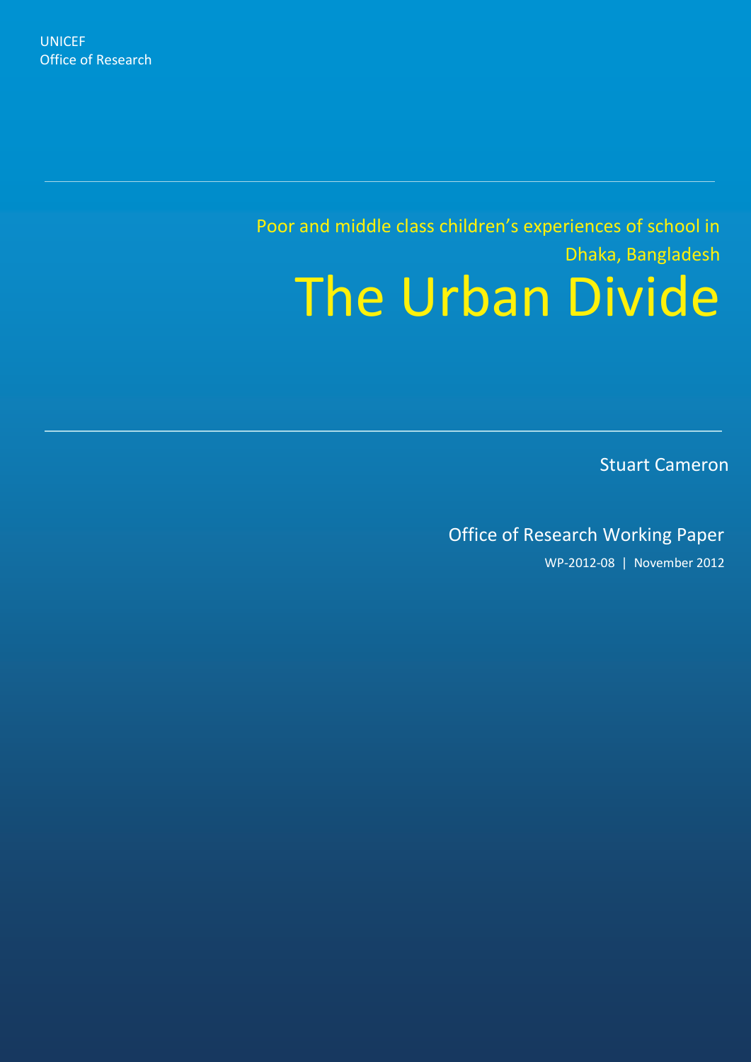UNICEF
Office of Research

Poor and middle class children's experiences of school in Dhaka, Bangladesh

# The Urban Divide

Stuart Cameron

Office of Research Working Paper

WP-2012-08 | November 2012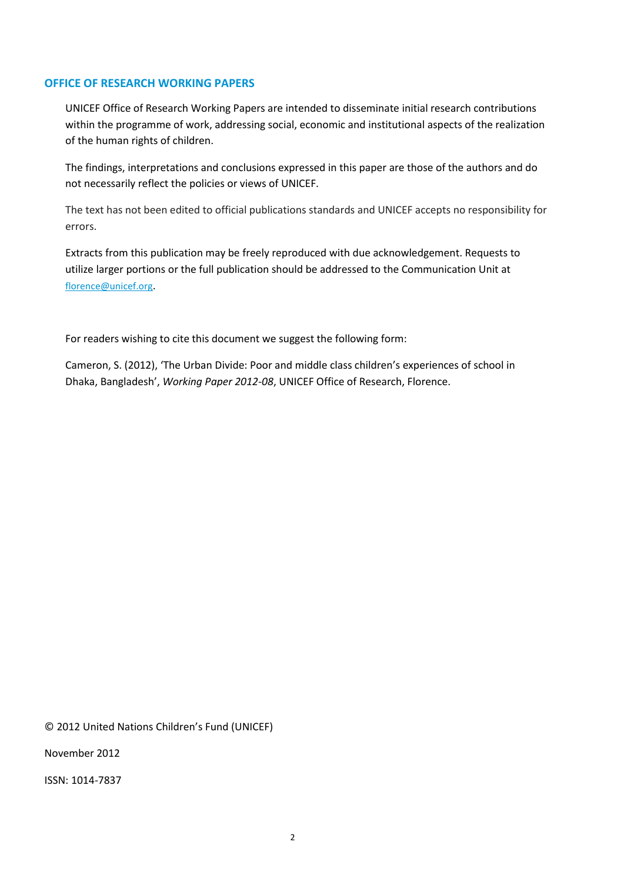## OFFICE OF RESEARCH WORKING PAPERS

UNICEF Office of Research Working Papers are intended to disseminate initial research contributions within the programme of work, addressing social, economic and institutional aspects of the realization of the human rights of children.

The findings, interpretations and conclusions expressed in this paper are those of the authors and do not necessarily reflect the policies or views of UNICEF.

The text has not been edited to official publications standards and UNICEF accepts no responsibility for errors.

Extracts from this publication may be freely reproduced with due acknowledgement. Requests to utilize larger portions or the full publication should be addressed to the Communication Unit at florence@unicef.org.

For readers wishing to cite this document we suggest the following form:

Cameron, S. (2012), 'The Urban Divide: Poor and middle class children's experiences of school in Dhaka, Bangladesh', *Working Paper 2012-08*, UNICEF Office of Research, Florence.

© 2012 United Nations Children's Fund (UNICEF)

November 2012

ISSN: 1014-7837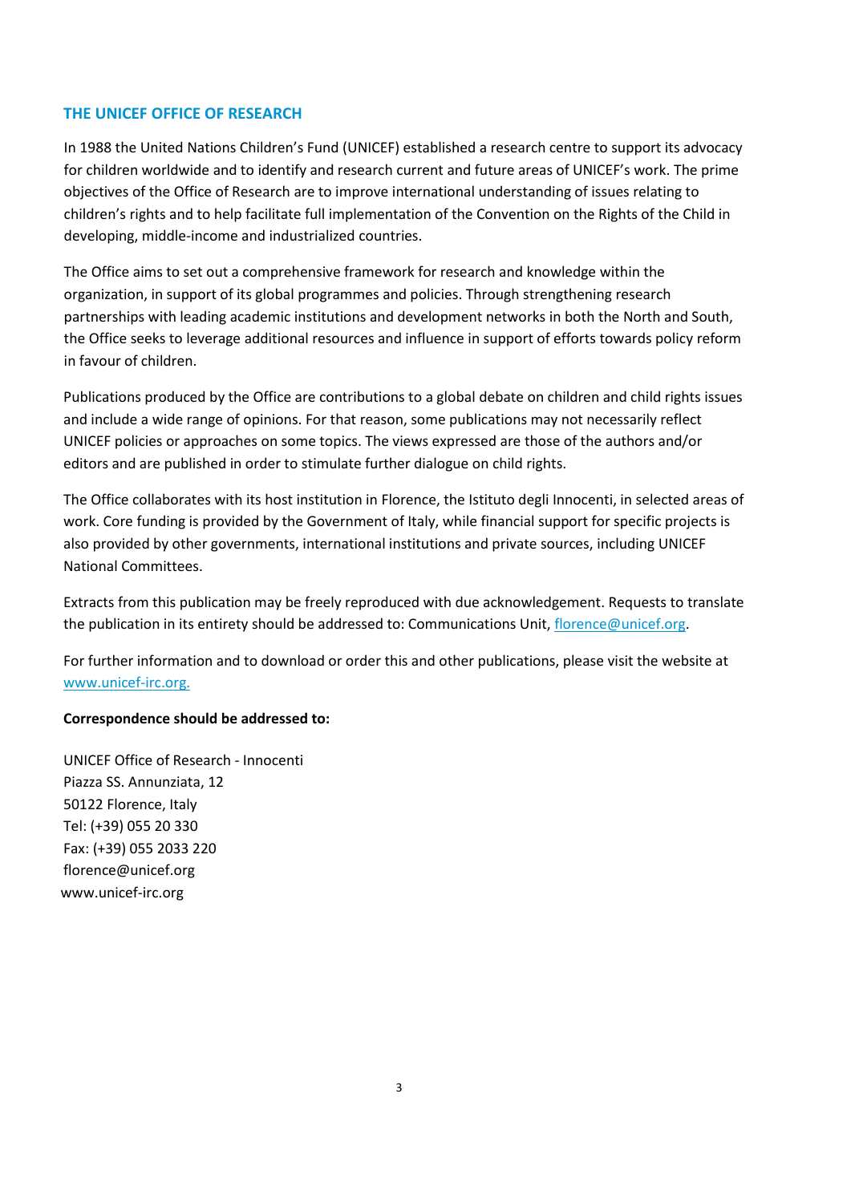## THE UNICEF OFFICE OF RESEARCH

In 1988 the United Nations Children's Fund (UNICEF) established a research centre to support its advocacy for children worldwide and to identify and research current and future areas of UNICEF's work. The prime objectives of the Office of Research are to improve international understanding of issues relating to children's rights and to help facilitate full implementation of the Convention on the Rights of the Child in developing, middle-income and industrialized countries.

The Office aims to set out a comprehensive framework for research and knowledge within the organization, in support of its global programmes and policies. Through strengthening research partnerships with leading academic institutions and development networks in both the North and South, the Office seeks to leverage additional resources and influence in support of efforts towards policy reform in favour of children.

Publications produced by the Office are contributions to a global debate on children and child rights issues and include a wide range of opinions. For that reason, some publications may not necessarily reflect UNICEF policies or approaches on some topics. The views expressed are those of the authors and/or editors and are published in order to stimulate further dialogue on child rights.

The Office collaborates with its host institution in Florence, the Istituto degli Innocenti, in selected areas of work. Core funding is provided by the Government of Italy, while financial support for specific projects is also provided by other governments, international institutions and private sources, including UNICEF National Committees.

Extracts from this publication may be freely reproduced with due acknowledgement. Requests to translate the publication in its entirety should be addressed to: Communications Unit, florence@unicef.org.

For further information and to download or order this and other publications, please visit the website at www.unicef-irc.org.

**Correspondence should be addressed to:**

UNICEF Office of Research - Innocenti
Piazza SS. Annunziata, 12
50122 Florence, Italy
Tel: (+39) 055 20 330
Fax: (+39) 055 2033 220
florence@unicef.org
www.unicef-irc.org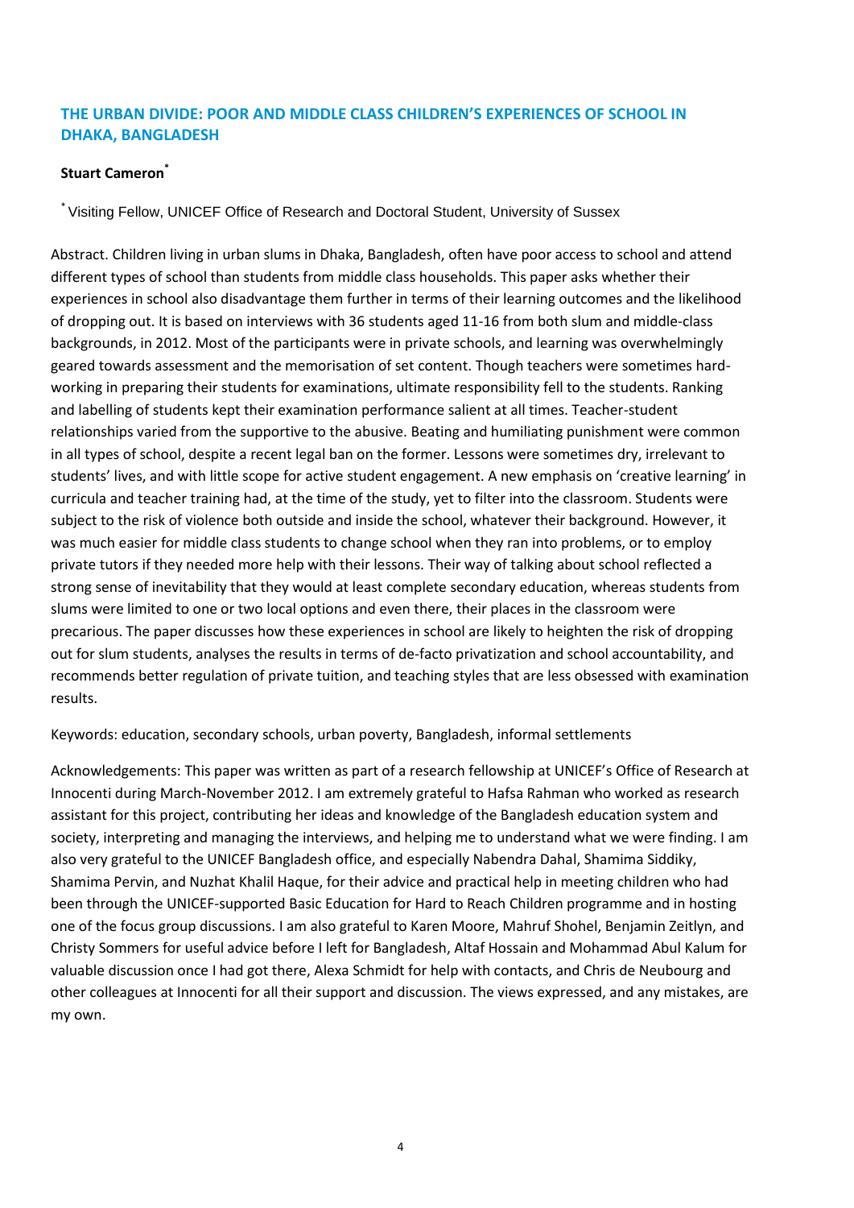## THE URBAN DIVIDE: POOR AND MIDDLE CLASS CHILDREN'S EXPERIENCES OF SCHOOL IN DHAKA, BANGLADESH

**Stuart Cameron**[*]

[*] Visiting Fellow, UNICEF Office of Research and Doctoral Student, University of Sussex

Abstract. Children living in urban slums in Dhaka, Bangladesh, often have poor access to school and attend different types of school than students from middle class households. This paper asks whether their experiences in school also disadvantage them further in terms of their learning outcomes and the likelihood of dropping out. It is based on interviews with 36 students aged 11-16 from both slum and middle-class backgrounds, in 2012. Most of the participants were in private schools, and learning was overwhelmingly geared towards assessment and the memorisation of set content. Though teachers were sometimes hard-working in preparing their students for examinations, ultimate responsibility fell to the students. Ranking and labelling of students kept their examination performance salient at all times. Teacher-student relationships varied from the supportive to the abusive. Beating and humiliating punishment were common in all types of school, despite a recent legal ban on the former. Lessons were sometimes dry, irrelevant to students' lives, and with little scope for active student engagement. A new emphasis on 'creative learning' in curricula and teacher training had, at the time of the study, yet to filter into the classroom. Students were subject to the risk of violence both outside and inside the school, whatever their background. However, it was much easier for middle class students to change school when they ran into problems, or to employ private tutors if they needed more help with their lessons. Their way of talking about school reflected a strong sense of inevitability that they would at least complete secondary education, whereas students from slums were limited to one or two local options and even there, their places in the classroom were precarious. The paper discusses how these experiences in school are likely to heighten the risk of dropping out for slum students, analyses the results in terms of de-facto privatization and school accountability, and recommends better regulation of private tuition, and teaching styles that are less obsessed with examination results.

Keywords: education, secondary schools, urban poverty, Bangladesh, informal settlements

Acknowledgements: This paper was written as part of a research fellowship at UNICEF's Office of Research at Innocenti during March-November 2012. I am extremely grateful to Hafsa Rahman who worked as research assistant for this project, contributing her ideas and knowledge of the Bangladesh education system and society, interpreting and managing the interviews, and helping me to understand what we were finding. I am also very grateful to the UNICEF Bangladesh office, and especially Nabendra Dahal, Shamima Siddiky, Shamima Pervin, and Nuzhat Khalil Haque, for their advice and practical help in meeting children who had been through the UNICEF-supported Basic Education for Hard to Reach Children programme and in hosting one of the focus group discussions. I am also grateful to Karen Moore, Mahruf Shohel, Benjamin Zeitlyn, and Christy Sommers for useful advice before I left for Bangladesh, Altaf Hossain and Mohammad Abul Kalum for valuable discussion once I had got there, Alexa Schmidt for help with contacts, and Chris de Neubourg and other colleagues at Innocenti for all their support and discussion. The views expressed, and any mistakes, are my own.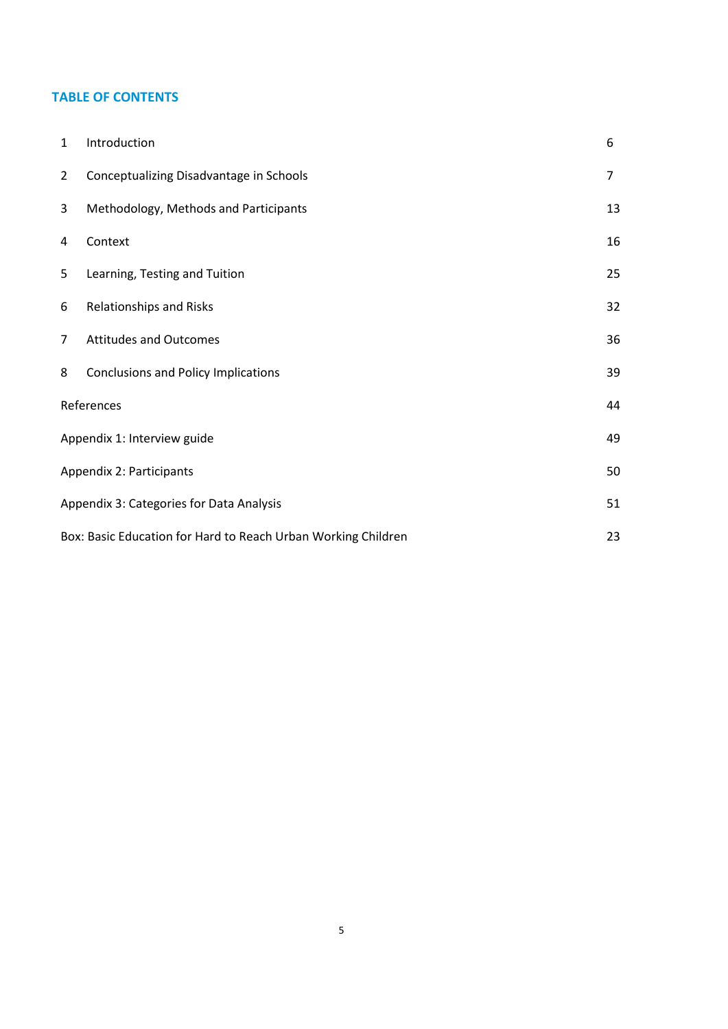## TABLE OF CONTENTS

| | | |
|---|---|---|
| 1 | Introduction | 6 |
| 2 | Conceptualizing Disadvantage in Schools | 7 |
| 3 | Methodology, Methods and Participants | 13 |
| 4 | Context | 16 |
| 5 | Learning, Testing and Tuition | 25 |
| 6 | Relationships and Risks | 32 |
| 7 | Attitudes and Outcomes | 36 |
| 8 | Conclusions and Policy Implications | 39 |
| References | | 44 |
| Appendix 1: Interview guide | | 49 |
| Appendix 2: Participants | | 50 |
| Appendix 3: Categories for Data Analysis | | 51 |
| Box: Basic Education for Hard to Reach Urban Working Children | | 23 |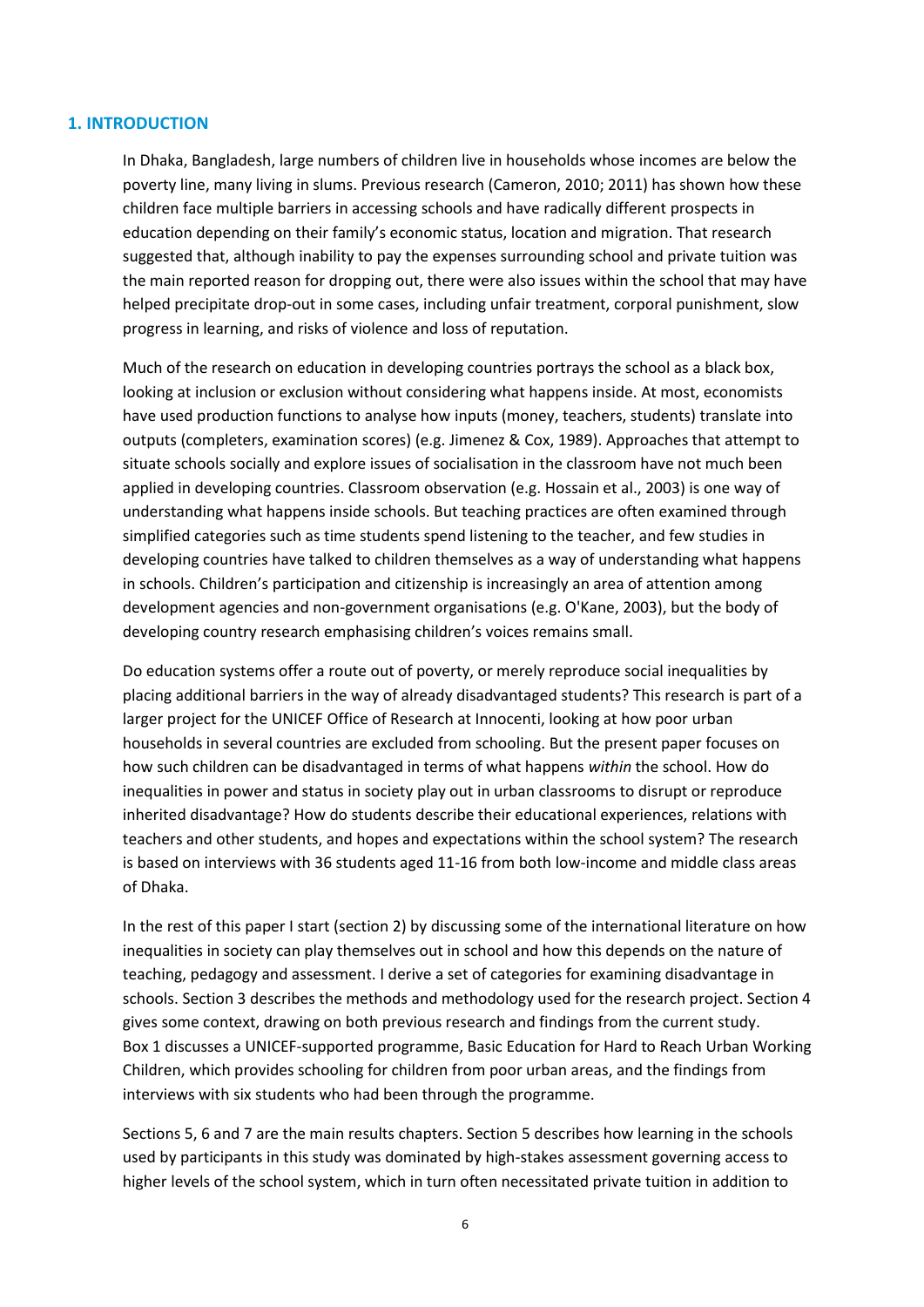## 1. INTRODUCTION

In Dhaka, Bangladesh, large numbers of children live in households whose incomes are below the poverty line, many living in slums. Previous research (Cameron, 2010; 2011) has shown how these children face multiple barriers in accessing schools and have radically different prospects in education depending on their family's economic status, location and migration. That research suggested that, although inability to pay the expenses surrounding school and private tuition was the main reported reason for dropping out, there were also issues within the school that may have helped precipitate drop-out in some cases, including unfair treatment, corporal punishment, slow progress in learning, and risks of violence and loss of reputation.

Much of the research on education in developing countries portrays the school as a black box, looking at inclusion or exclusion without considering what happens inside. At most, economists have used production functions to analyse how inputs (money, teachers, students) translate into outputs (completers, examination scores) (e.g. Jimenez & Cox, 1989). Approaches that attempt to situate schools socially and explore issues of socialisation in the classroom have not much been applied in developing countries. Classroom observation (e.g. Hossain et al., 2003) is one way of understanding what happens inside schools. But teaching practices are often examined through simplified categories such as time students spend listening to the teacher, and few studies in developing countries have talked to children themselves as a way of understanding what happens in schools. Children's participation and citizenship is increasingly an area of attention among development agencies and non-government organisations (e.g. O'Kane, 2003), but the body of developing country research emphasising children's voices remains small.

Do education systems offer a route out of poverty, or merely reproduce social inequalities by placing additional barriers in the way of already disadvantaged students? This research is part of a larger project for the UNICEF Office of Research at Innocenti, looking at how poor urban households in several countries are excluded from schooling. But the present paper focuses on how such children can be disadvantaged in terms of what happens *within* the school. How do inequalities in power and status in society play out in urban classrooms to disrupt or reproduce inherited disadvantage? How do students describe their educational experiences, relations with teachers and other students, and hopes and expectations within the school system? The research is based on interviews with 36 students aged 11-16 from both low-income and middle class areas of Dhaka.

In the rest of this paper I start (section 2) by discussing some of the international literature on how inequalities in society can play themselves out in school and how this depends on the nature of teaching, pedagogy and assessment. I derive a set of categories for examining disadvantage in schools. Section 3 describes the methods and methodology used for the research project. Section 4 gives some context, drawing on both previous research and findings from the current study. Box 1 discusses a UNICEF-supported programme, Basic Education for Hard to Reach Urban Working Children, which provides schooling for children from poor urban areas, and the findings from interviews with six students who had been through the programme.

Sections 5, 6 and 7 are the main results chapters. Section 5 describes how learning in the schools used by participants in this study was dominated by high-stakes assessment governing access to higher levels of the school system, which in turn often necessitated private tuition in addition to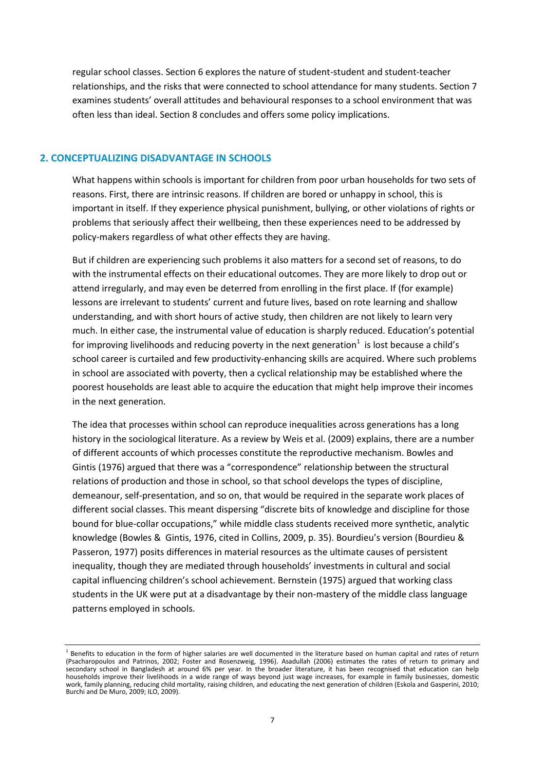regular school classes. Section 6 explores the nature of student-student and student-teacher relationships, and the risks that were connected to school attendance for many students. Section 7 examines students' overall attitudes and behavioural responses to a school environment that was often less than ideal. Section 8 concludes and offers some policy implications.

## 2. CONCEPTUALIZING DISADVANTAGE IN SCHOOLS

What happens within schools is important for children from poor urban households for two sets of reasons. First, there are intrinsic reasons. If children are bored or unhappy in school, this is important in itself. If they experience physical punishment, bullying, or other violations of rights or problems that seriously affect their wellbeing, then these experiences need to be addressed by policy-makers regardless of what other effects they are having.

But if children are experiencing such problems it also matters for a second set of reasons, to do with the instrumental effects on their educational outcomes. They are more likely to drop out or attend irregularly, and may even be deterred from enrolling in the first place. If (for example) lessons are irrelevant to students' current and future lives, based on rote learning and shallow understanding, and with short hours of active study, then children are not likely to learn very much. In either case, the instrumental value of education is sharply reduced. Education's potential for improving livelihoods and reducing poverty in the next generation[1] is lost because a child's school career is curtailed and few productivity-enhancing skills are acquired. Where such problems in school are associated with poverty, then a cyclical relationship may be established where the poorest households are least able to acquire the education that might help improve their incomes in the next generation.

The idea that processes within school can reproduce inequalities across generations has a long history in the sociological literature. As a review by Weis et al. (2009) explains, there are a number of different accounts of which processes constitute the reproductive mechanism. Bowles and Gintis (1976) argued that there was a "correspondence" relationship between the structural relations of production and those in school, so that school develops the types of discipline, demeanour, self-presentation, and so on, that would be required in the separate work places of different social classes. This meant dispersing "discrete bits of knowledge and discipline for those bound for blue-collar occupations," while middle class students received more synthetic, analytic knowledge (Bowles & Gintis, 1976, cited in Collins, 2009, p. 35). Bourdieu's version (Bourdieu & Passeron, 1977) posits differences in material resources as the ultimate causes of persistent inequality, though they are mediated through households' investments in cultural and social capital influencing children's school achievement. Bernstein (1975) argued that working class students in the UK were put at a disadvantage by their non-mastery of the middle class language patterns employed in schools.

---

[1] Benefits to education in the form of higher salaries are well documented in the literature based on human capital and rates of return (Psacharopoulos and Patrinos, 2002; Foster and Rosenzweig, 1996). Asadullah (2006) estimates the rates of return to primary and secondary school in Bangladesh at around 6% per year. In the broader literature, it has been recognised that education can help households improve their livelihoods in a wide range of ways beyond just wage increases, for example in family businesses, domestic work, family planning, reducing child mortality, raising children, and educating the next generation of children (Eskola and Gasperini, 2010; Burchi and De Muro, 2009; ILO, 2009).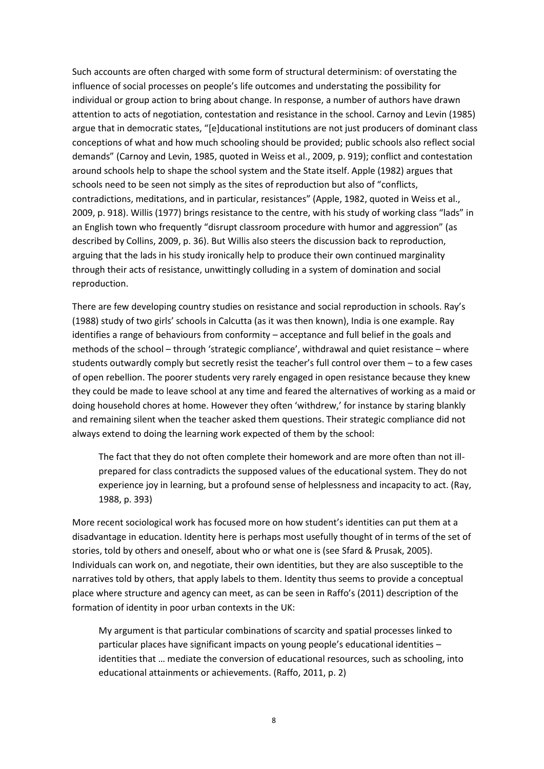Such accounts are often charged with some form of structural determinism: of overstating the influence of social processes on people's life outcomes and understating the possibility for individual or group action to bring about change. In response, a number of authors have drawn attention to acts of negotiation, contestation and resistance in the school. Carnoy and Levin (1985) argue that in democratic states, "[e]ducational institutions are not just producers of dominant class conceptions of what and how much schooling should be provided; public schools also reflect social demands" (Carnoy and Levin, 1985, quoted in Weiss et al., 2009, p. 919); conflict and contestation around schools help to shape the school system and the State itself. Apple (1982) argues that schools need to be seen not simply as the sites of reproduction but also of "conflicts, contradictions, meditations, and in particular, resistances" (Apple, 1982, quoted in Weiss et al., 2009, p. 918). Willis (1977) brings resistance to the centre, with his study of working class "lads" in an English town who frequently "disrupt classroom procedure with humor and aggression" (as described by Collins, 2009, p. 36). But Willis also steers the discussion back to reproduction, arguing that the lads in his study ironically help to produce their own continued marginality through their acts of resistance, unwittingly colluding in a system of domination and social reproduction.

There are few developing country studies on resistance and social reproduction in schools. Ray's (1988) study of two girls' schools in Calcutta (as it was then known), India is one example. Ray identifies a range of behaviours from conformity – acceptance and full belief in the goals and methods of the school – through 'strategic compliance', withdrawal and quiet resistance – where students outwardly comply but secretly resist the teacher's full control over them – to a few cases of open rebellion. The poorer students very rarely engaged in open resistance because they knew they could be made to leave school at any time and feared the alternatives of working as a maid or doing household chores at home. However they often 'withdrew,' for instance by staring blankly and remaining silent when the teacher asked them questions. Their strategic compliance did not always extend to doing the learning work expected of them by the school:

> The fact that they do not often complete their homework and are more often than not ill-prepared for class contradicts the supposed values of the educational system. They do not experience joy in learning, but a profound sense of helplessness and incapacity to act. (Ray, 1988, p. 393)

More recent sociological work has focused more on how student's identities can put them at a disadvantage in education. Identity here is perhaps most usefully thought of in terms of the set of stories, told by others and oneself, about who or what one is (see Sfard & Prusak, 2005). Individuals can work on, and negotiate, their own identities, but they are also susceptible to the narratives told by others, that apply labels to them. Identity thus seems to provide a conceptual place where structure and agency can meet, as can be seen in Raffo's (2011) description of the formation of identity in poor urban contexts in the UK:

> My argument is that particular combinations of scarcity and spatial processes linked to particular places have significant impacts on young people's educational identities – identities that … mediate the conversion of educational resources, such as schooling, into educational attainments or achievements. (Raffo, 2011, p. 2)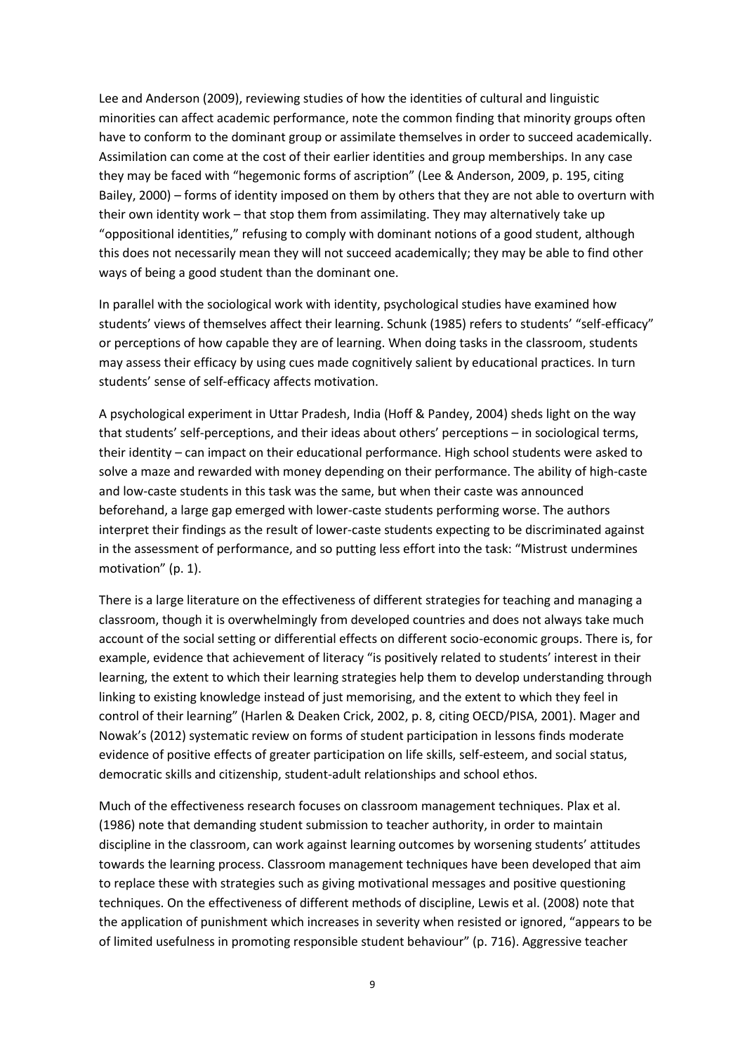Lee and Anderson (2009), reviewing studies of how the identities of cultural and linguistic minorities can affect academic performance, note the common finding that minority groups often have to conform to the dominant group or assimilate themselves in order to succeed academically. Assimilation can come at the cost of their earlier identities and group memberships. In any case they may be faced with "hegemonic forms of ascription" (Lee & Anderson, 2009, p. 195, citing Bailey, 2000) – forms of identity imposed on them by others that they are not able to overturn with their own identity work – that stop them from assimilating. They may alternatively take up "oppositional identities," refusing to comply with dominant notions of a good student, although this does not necessarily mean they will not succeed academically; they may be able to find other ways of being a good student than the dominant one.

In parallel with the sociological work with identity, psychological studies have examined how students' views of themselves affect their learning. Schunk (1985) refers to students' "self-efficacy" or perceptions of how capable they are of learning. When doing tasks in the classroom, students may assess their efficacy by using cues made cognitively salient by educational practices. In turn students' sense of self-efficacy affects motivation.

A psychological experiment in Uttar Pradesh, India (Hoff & Pandey, 2004) sheds light on the way that students' self-perceptions, and their ideas about others' perceptions – in sociological terms, their identity – can impact on their educational performance. High school students were asked to solve a maze and rewarded with money depending on their performance. The ability of high-caste and low-caste students in this task was the same, but when their caste was announced beforehand, a large gap emerged with lower-caste students performing worse. The authors interpret their findings as the result of lower-caste students expecting to be discriminated against in the assessment of performance, and so putting less effort into the task: "Mistrust undermines motivation" (p. 1).

There is a large literature on the effectiveness of different strategies for teaching and managing a classroom, though it is overwhelmingly from developed countries and does not always take much account of the social setting or differential effects on different socio-economic groups. There is, for example, evidence that achievement of literacy "is positively related to students' interest in their learning, the extent to which their learning strategies help them to develop understanding through linking to existing knowledge instead of just memorising, and the extent to which they feel in control of their learning" (Harlen & Deaken Crick, 2002, p. 8, citing OECD/PISA, 2001). Mager and Nowak's (2012) systematic review on forms of student participation in lessons finds moderate evidence of positive effects of greater participation on life skills, self-esteem, and social status, democratic skills and citizenship, student-adult relationships and school ethos.

Much of the effectiveness research focuses on classroom management techniques. Plax et al. (1986) note that demanding student submission to teacher authority, in order to maintain discipline in the classroom, can work against learning outcomes by worsening students' attitudes towards the learning process. Classroom management techniques have been developed that aim to replace these with strategies such as giving motivational messages and positive questioning techniques. On the effectiveness of different methods of discipline, Lewis et al. (2008) note that the application of punishment which increases in severity when resisted or ignored, "appears to be of limited usefulness in promoting responsible student behaviour" (p. 716). Aggressive teacher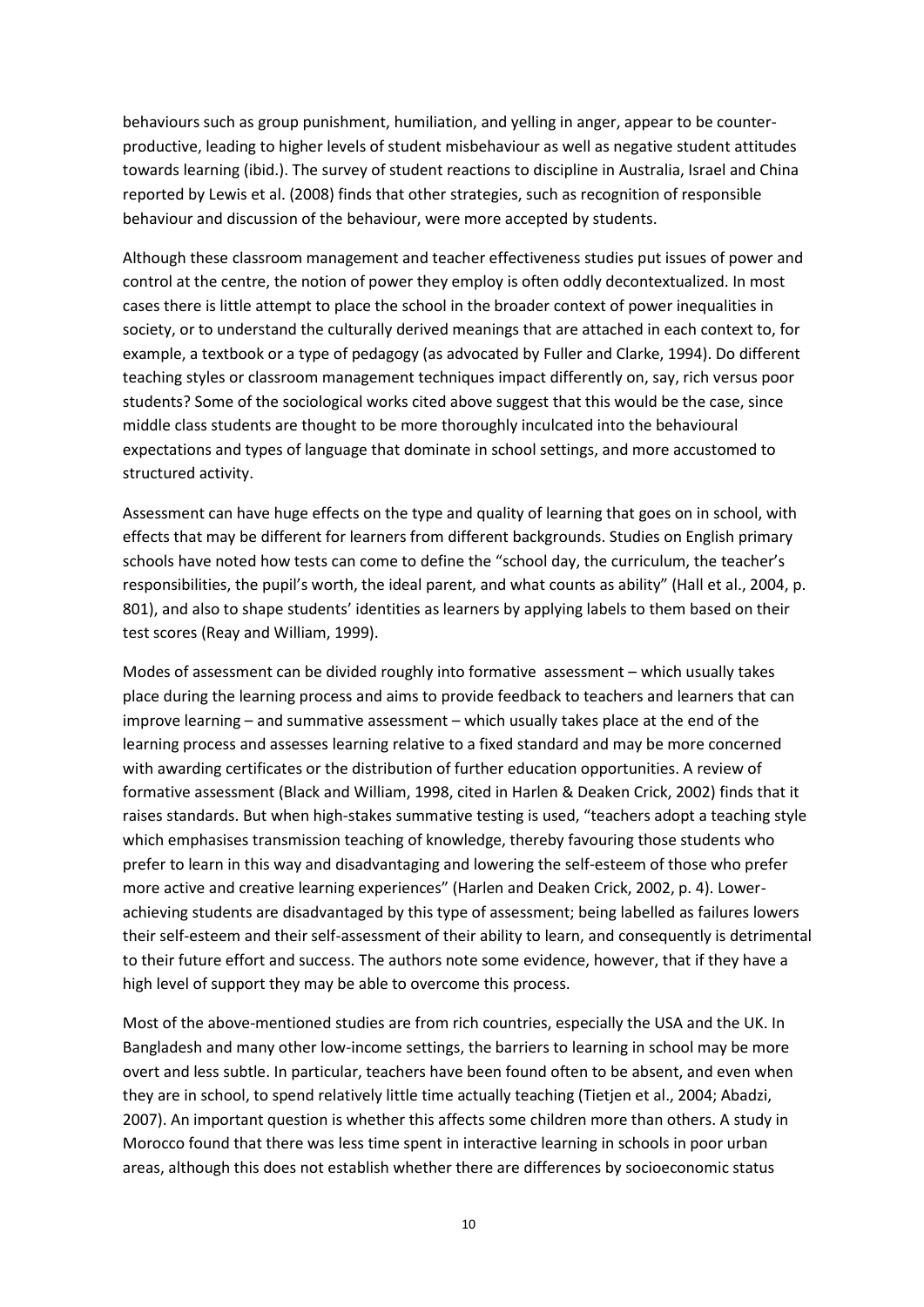behaviours such as group punishment, humiliation, and yelling in anger, appear to be counter-productive, leading to higher levels of student misbehaviour as well as negative student attitudes towards learning (ibid.). The survey of student reactions to discipline in Australia, Israel and China reported by Lewis et al. (2008) finds that other strategies, such as recognition of responsible behaviour and discussion of the behaviour, were more accepted by students.

Although these classroom management and teacher effectiveness studies put issues of power and control at the centre, the notion of power they employ is often oddly decontextualized. In most cases there is little attempt to place the school in the broader context of power inequalities in society, or to understand the culturally derived meanings that are attached in each context to, for example, a textbook or a type of pedagogy (as advocated by Fuller and Clarke, 1994). Do different teaching styles or classroom management techniques impact differently on, say, rich versus poor students? Some of the sociological works cited above suggest that this would be the case, since middle class students are thought to be more thoroughly inculcated into the behavioural expectations and types of language that dominate in school settings, and more accustomed to structured activity.

Assessment can have huge effects on the type and quality of learning that goes on in school, with effects that may be different for learners from different backgrounds. Studies on English primary schools have noted how tests can come to define the "school day, the curriculum, the teacher's responsibilities, the pupil's worth, the ideal parent, and what counts as ability" (Hall et al., 2004, p. 801), and also to shape students' identities as learners by applying labels to them based on their test scores (Reay and William, 1999).

Modes of assessment can be divided roughly into formative assessment – which usually takes place during the learning process and aims to provide feedback to teachers and learners that can improve learning – and summative assessment – which usually takes place at the end of the learning process and assesses learning relative to a fixed standard and may be more concerned with awarding certificates or the distribution of further education opportunities. A review of formative assessment (Black and William, 1998, cited in Harlen & Deaken Crick, 2002) finds that it raises standards. But when high-stakes summative testing is used, "teachers adopt a teaching style which emphasises transmission teaching of knowledge, thereby favouring those students who prefer to learn in this way and disadvantaging and lowering the self-esteem of those who prefer more active and creative learning experiences" (Harlen and Deaken Crick, 2002, p. 4). Lower-achieving students are disadvantaged by this type of assessment; being labelled as failures lowers their self-esteem and their self-assessment of their ability to learn, and consequently is detrimental to their future effort and success. The authors note some evidence, however, that if they have a high level of support they may be able to overcome this process.

Most of the above-mentioned studies are from rich countries, especially the USA and the UK. In Bangladesh and many other low-income settings, the barriers to learning in school may be more overt and less subtle. In particular, teachers have been found often to be absent, and even when they are in school, to spend relatively little time actually teaching (Tietjen et al., 2004; Abadzi, 2007). An important question is whether this affects some children more than others. A study in Morocco found that there was less time spent in interactive learning in schools in poor urban areas, although this does not establish whether there are differences by socioeconomic status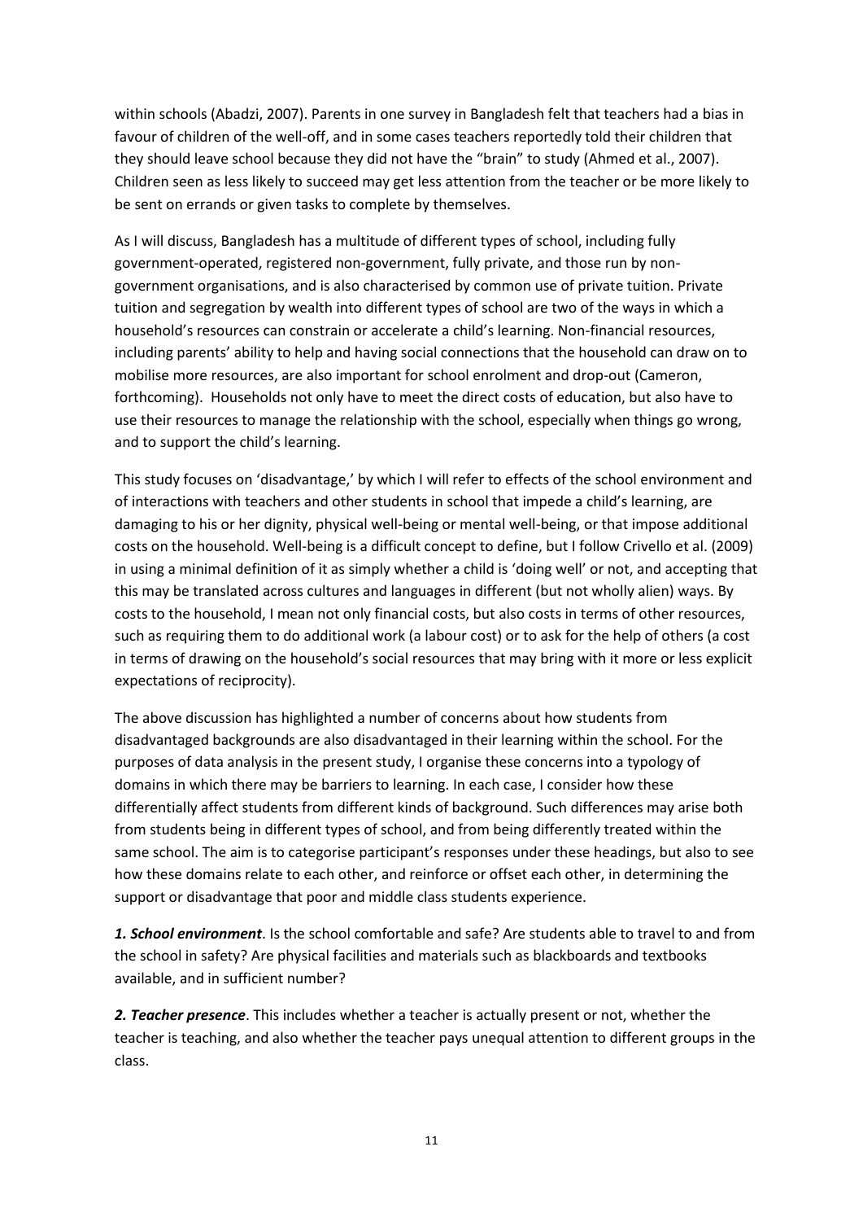within schools (Abadzi, 2007). Parents in one survey in Bangladesh felt that teachers had a bias in favour of children of the well-off, and in some cases teachers reportedly told their children that they should leave school because they did not have the "brain" to study (Ahmed et al., 2007). Children seen as less likely to succeed may get less attention from the teacher or be more likely to be sent on errands or given tasks to complete by themselves.

As I will discuss, Bangladesh has a multitude of different types of school, including fully government-operated, registered non-government, fully private, and those run by non-government organisations, and is also characterised by common use of private tuition. Private tuition and segregation by wealth into different types of school are two of the ways in which a household's resources can constrain or accelerate a child's learning. Non-financial resources, including parents' ability to help and having social connections that the household can draw on to mobilise more resources, are also important for school enrolment and drop-out (Cameron, forthcoming). Households not only have to meet the direct costs of education, but also have to use their resources to manage the relationship with the school, especially when things go wrong, and to support the child's learning.

This study focuses on 'disadvantage,' by which I will refer to effects of the school environment and of interactions with teachers and other students in school that impede a child's learning, are damaging to his or her dignity, physical well-being or mental well-being, or that impose additional costs on the household. Well-being is a difficult concept to define, but I follow Crivello et al. (2009) in using a minimal definition of it as simply whether a child is 'doing well' or not, and accepting that this may be translated across cultures and languages in different (but not wholly alien) ways. By costs to the household, I mean not only financial costs, but also costs in terms of other resources, such as requiring them to do additional work (a labour cost) or to ask for the help of others (a cost in terms of drawing on the household's social resources that may bring with it more or less explicit expectations of reciprocity).

The above discussion has highlighted a number of concerns about how students from disadvantaged backgrounds are also disadvantaged in their learning within the school. For the purposes of data analysis in the present study, I organise these concerns into a typology of domains in which there may be barriers to learning. In each case, I consider how these differentially affect students from different kinds of background. Such differences may arise both from students being in different types of school, and from being differently treated within the same school. The aim is to categorise participant's responses under these headings, but also to see how these domains relate to each other, and reinforce or offset each other, in determining the support or disadvantage that poor and middle class students experience.

***1. School environment***. Is the school comfortable and safe? Are students able to travel to and from the school in safety? Are physical facilities and materials such as blackboards and textbooks available, and in sufficient number?

***2. Teacher presence***. This includes whether a teacher is actually present or not, whether the teacher is teaching, and also whether the teacher pays unequal attention to different groups in the class.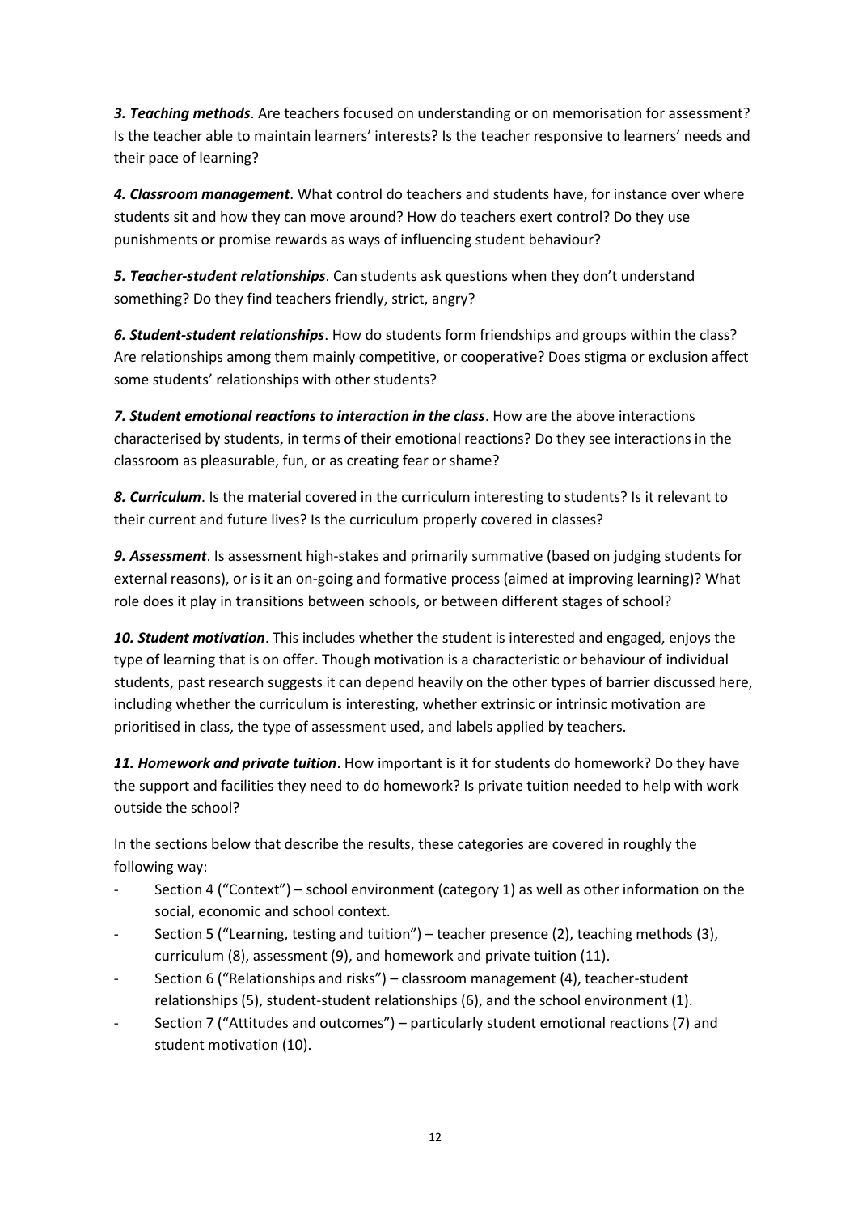***3. Teaching methods***. Are teachers focused on understanding or on memorisation for assessment? Is the teacher able to maintain learners' interests? Is the teacher responsive to learners' needs and their pace of learning?

***4. Classroom management***. What control do teachers and students have, for instance over where students sit and how they can move around? How do teachers exert control? Do they use punishments or promise rewards as ways of influencing student behaviour?

***5. Teacher-student relationships***. Can students ask questions when they don't understand something? Do they find teachers friendly, strict, angry?

***6. Student-student relationships***. How do students form friendships and groups within the class? Are relationships among them mainly competitive, or cooperative? Does stigma or exclusion affect some students' relationships with other students?

***7. Student emotional reactions to interaction in the class***. How are the above interactions characterised by students, in terms of their emotional reactions? Do they see interactions in the classroom as pleasurable, fun, or as creating fear or shame?

***8. Curriculum***. Is the material covered in the curriculum interesting to students? Is it relevant to their current and future lives? Is the curriculum properly covered in classes?

***9. Assessment***. Is assessment high-stakes and primarily summative (based on judging students for external reasons), or is it an on-going and formative process (aimed at improving learning)? What role does it play in transitions between schools, or between different stages of school?

***10. Student motivation***. This includes whether the student is interested and engaged, enjoys the type of learning that is on offer. Though motivation is a characteristic or behaviour of individual students, past research suggests it can depend heavily on the other types of barrier discussed here, including whether the curriculum is interesting, whether extrinsic or intrinsic motivation are prioritised in class, the type of assessment used, and labels applied by teachers.

***11. Homework and private tuition***. How important is it for students do homework? Do they have the support and facilities they need to do homework? Is private tuition needed to help with work outside the school?

In the sections below that describe the results, these categories are covered in roughly the following way:

- Section 4 ("Context") – school environment (category 1) as well as other information on the social, economic and school context.
- Section 5 ("Learning, testing and tuition") – teacher presence (2), teaching methods (3), curriculum (8), assessment (9), and homework and private tuition (11).
- Section 6 ("Relationships and risks") – classroom management (4), teacher-student relationships (5), student-student relationships (6), and the school environment (1).
- Section 7 ("Attitudes and outcomes") – particularly student emotional reactions (7) and student motivation (10).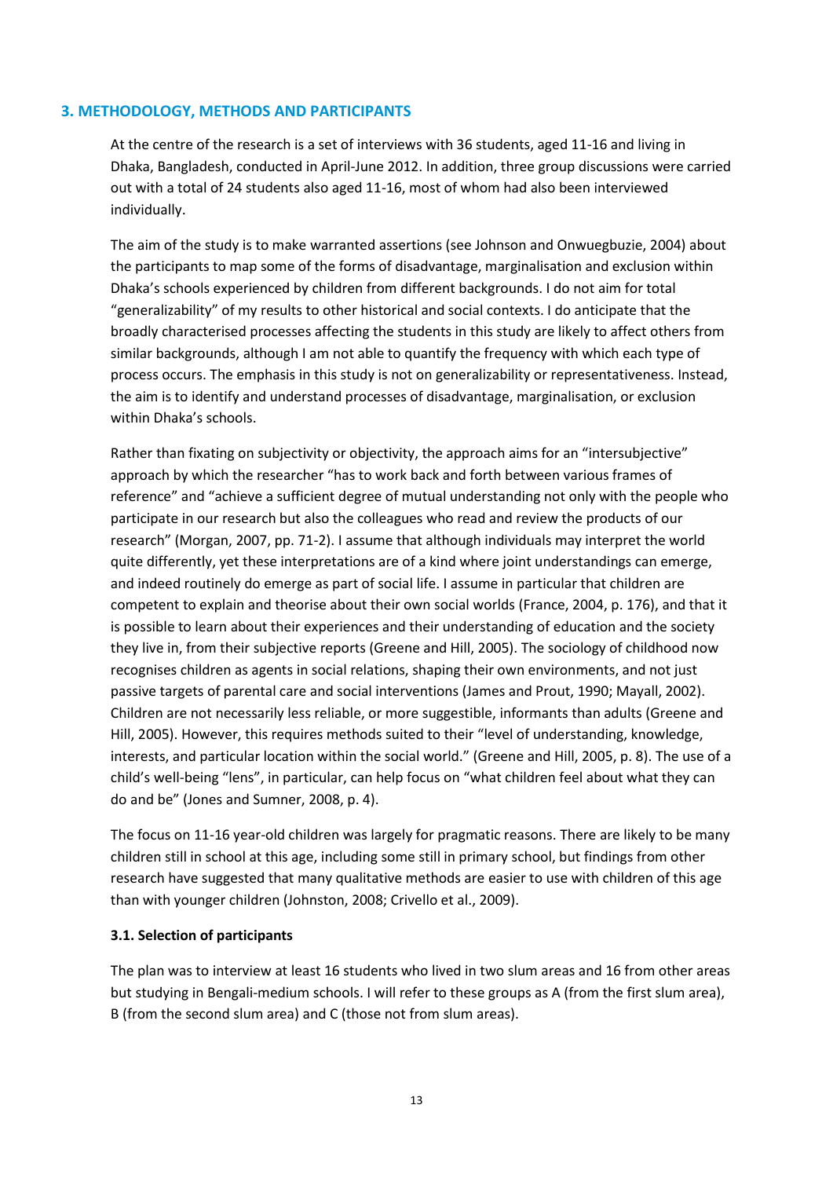## 3. METHODOLOGY, METHODS AND PARTICIPANTS

At the centre of the research is a set of interviews with 36 students, aged 11-16 and living in Dhaka, Bangladesh, conducted in April-June 2012. In addition, three group discussions were carried out with a total of 24 students also aged 11-16, most of whom had also been interviewed individually.

The aim of the study is to make warranted assertions (see Johnson and Onwuegbuzie, 2004) about the participants to map some of the forms of disadvantage, marginalisation and exclusion within Dhaka's schools experienced by children from different backgrounds. I do not aim for total "generalizability" of my results to other historical and social contexts. I do anticipate that the broadly characterised processes affecting the students in this study are likely to affect others from similar backgrounds, although I am not able to quantify the frequency with which each type of process occurs. The emphasis in this study is not on generalizability or representativeness. Instead, the aim is to identify and understand processes of disadvantage, marginalisation, or exclusion within Dhaka's schools.

Rather than fixating on subjectivity or objectivity, the approach aims for an "intersubjective" approach by which the researcher "has to work back and forth between various frames of reference" and "achieve a sufficient degree of mutual understanding not only with the people who participate in our research but also the colleagues who read and review the products of our research" (Morgan, 2007, pp. 71-2). I assume that although individuals may interpret the world quite differently, yet these interpretations are of a kind where joint understandings can emerge, and indeed routinely do emerge as part of social life. I assume in particular that children are competent to explain and theorise about their own social worlds (France, 2004, p. 176), and that it is possible to learn about their experiences and their understanding of education and the society they live in, from their subjective reports (Greene and Hill, 2005). The sociology of childhood now recognises children as agents in social relations, shaping their own environments, and not just passive targets of parental care and social interventions (James and Prout, 1990; Mayall, 2002). Children are not necessarily less reliable, or more suggestible, informants than adults (Greene and Hill, 2005). However, this requires methods suited to their "level of understanding, knowledge, interests, and particular location within the social world." (Greene and Hill, 2005, p. 8). The use of a child's well-being "lens", in particular, can help focus on "what children feel about what they can do and be" (Jones and Sumner, 2008, p. 4).

The focus on 11-16 year-old children was largely for pragmatic reasons. There are likely to be many children still in school at this age, including some still in primary school, but findings from other research have suggested that many qualitative methods are easier to use with children of this age than with younger children (Johnston, 2008; Crivello et al., 2009).

### 3.1. Selection of participants

The plan was to interview at least 16 students who lived in two slum areas and 16 from other areas but studying in Bengali-medium schools. I will refer to these groups as A (from the first slum area), B (from the second slum area) and C (those not from slum areas).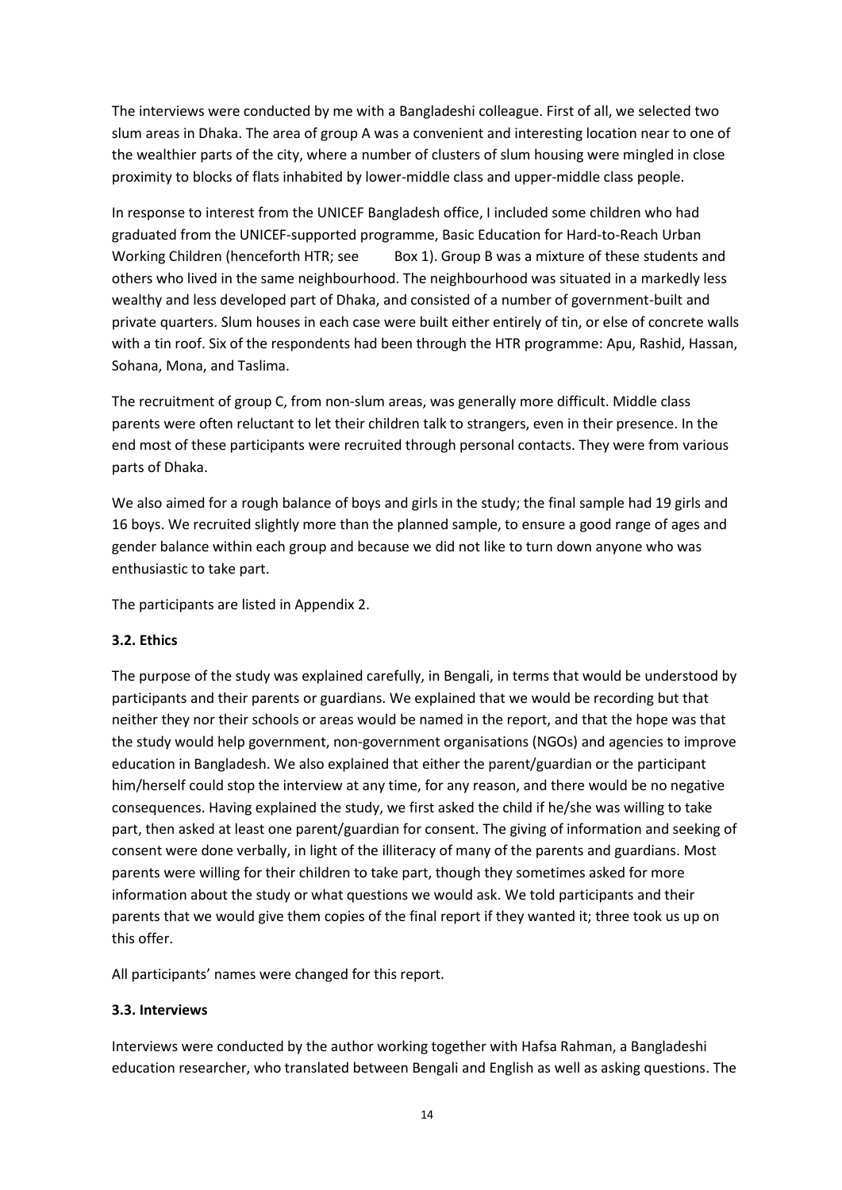The interviews were conducted by me with a Bangladeshi colleague. First of all, we selected two slum areas in Dhaka. The area of group A was a convenient and interesting location near to one of the wealthier parts of the city, where a number of clusters of slum housing were mingled in close proximity to blocks of flats inhabited by lower-middle class and upper-middle class people.

In response to interest from the UNICEF Bangladesh office, I included some children who had graduated from the UNICEF-supported programme, Basic Education for Hard-to-Reach Urban Working Children (henceforth HTR; see Box 1). Group B was a mixture of these students and others who lived in the same neighbourhood. The neighbourhood was situated in a markedly less wealthy and less developed part of Dhaka, and consisted of a number of government-built and private quarters. Slum houses in each case were built either entirely of tin, or else of concrete walls with a tin roof. Six of the respondents had been through the HTR programme: Apu, Rashid, Hassan, Sohana, Mona, and Taslima.

The recruitment of group C, from non-slum areas, was generally more difficult. Middle class parents were often reluctant to let their children talk to strangers, even in their presence. In the end most of these participants were recruited through personal contacts. They were from various parts of Dhaka.

We also aimed for a rough balance of boys and girls in the study; the final sample had 19 girls and 16 boys. We recruited slightly more than the planned sample, to ensure a good range of ages and gender balance within each group and because we did not like to turn down anyone who was enthusiastic to take part.

The participants are listed in Appendix 2.

### 3.2. Ethics

The purpose of the study was explained carefully, in Bengali, in terms that would be understood by participants and their parents or guardians. We explained that we would be recording but that neither they nor their schools or areas would be named in the report, and that the hope was that the study would help government, non-government organisations (NGOs) and agencies to improve education in Bangladesh. We also explained that either the parent/guardian or the participant him/herself could stop the interview at any time, for any reason, and there would be no negative consequences. Having explained the study, we first asked the child if he/she was willing to take part, then asked at least one parent/guardian for consent. The giving of information and seeking of consent were done verbally, in light of the illiteracy of many of the parents and guardians. Most parents were willing for their children to take part, though they sometimes asked for more information about the study or what questions we would ask. We told participants and their parents that we would give them copies of the final report if they wanted it; three took us up on this offer.

All participants' names were changed for this report.

### 3.3. Interviews

Interviews were conducted by the author working together with Hafsa Rahman, a Bangladeshi education researcher, who translated between Bengali and English as well as asking questions. The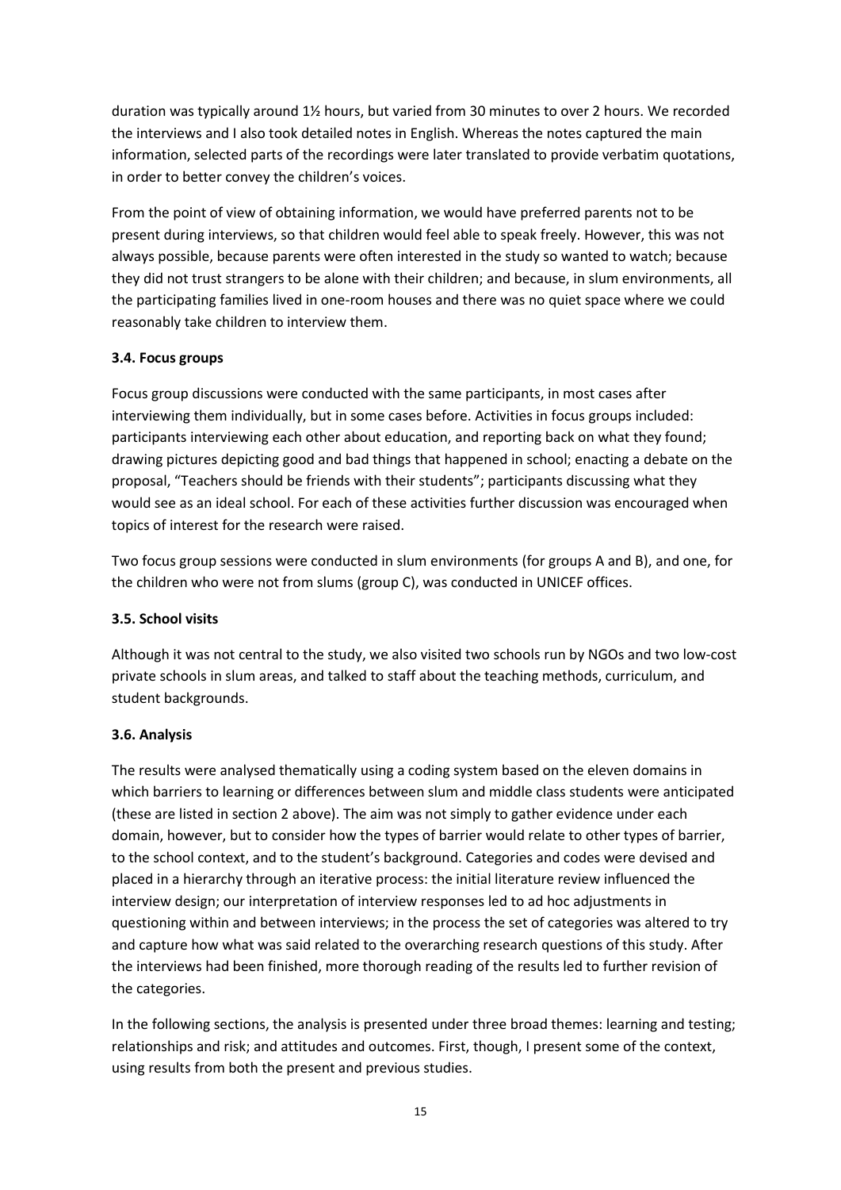duration was typically around 1½ hours, but varied from 30 minutes to over 2 hours. We recorded the interviews and I also took detailed notes in English. Whereas the notes captured the main information, selected parts of the recordings were later translated to provide verbatim quotations, in order to better convey the children's voices.

From the point of view of obtaining information, we would have preferred parents not to be present during interviews, so that children would feel able to speak freely. However, this was not always possible, because parents were often interested in the study so wanted to watch; because they did not trust strangers to be alone with their children; and because, in slum environments, all the participating families lived in one-room houses and there was no quiet space where we could reasonably take children to interview them.

### 3.4. Focus groups

Focus group discussions were conducted with the same participants, in most cases after interviewing them individually, but in some cases before. Activities in focus groups included: participants interviewing each other about education, and reporting back on what they found; drawing pictures depicting good and bad things that happened in school; enacting a debate on the proposal, "Teachers should be friends with their students"; participants discussing what they would see as an ideal school. For each of these activities further discussion was encouraged when topics of interest for the research were raised.

Two focus group sessions were conducted in slum environments (for groups A and B), and one, for the children who were not from slums (group C), was conducted in UNICEF offices.

### 3.5. School visits

Although it was not central to the study, we also visited two schools run by NGOs and two low-cost private schools in slum areas, and talked to staff about the teaching methods, curriculum, and student backgrounds.

### 3.6. Analysis

The results were analysed thematically using a coding system based on the eleven domains in which barriers to learning or differences between slum and middle class students were anticipated (these are listed in section 2 above). The aim was not simply to gather evidence under each domain, however, but to consider how the types of barrier would relate to other types of barrier, to the school context, and to the student's background. Categories and codes were devised and placed in a hierarchy through an iterative process: the initial literature review influenced the interview design; our interpretation of interview responses led to ad hoc adjustments in questioning within and between interviews; in the process the set of categories was altered to try and capture how what was said related to the overarching research questions of this study. After the interviews had been finished, more thorough reading of the results led to further revision of the categories.

In the following sections, the analysis is presented under three broad themes: learning and testing; relationships and risk; and attitudes and outcomes. First, though, I present some of the context, using results from both the present and previous studies.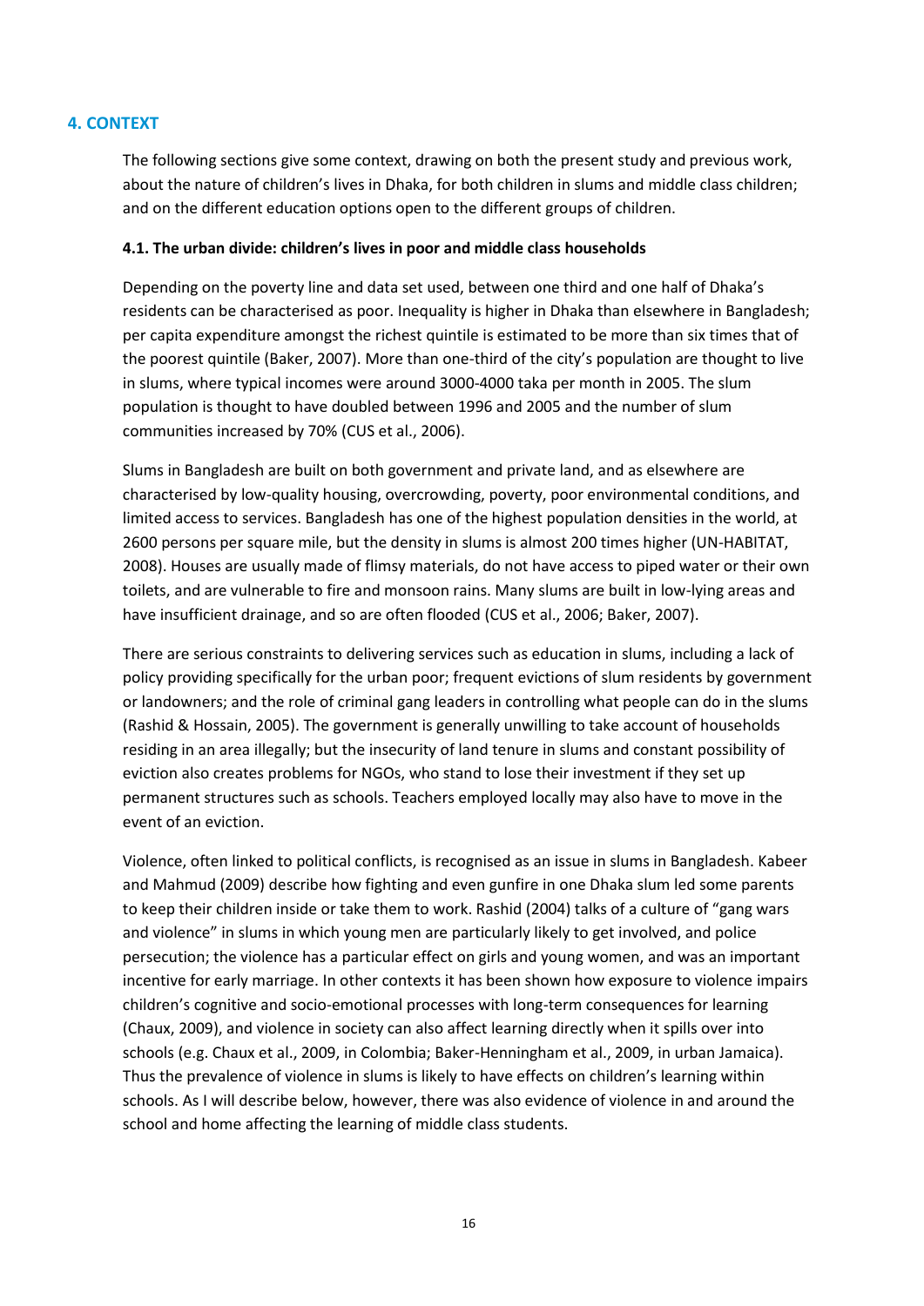## 4. CONTEXT

The following sections give some context, drawing on both the present study and previous work, about the nature of children's lives in Dhaka, for both children in slums and middle class children; and on the different education options open to the different groups of children.

### 4.1. The urban divide: children's lives in poor and middle class households

Depending on the poverty line and data set used, between one third and one half of Dhaka's residents can be characterised as poor. Inequality is higher in Dhaka than elsewhere in Bangladesh; per capita expenditure amongst the richest quintile is estimated to be more than six times that of the poorest quintile (Baker, 2007). More than one-third of the city's population are thought to live in slums, where typical incomes were around 3000-4000 taka per month in 2005. The slum population is thought to have doubled between 1996 and 2005 and the number of slum communities increased by 70% (CUS et al., 2006).

Slums in Bangladesh are built on both government and private land, and as elsewhere are characterised by low-quality housing, overcrowding, poverty, poor environmental conditions, and limited access to services. Bangladesh has one of the highest population densities in the world, at 2600 persons per square mile, but the density in slums is almost 200 times higher (UN-HABITAT, 2008). Houses are usually made of flimsy materials, do not have access to piped water or their own toilets, and are vulnerable to fire and monsoon rains. Many slums are built in low-lying areas and have insufficient drainage, and so are often flooded (CUS et al., 2006; Baker, 2007).

There are serious constraints to delivering services such as education in slums, including a lack of policy providing specifically for the urban poor; frequent evictions of slum residents by government or landowners; and the role of criminal gang leaders in controlling what people can do in the slums (Rashid & Hossain, 2005). The government is generally unwilling to take account of households residing in an area illegally; but the insecurity of land tenure in slums and constant possibility of eviction also creates problems for NGOs, who stand to lose their investment if they set up permanent structures such as schools. Teachers employed locally may also have to move in the event of an eviction.

Violence, often linked to political conflicts, is recognised as an issue in slums in Bangladesh. Kabeer and Mahmud (2009) describe how fighting and even gunfire in one Dhaka slum led some parents to keep their children inside or take them to work. Rashid (2004) talks of a culture of "gang wars and violence" in slums in which young men are particularly likely to get involved, and police persecution; the violence has a particular effect on girls and young women, and was an important incentive for early marriage. In other contexts it has been shown how exposure to violence impairs children's cognitive and socio-emotional processes with long-term consequences for learning (Chaux, 2009), and violence in society can also affect learning directly when it spills over into schools (e.g. Chaux et al., 2009, in Colombia; Baker-Henningham et al., 2009, in urban Jamaica). Thus the prevalence of violence in slums is likely to have effects on children's learning within schools. As I will describe below, however, there was also evidence of violence in and around the school and home affecting the learning of middle class students.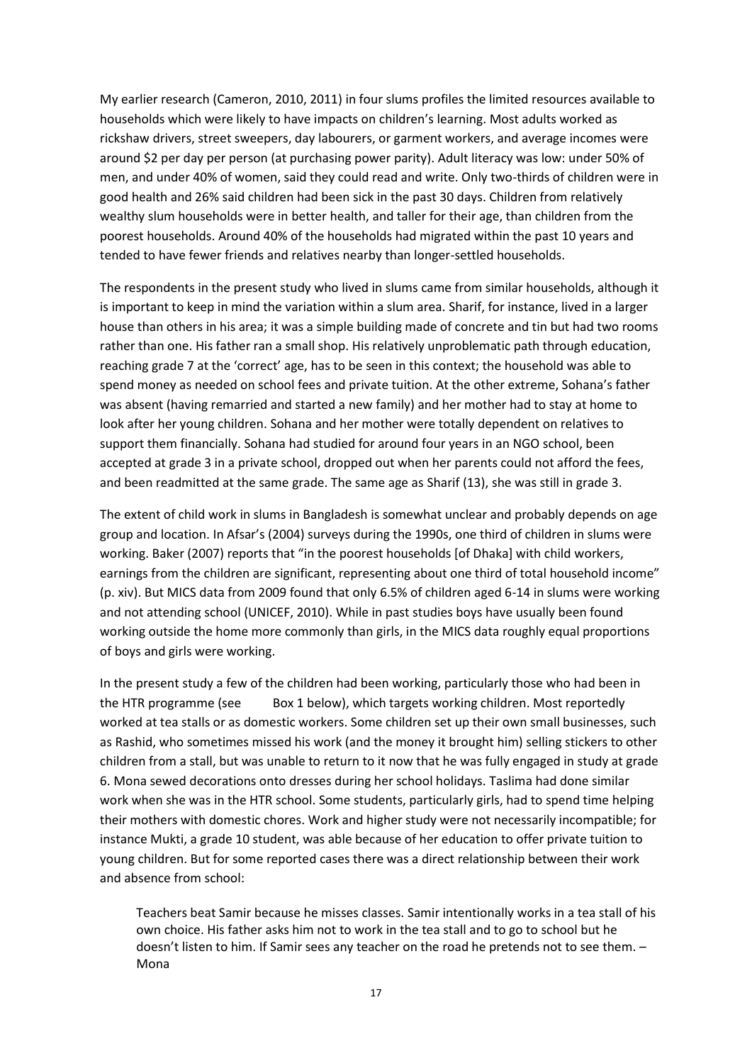My earlier research (Cameron, 2010, 2011) in four slums profiles the limited resources available to households which were likely to have impacts on children's learning. Most adults worked as rickshaw drivers, street sweepers, day labourers, or garment workers, and average incomes were around $2 per day per person (at purchasing power parity). Adult literacy was low: under 50% of men, and under 40% of women, said they could read and write. Only two-thirds of children were in good health and 26% said children had been sick in the past 30 days. Children from relatively wealthy slum households were in better health, and taller for their age, than children from the poorest households. Around 40% of the households had migrated within the past 10 years and tended to have fewer friends and relatives nearby than longer-settled households.

The respondents in the present study who lived in slums came from similar households, although it is important to keep in mind the variation within a slum area. Sharif, for instance, lived in a larger house than others in his area; it was a simple building made of concrete and tin but had two rooms rather than one. His father ran a small shop. His relatively unproblematic path through education, reaching grade 7 at the 'correct' age, has to be seen in this context; the household was able to spend money as needed on school fees and private tuition. At the other extreme, Sohana's father was absent (having remarried and started a new family) and her mother had to stay at home to look after her young children. Sohana and her mother were totally dependent on relatives to support them financially. Sohana had studied for around four years in an NGO school, been accepted at grade 3 in a private school, dropped out when her parents could not afford the fees, and been readmitted at the same grade. The same age as Sharif (13), she was still in grade 3.

The extent of child work in slums in Bangladesh is somewhat unclear and probably depends on age group and location. In Afsar's (2004) surveys during the 1990s, one third of children in slums were working. Baker (2007) reports that "in the poorest households [of Dhaka] with child workers, earnings from the children are significant, representing about one third of total household income" (p. xiv). But MICS data from 2009 found that only 6.5% of children aged 6-14 in slums were working and not attending school (UNICEF, 2010). While in past studies boys have usually been found working outside the home more commonly than girls, in the MICS data roughly equal proportions of boys and girls were working.

In the present study a few of the children had been working, particularly those who had been in the HTR programme (see Box 1 below), which targets working children. Most reportedly worked at tea stalls or as domestic workers. Some children set up their own small businesses, such as Rashid, who sometimes missed his work (and the money it brought him) selling stickers to other children from a stall, but was unable to return to it now that he was fully engaged in study at grade 6. Mona sewed decorations onto dresses during her school holidays. Taslima had done similar work when she was in the HTR school. Some students, particularly girls, had to spend time helping their mothers with domestic chores. Work and higher study were not necessarily incompatible; for instance Mukti, a grade 10 student, was able because of her education to offer private tuition to young children. But for some reported cases there was a direct relationship between their work and absence from school:

> Teachers beat Samir because he misses classes. Samir intentionally works in a tea stall of his own choice. His father asks him not to work in the tea stall and to go to school but he doesn't listen to him. If Samir sees any teacher on the road he pretends not to see them. – Mona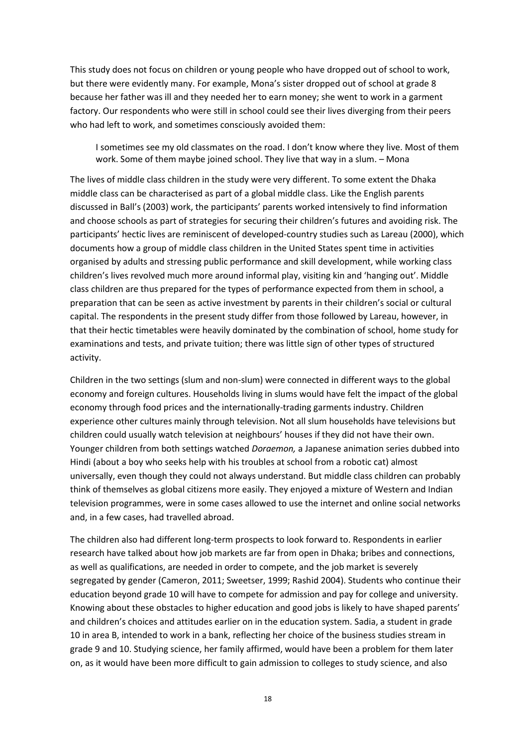This study does not focus on children or young people who have dropped out of school to work, but there were evidently many. For example, Mona's sister dropped out of school at grade 8 because her father was ill and they needed her to earn money; she went to work in a garment factory. Our respondents who were still in school could see their lives diverging from their peers who had left to work, and sometimes consciously avoided them:

> I sometimes see my old classmates on the road. I don't know where they live. Most of them work. Some of them maybe joined school. They live that way in a slum. – Mona

The lives of middle class children in the study were very different. To some extent the Dhaka middle class can be characterised as part of a global middle class. Like the English parents discussed in Ball's (2003) work, the participants' parents worked intensively to find information and choose schools as part of strategies for securing their children's futures and avoiding risk. The participants' hectic lives are reminiscent of developed-country studies such as Lareau (2000), which documents how a group of middle class children in the United States spent time in activities organised by adults and stressing public performance and skill development, while working class children's lives revolved much more around informal play, visiting kin and 'hanging out'. Middle class children are thus prepared for the types of performance expected from them in school, a preparation that can be seen as active investment by parents in their children's social or cultural capital. The respondents in the present study differ from those followed by Lareau, however, in that their hectic timetables were heavily dominated by the combination of school, home study for examinations and tests, and private tuition; there was little sign of other types of structured activity.

Children in the two settings (slum and non-slum) were connected in different ways to the global economy and foreign cultures. Households living in slums would have felt the impact of the global economy through food prices and the internationally-trading garments industry. Children experience other cultures mainly through television. Not all slum households have televisions but children could usually watch television at neighbours' houses if they did not have their own. Younger children from both settings watched *Doraemon,* a Japanese animation series dubbed into Hindi (about a boy who seeks help with his troubles at school from a robotic cat) almost universally, even though they could not always understand. But middle class children can probably think of themselves as global citizens more easily. They enjoyed a mixture of Western and Indian television programmes, were in some cases allowed to use the internet and online social networks and, in a few cases, had travelled abroad.

The children also had different long-term prospects to look forward to. Respondents in earlier research have talked about how job markets are far from open in Dhaka; bribes and connections, as well as qualifications, are needed in order to compete, and the job market is severely segregated by gender (Cameron, 2011; Sweetser, 1999; Rashid 2004). Students who continue their education beyond grade 10 will have to compete for admission and pay for college and university. Knowing about these obstacles to higher education and good jobs is likely to have shaped parents' and children's choices and attitudes earlier on in the education system. Sadia, a student in grade 10 in area B, intended to work in a bank, reflecting her choice of the business studies stream in grade 9 and 10. Studying science, her family affirmed, would have been a problem for them later on, as it would have been more difficult to gain admission to colleges to study science, and also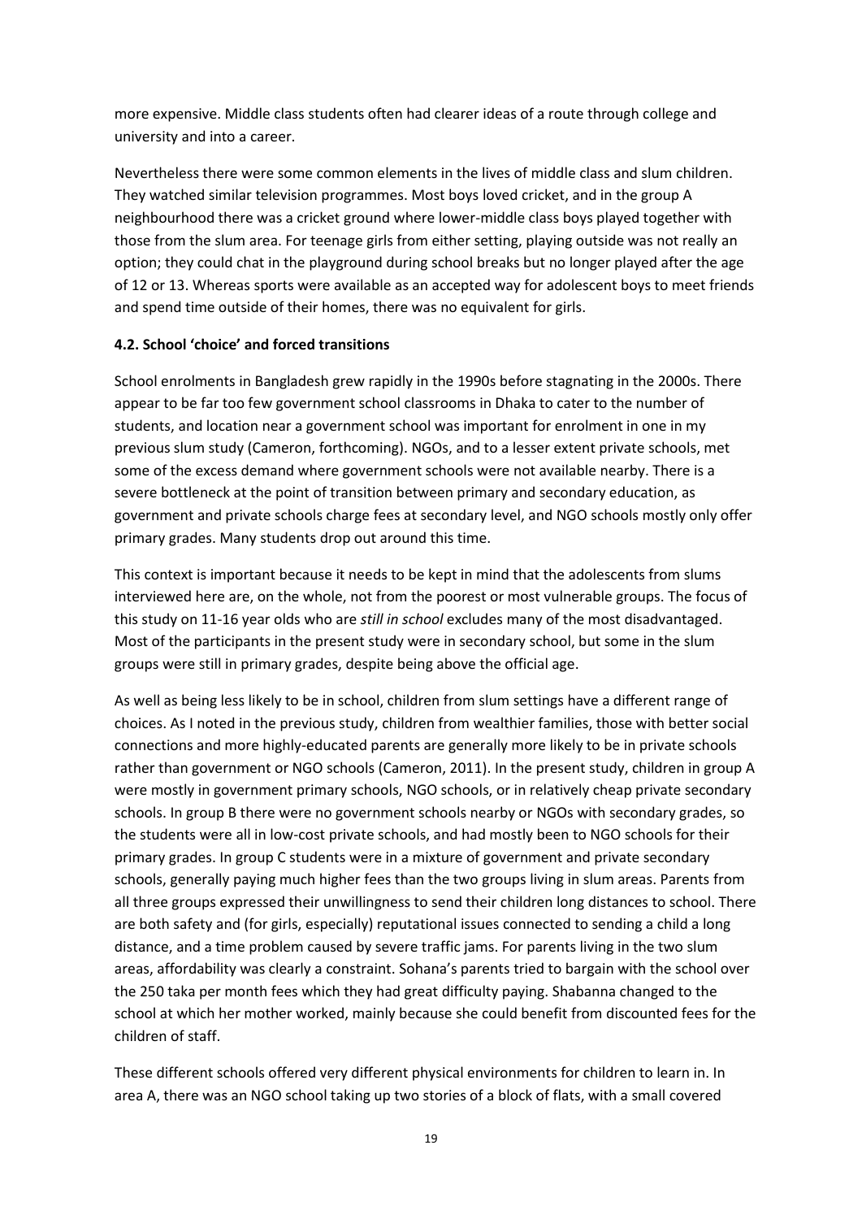more expensive. Middle class students often had clearer ideas of a route through college and university and into a career.

Nevertheless there were some common elements in the lives of middle class and slum children. They watched similar television programmes. Most boys loved cricket, and in the group A neighbourhood there was a cricket ground where lower-middle class boys played together with those from the slum area. For teenage girls from either setting, playing outside was not really an option; they could chat in the playground during school breaks but no longer played after the age of 12 or 13. Whereas sports were available as an accepted way for adolescent boys to meet friends and spend time outside of their homes, there was no equivalent for girls.

**4.2. School 'choice' and forced transitions**

School enrolments in Bangladesh grew rapidly in the 1990s before stagnating in the 2000s. There appear to be far too few government school classrooms in Dhaka to cater to the number of students, and location near a government school was important for enrolment in one in my previous slum study (Cameron, forthcoming). NGOs, and to a lesser extent private schools, met some of the excess demand where government schools were not available nearby. There is a severe bottleneck at the point of transition between primary and secondary education, as government and private schools charge fees at secondary level, and NGO schools mostly only offer primary grades. Many students drop out around this time.

This context is important because it needs to be kept in mind that the adolescents from slums interviewed here are, on the whole, not from the poorest or most vulnerable groups. The focus of this study on 11-16 year olds who are *still in school* excludes many of the most disadvantaged. Most of the participants in the present study were in secondary school, but some in the slum groups were still in primary grades, despite being above the official age.

As well as being less likely to be in school, children from slum settings have a different range of choices. As I noted in the previous study, children from wealthier families, those with better social connections and more highly-educated parents are generally more likely to be in private schools rather than government or NGO schools (Cameron, 2011). In the present study, children in group A were mostly in government primary schools, NGO schools, or in relatively cheap private secondary schools. In group B there were no government schools nearby or NGOs with secondary grades, so the students were all in low-cost private schools, and had mostly been to NGO schools for their primary grades. In group C students were in a mixture of government and private secondary schools, generally paying much higher fees than the two groups living in slum areas. Parents from all three groups expressed their unwillingness to send their children long distances to school. There are both safety and (for girls, especially) reputational issues connected to sending a child a long distance, and a time problem caused by severe traffic jams. For parents living in the two slum areas, affordability was clearly a constraint. Sohana's parents tried to bargain with the school over the 250 taka per month fees which they had great difficulty paying. Shabanna changed to the school at which her mother worked, mainly because she could benefit from discounted fees for the children of staff.

These different schools offered very different physical environments for children to learn in. In area A, there was an NGO school taking up two stories of a block of flats, with a small covered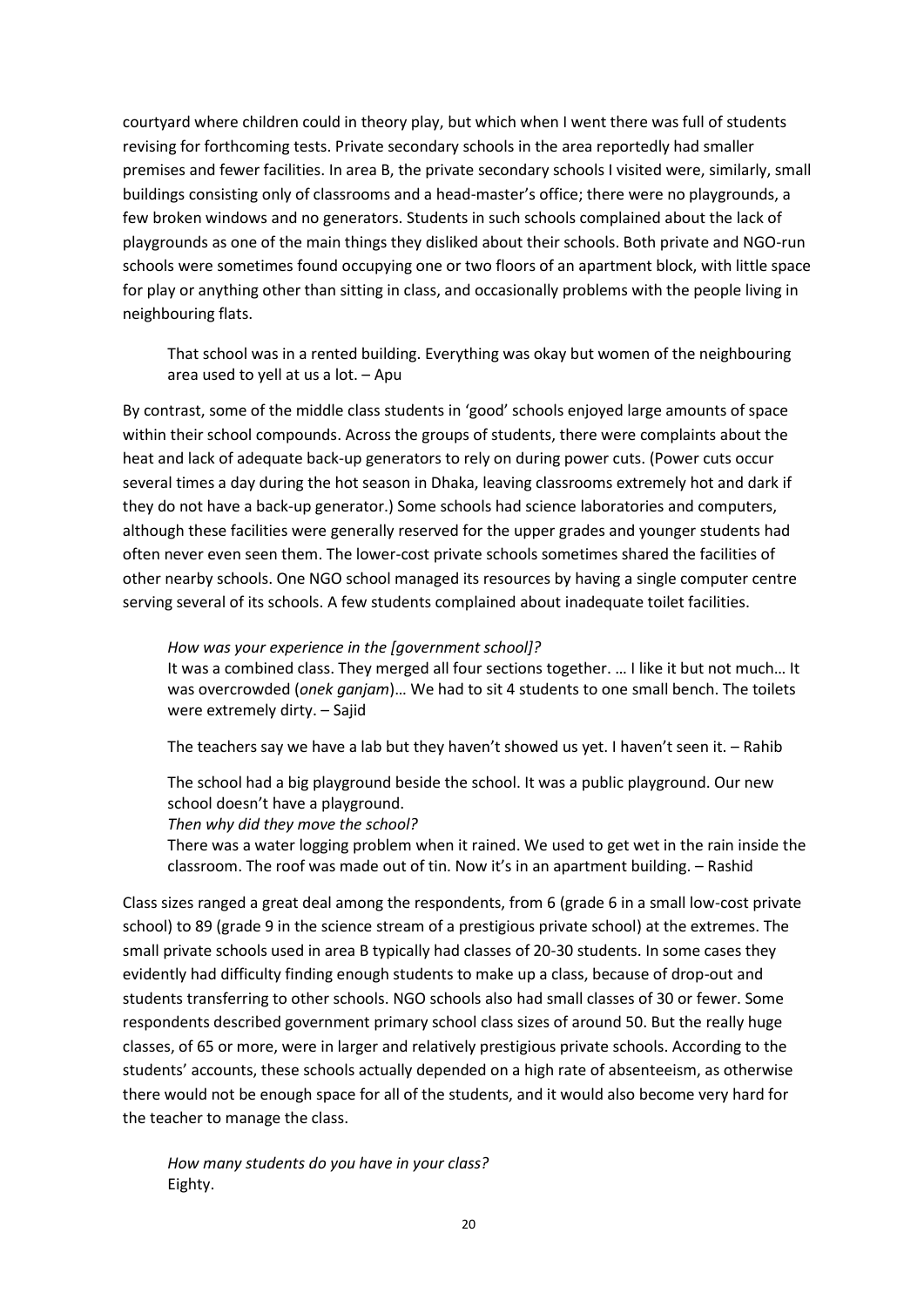courtyard where children could in theory play, but which when I went there was full of students revising for forthcoming tests. Private secondary schools in the area reportedly had smaller premises and fewer facilities. In area B, the private secondary schools I visited were, similarly, small buildings consisting only of classrooms and a head-master's office; there were no playgrounds, a few broken windows and no generators. Students in such schools complained about the lack of playgrounds as one of the main things they disliked about their schools. Both private and NGO-run schools were sometimes found occupying one or two floors of an apartment block, with little space for play or anything other than sitting in class, and occasionally problems with the people living in neighbouring flats.

> That school was in a rented building. Everything was okay but women of the neighbouring area used to yell at us a lot. – Apu

By contrast, some of the middle class students in 'good' schools enjoyed large amounts of space within their school compounds. Across the groups of students, there were complaints about the heat and lack of adequate back-up generators to rely on during power cuts. (Power cuts occur several times a day during the hot season in Dhaka, leaving classrooms extremely hot and dark if they do not have a back-up generator.) Some schools had science laboratories and computers, although these facilities were generally reserved for the upper grades and younger students had often never even seen them. The lower-cost private schools sometimes shared the facilities of other nearby schools. One NGO school managed its resources by having a single computer centre serving several of its schools. A few students complained about inadequate toilet facilities.

> *How was your experience in the [government school]?*
> It was a combined class. They merged all four sections together. … I like it but not much… It was overcrowded (*onek ganjam*)… We had to sit 4 students to one small bench. The toilets were extremely dirty. – Sajid

> The teachers say we have a lab but they haven't showed us yet. I haven't seen it. – Rahib

> The school had a big playground beside the school. It was a public playground. Our new school doesn't have a playground.
> *Then why did they move the school?*
> There was a water logging problem when it rained. We used to get wet in the rain inside the classroom. The roof was made out of tin. Now it's in an apartment building. – Rashid

Class sizes ranged a great deal among the respondents, from 6 (grade 6 in a small low-cost private school) to 89 (grade 9 in the science stream of a prestigious private school) at the extremes. The small private schools used in area B typically had classes of 20-30 students. In some cases they evidently had difficulty finding enough students to make up a class, because of drop-out and students transferring to other schools. NGO schools also had small classes of 30 or fewer. Some respondents described government primary school class sizes of around 50. But the really huge classes, of 65 or more, were in larger and relatively prestigious private schools. According to the students' accounts, these schools actually depended on a high rate of absenteeism, as otherwise there would not be enough space for all of the students, and it would also become very hard for the teacher to manage the class.

> *How many students do you have in your class?*
> Eighty.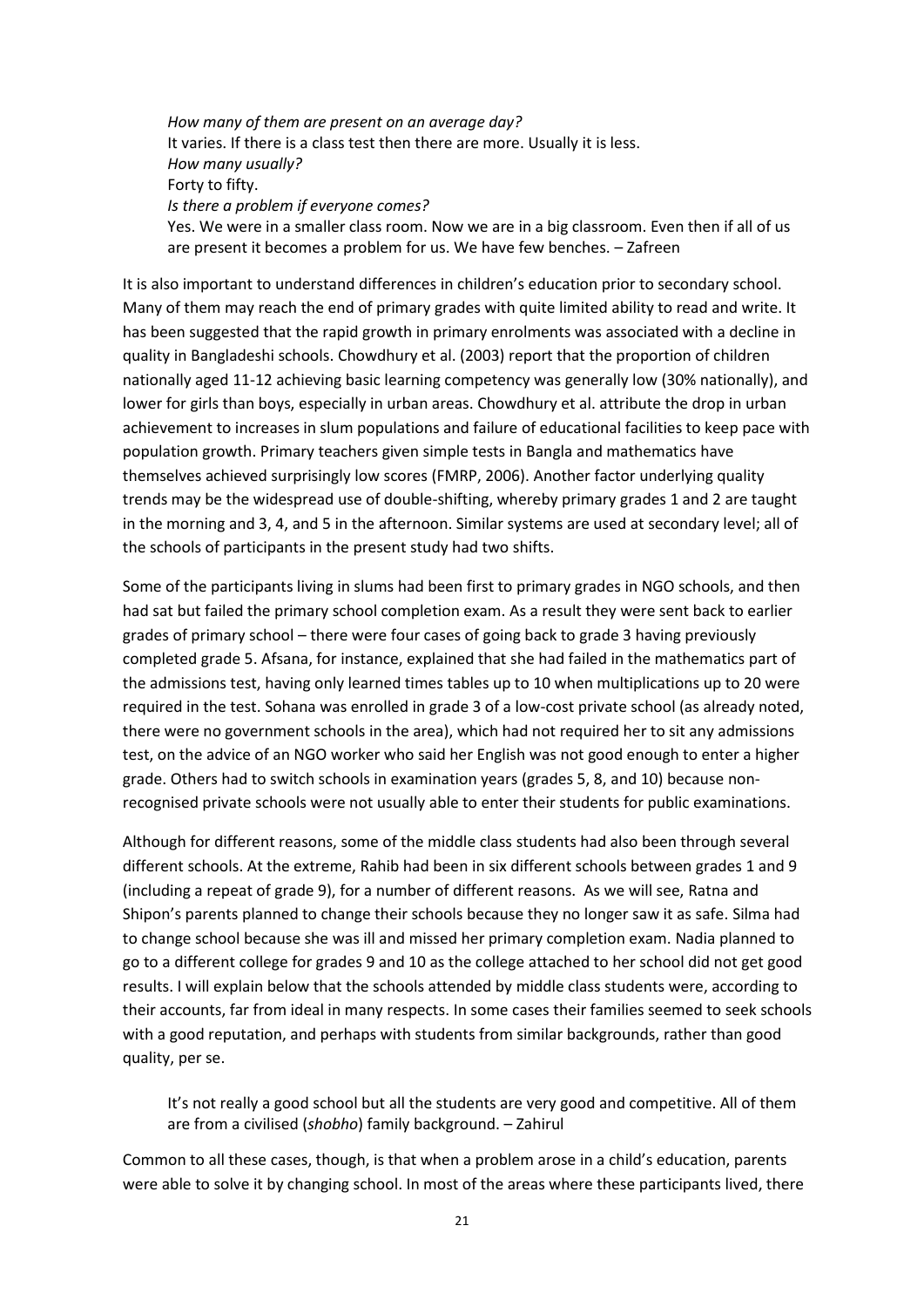> *How many of them are present on an average day?*
> It varies. If there is a class test then there are more. Usually it is less.
> *How many usually?*
> Forty to fifty.
> *Is there a problem if everyone comes?*
> Yes. We were in a smaller class room. Now we are in a big classroom. Even then if all of us are present it becomes a problem for us. We have few benches. – Zafreen

It is also important to understand differences in children's education prior to secondary school. Many of them may reach the end of primary grades with quite limited ability to read and write. It has been suggested that the rapid growth in primary enrolments was associated with a decline in quality in Bangladeshi schools. Chowdhury et al. (2003) report that the proportion of children nationally aged 11-12 achieving basic learning competency was generally low (30% nationally), and lower for girls than boys, especially in urban areas. Chowdhury et al. attribute the drop in urban achievement to increases in slum populations and failure of educational facilities to keep pace with population growth. Primary teachers given simple tests in Bangla and mathematics have themselves achieved surprisingly low scores (FMRP, 2006). Another factor underlying quality trends may be the widespread use of double-shifting, whereby primary grades 1 and 2 are taught in the morning and 3, 4, and 5 in the afternoon. Similar systems are used at secondary level; all of the schools of participants in the present study had two shifts.

Some of the participants living in slums had been first to primary grades in NGO schools, and then had sat but failed the primary school completion exam. As a result they were sent back to earlier grades of primary school – there were four cases of going back to grade 3 having previously completed grade 5. Afsana, for instance, explained that she had failed in the mathematics part of the admissions test, having only learned times tables up to 10 when multiplications up to 20 were required in the test. Sohana was enrolled in grade 3 of a low-cost private school (as already noted, there were no government schools in the area), which had not required her to sit any admissions test, on the advice of an NGO worker who said her English was not good enough to enter a higher grade. Others had to switch schools in examination years (grades 5, 8, and 10) because non-recognised private schools were not usually able to enter their students for public examinations.

Although for different reasons, some of the middle class students had also been through several different schools. At the extreme, Rahib had been in six different schools between grades 1 and 9 (including a repeat of grade 9), for a number of different reasons. As we will see, Ratna and Shipon's parents planned to change their schools because they no longer saw it as safe. Silma had to change school because she was ill and missed her primary completion exam. Nadia planned to go to a different college for grades 9 and 10 as the college attached to her school did not get good results. I will explain below that the schools attended by middle class students were, according to their accounts, far from ideal in many respects. In some cases their families seemed to seek schools with a good reputation, and perhaps with students from similar backgrounds, rather than good quality, per se.

> It's not really a good school but all the students are very good and competitive. All of them are from a civilised (*shobho*) family background. – Zahirul

Common to all these cases, though, is that when a problem arose in a child's education, parents were able to solve it by changing school. In most of the areas where these participants lived, there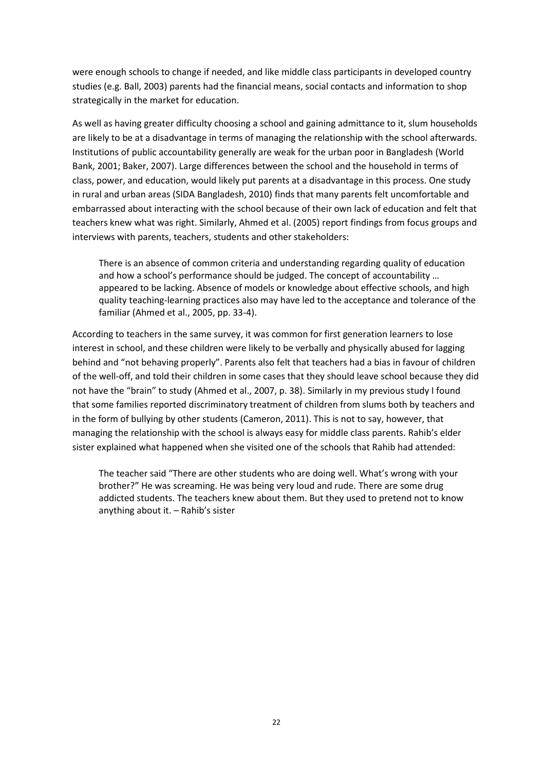were enough schools to change if needed, and like middle class participants in developed country studies (e.g. Ball, 2003) parents had the financial means, social contacts and information to shop strategically in the market for education.

As well as having greater difficulty choosing a school and gaining admittance to it, slum households are likely to be at a disadvantage in terms of managing the relationship with the school afterwards. Institutions of public accountability generally are weak for the urban poor in Bangladesh (World Bank, 2001; Baker, 2007). Large differences between the school and the household in terms of class, power, and education, would likely put parents at a disadvantage in this process. One study in rural and urban areas (SIDA Bangladesh, 2010) finds that many parents felt uncomfortable and embarrassed about interacting with the school because of their own lack of education and felt that teachers knew what was right. Similarly, Ahmed et al. (2005) report findings from focus groups and interviews with parents, teachers, students and other stakeholders:

> There is an absence of common criteria and understanding regarding quality of education and how a school's performance should be judged. The concept of accountability … appeared to be lacking. Absence of models or knowledge about effective schools, and high quality teaching-learning practices also may have led to the acceptance and tolerance of the familiar (Ahmed et al., 2005, pp. 33-4).

According to teachers in the same survey, it was common for first generation learners to lose interest in school, and these children were likely to be verbally and physically abused for lagging behind and "not behaving properly". Parents also felt that teachers had a bias in favour of children of the well-off, and told their children in some cases that they should leave school because they did not have the "brain" to study (Ahmed et al., 2007, p. 38). Similarly in my previous study I found that some families reported discriminatory treatment of children from slums both by teachers and in the form of bullying by other students (Cameron, 2011). This is not to say, however, that managing the relationship with the school is always easy for middle class parents. Rahib's elder sister explained what happened when she visited one of the schools that Rahib had attended:

> The teacher said "There are other students who are doing well. What's wrong with your brother?" He was screaming. He was being very loud and rude. There are some drug addicted students. The teachers knew about them. But they used to pretend not to know anything about it. – Rahib's sister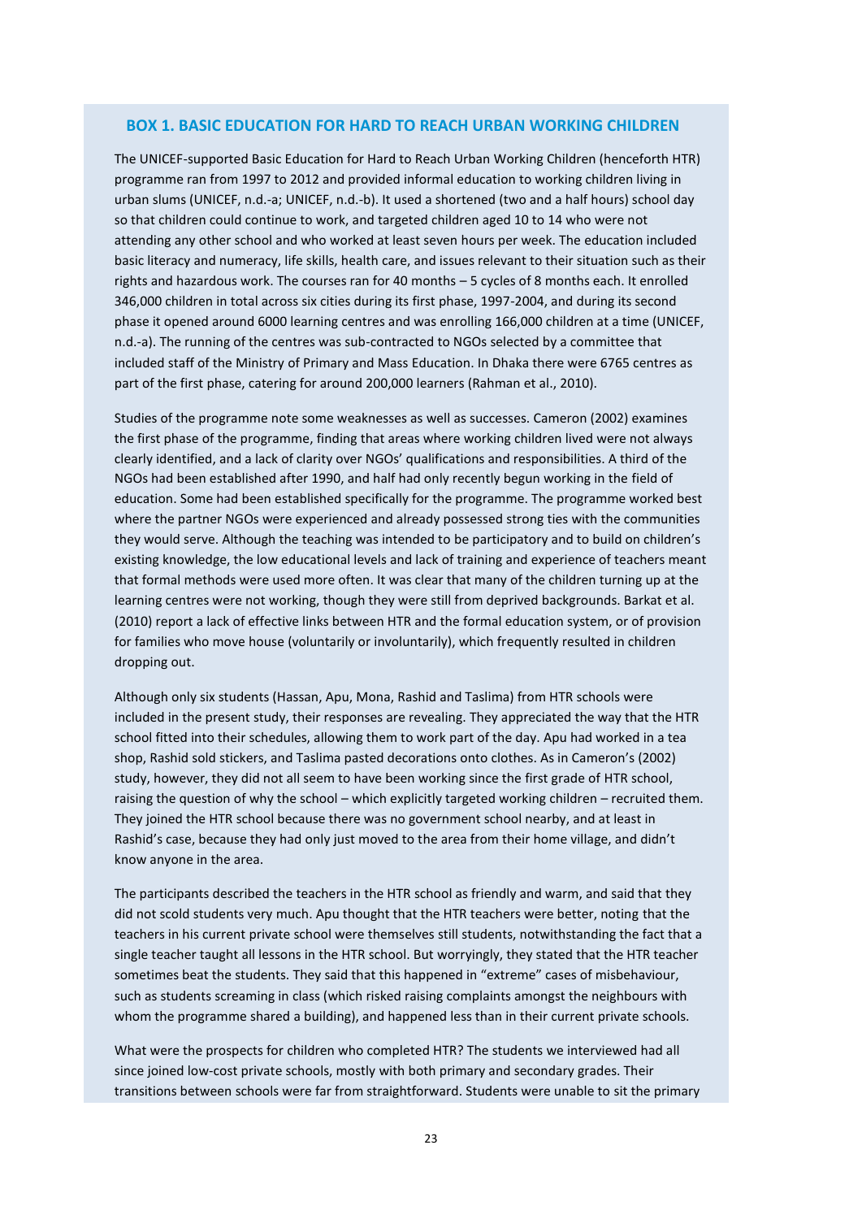### BOX 1. BASIC EDUCATION FOR HARD TO REACH URBAN WORKING CHILDREN

The UNICEF-supported Basic Education for Hard to Reach Urban Working Children (henceforth HTR) programme ran from 1997 to 2012 and provided informal education to working children living in urban slums (UNICEF, n.d.-a; UNICEF, n.d.-b). It used a shortened (two and a half hours) school day so that children could continue to work, and targeted children aged 10 to 14 who were not attending any other school and who worked at least seven hours per week. The education included basic literacy and numeracy, life skills, health care, and issues relevant to their situation such as their rights and hazardous work. The courses ran for 40 months – 5 cycles of 8 months each. It enrolled 346,000 children in total across six cities during its first phase, 1997-2004, and during its second phase it opened around 6000 learning centres and was enrolling 166,000 children at a time (UNICEF, n.d.-a). The running of the centres was sub-contracted to NGOs selected by a committee that included staff of the Ministry of Primary and Mass Education. In Dhaka there were 6765 centres as part of the first phase, catering for around 200,000 learners (Rahman et al., 2010).

Studies of the programme note some weaknesses as well as successes. Cameron (2002) examines the first phase of the programme, finding that areas where working children lived were not always clearly identified, and a lack of clarity over NGOs' qualifications and responsibilities. A third of the NGOs had been established after 1990, and half had only recently begun working in the field of education. Some had been established specifically for the programme. The programme worked best where the partner NGOs were experienced and already possessed strong ties with the communities they would serve. Although the teaching was intended to be participatory and to build on children's existing knowledge, the low educational levels and lack of training and experience of teachers meant that formal methods were used more often. It was clear that many of the children turning up at the learning centres were not working, though they were still from deprived backgrounds. Barkat et al. (2010) report a lack of effective links between HTR and the formal education system, or of provision for families who move house (voluntarily or involuntarily), which frequently resulted in children dropping out.

Although only six students (Hassan, Apu, Mona, Rashid and Taslima) from HTR schools were included in the present study, their responses are revealing. They appreciated the way that the HTR school fitted into their schedules, allowing them to work part of the day. Apu had worked in a tea shop, Rashid sold stickers, and Taslima pasted decorations onto clothes. As in Cameron's (2002) study, however, they did not all seem to have been working since the first grade of HTR school, raising the question of why the school – which explicitly targeted working children – recruited them. They joined the HTR school because there was no government school nearby, and at least in Rashid's case, because they had only just moved to the area from their home village, and didn't know anyone in the area.

The participants described the teachers in the HTR school as friendly and warm, and said that they did not scold students very much. Apu thought that the HTR teachers were better, noting that the teachers in his current private school were themselves still students, notwithstanding the fact that a single teacher taught all lessons in the HTR school. But worryingly, they stated that the HTR teacher sometimes beat the students. They said that this happened in "extreme" cases of misbehaviour, such as students screaming in class (which risked raising complaints amongst the neighbours with whom the programme shared a building), and happened less than in their current private schools.

What were the prospects for children who completed HTR? The students we interviewed had all since joined low-cost private schools, mostly with both primary and secondary grades. Their transitions between schools were far from straightforward. Students were unable to sit the primary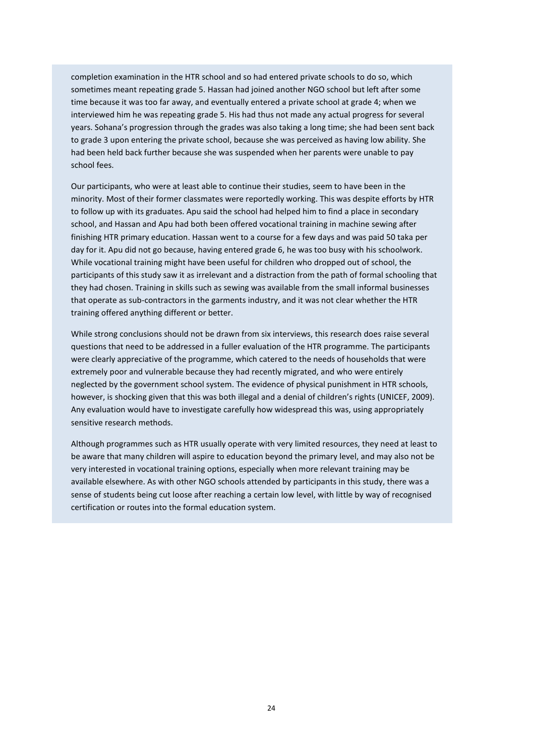completion examination in the HTR school and so had entered private schools to do so, which sometimes meant repeating grade 5. Hassan had joined another NGO school but left after some time because it was too far away, and eventually entered a private school at grade 4; when we interviewed him he was repeating grade 5. His had thus not made any actual progress for several years. Sohana's progression through the grades was also taking a long time; she had been sent back to grade 3 upon entering the private school, because she was perceived as having low ability. She had been held back further because she was suspended when her parents were unable to pay school fees.

Our participants, who were at least able to continue their studies, seem to have been in the minority. Most of their former classmates were reportedly working. This was despite efforts by HTR to follow up with its graduates. Apu said the school had helped him to find a place in secondary school, and Hassan and Apu had both been offered vocational training in machine sewing after finishing HTR primary education. Hassan went to a course for a few days and was paid 50 taka per day for it. Apu did not go because, having entered grade 6, he was too busy with his schoolwork. While vocational training might have been useful for children who dropped out of school, the participants of this study saw it as irrelevant and a distraction from the path of formal schooling that they had chosen. Training in skills such as sewing was available from the small informal businesses that operate as sub-contractors in the garments industry, and it was not clear whether the HTR training offered anything different or better.

While strong conclusions should not be drawn from six interviews, this research does raise several questions that need to be addressed in a fuller evaluation of the HTR programme. The participants were clearly appreciative of the programme, which catered to the needs of households that were extremely poor and vulnerable because they had recently migrated, and who were entirely neglected by the government school system. The evidence of physical punishment in HTR schools, however, is shocking given that this was both illegal and a denial of children's rights (UNICEF, 2009). Any evaluation would have to investigate carefully how widespread this was, using appropriately sensitive research methods.

Although programmes such as HTR usually operate with very limited resources, they need at least to be aware that many children will aspire to education beyond the primary level, and may also not be very interested in vocational training options, especially when more relevant training may be available elsewhere. As with other NGO schools attended by participants in this study, there was a sense of students being cut loose after reaching a certain low level, with little by way of recognised certification or routes into the formal education system.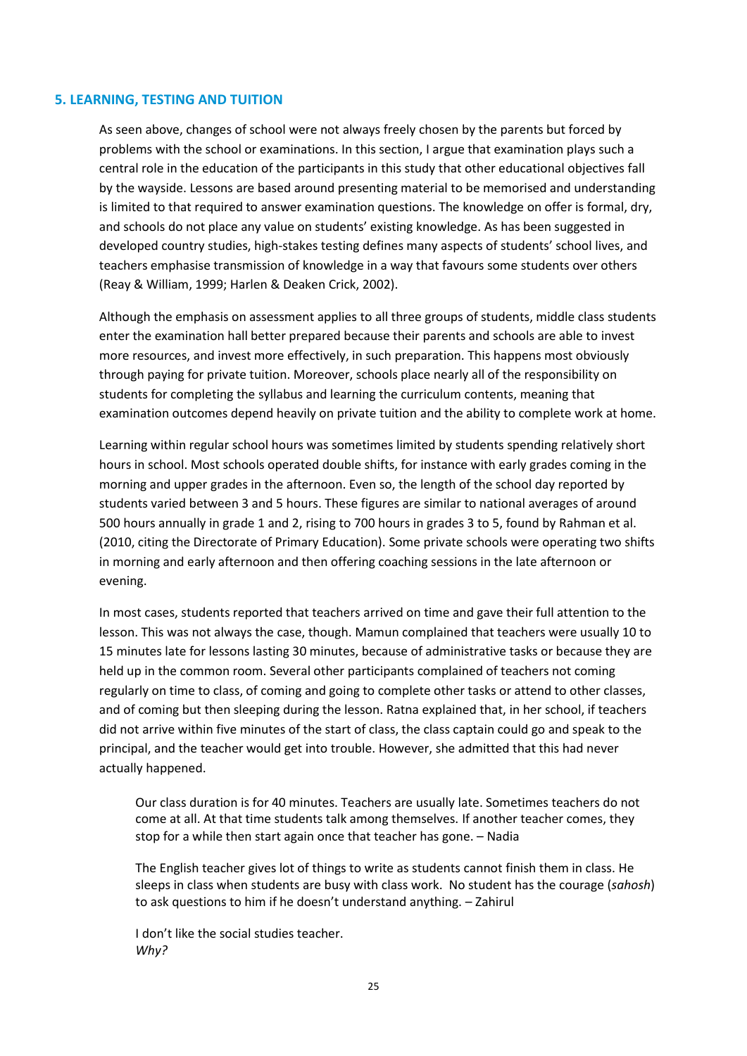## 5. LEARNING, TESTING AND TUITION

As seen above, changes of school were not always freely chosen by the parents but forced by problems with the school or examinations. In this section, I argue that examination plays such a central role in the education of the participants in this study that other educational objectives fall by the wayside. Lessons are based around presenting material to be memorised and understanding is limited to that required to answer examination questions. The knowledge on offer is formal, dry, and schools do not place any value on students' existing knowledge. As has been suggested in developed country studies, high-stakes testing defines many aspects of students' school lives, and teachers emphasise transmission of knowledge in a way that favours some students over others (Reay & William, 1999; Harlen & Deaken Crick, 2002).

Although the emphasis on assessment applies to all three groups of students, middle class students enter the examination hall better prepared because their parents and schools are able to invest more resources, and invest more effectively, in such preparation. This happens most obviously through paying for private tuition. Moreover, schools place nearly all of the responsibility on students for completing the syllabus and learning the curriculum contents, meaning that examination outcomes depend heavily on private tuition and the ability to complete work at home.

Learning within regular school hours was sometimes limited by students spending relatively short hours in school. Most schools operated double shifts, for instance with early grades coming in the morning and upper grades in the afternoon. Even so, the length of the school day reported by students varied between 3 and 5 hours. These figures are similar to national averages of around 500 hours annually in grade 1 and 2, rising to 700 hours in grades 3 to 5, found by Rahman et al. (2010, citing the Directorate of Primary Education). Some private schools were operating two shifts in morning and early afternoon and then offering coaching sessions in the late afternoon or evening.

In most cases, students reported that teachers arrived on time and gave their full attention to the lesson. This was not always the case, though. Mamun complained that teachers were usually 10 to 15 minutes late for lessons lasting 30 minutes, because of administrative tasks or because they are held up in the common room. Several other participants complained of teachers not coming regularly on time to class, of coming and going to complete other tasks or attend to other classes, and of coming but then sleeping during the lesson. Ratna explained that, in her school, if teachers did not arrive within five minutes of the start of class, the class captain could go and speak to the principal, and the teacher would get into trouble. However, she admitted that this had never actually happened.

> Our class duration is for 40 minutes. Teachers are usually late. Sometimes teachers do not come at all. At that time students talk among themselves. If another teacher comes, they stop for a while then start again once that teacher has gone. – Nadia

> The English teacher gives lot of things to write as students cannot finish them in class. He sleeps in class when students are busy with class work. No student has the courage (*sahosh*) to ask questions to him if he doesn't understand anything. – Zahirul

> I don't like the social studies teacher.
> *Why?*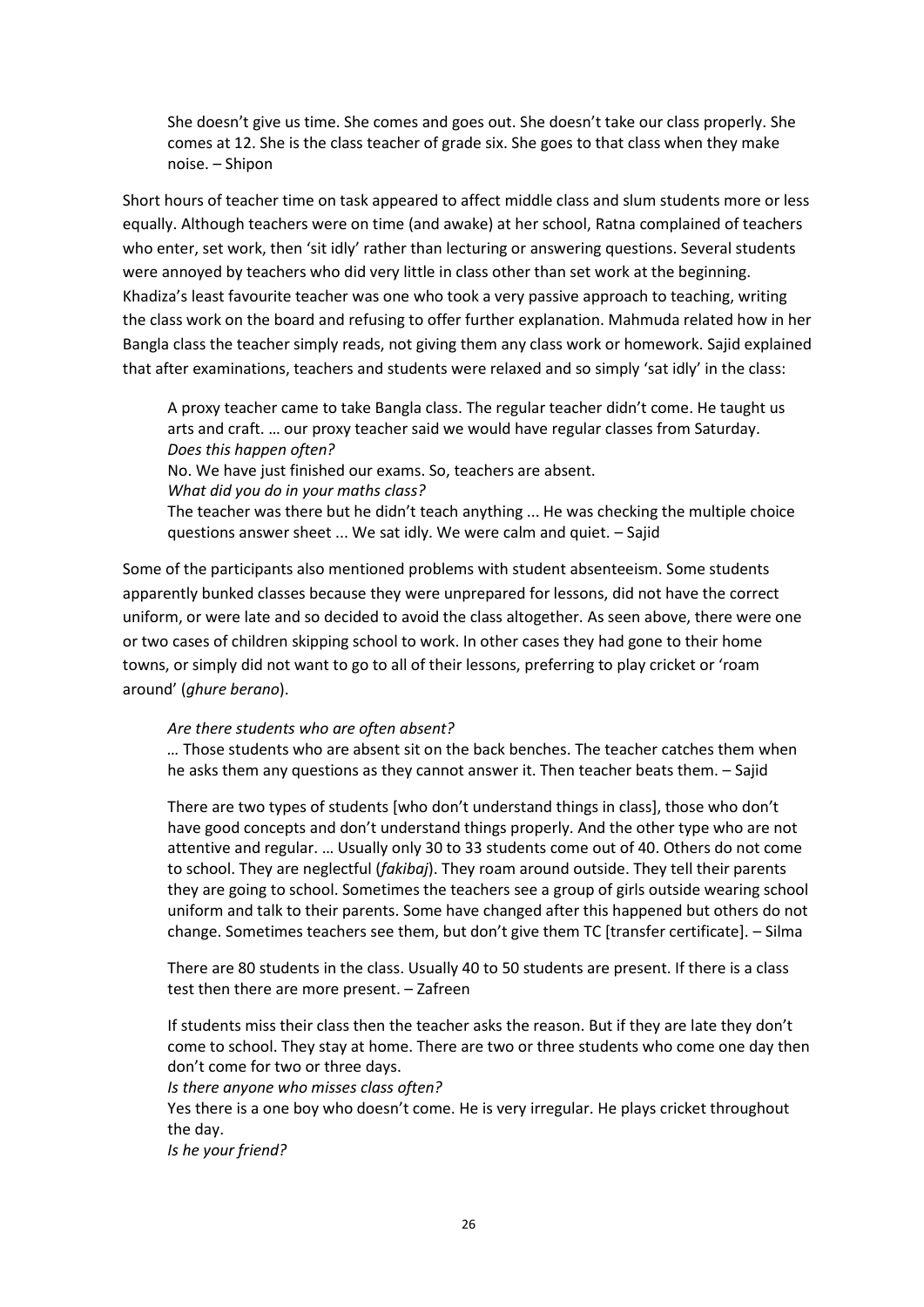> She doesn't give us time. She comes and goes out. She doesn't take our class properly. She comes at 12. She is the class teacher of grade six. She goes to that class when they make noise. – Shipon

Short hours of teacher time on task appeared to affect middle class and slum students more or less equally. Although teachers were on time (and awake) at her school, Ratna complained of teachers who enter, set work, then 'sit idly' rather than lecturing or answering questions. Several students were annoyed by teachers who did very little in class other than set work at the beginning. Khadiza's least favourite teacher was one who took a very passive approach to teaching, writing the class work on the board and refusing to offer further explanation. Mahmuda related how in her Bangla class the teacher simply reads, not giving them any class work or homework. Sajid explained that after examinations, teachers and students were relaxed and so simply 'sat idly' in the class:

> A proxy teacher came to take Bangla class. The regular teacher didn't come. He taught us arts and craft. … our proxy teacher said we would have regular classes from Saturday.
> *Does this happen often?*
> No. We have just finished our exams. So, teachers are absent.
> *What did you do in your maths class?*
> The teacher was there but he didn't teach anything ... He was checking the multiple choice questions answer sheet ... We sat idly. We were calm and quiet. – Sajid

Some of the participants also mentioned problems with student absenteeism. Some students apparently bunked classes because they were unprepared for lessons, did not have the correct uniform, or were late and so decided to avoid the class altogether. As seen above, there were one or two cases of children skipping school to work. In other cases they had gone to their home towns, or simply did not want to go to all of their lessons, preferring to play cricket or 'roam around' (*ghure berano*).

> *Are there students who are often absent?*
> … Those students who are absent sit on the back benches. The teacher catches them when he asks them any questions as they cannot answer it. Then teacher beats them. – Sajid

> There are two types of students [who don't understand things in class], those who don't have good concepts and don't understand things properly. And the other type who are not attentive and regular. … Usually only 30 to 33 students come out of 40. Others do not come to school. They are neglectful (*fakibaj*). They roam around outside. They tell their parents they are going to school. Sometimes the teachers see a group of girls outside wearing school uniform and talk to their parents. Some have changed after this happened but others do not change. Sometimes teachers see them, but don't give them TC [transfer certificate]. – Silma

> There are 80 students in the class. Usually 40 to 50 students are present. If there is a class test then there are more present. – Zafreen

> If students miss their class then the teacher asks the reason. But if they are late they don't come to school. They stay at home. There are two or three students who come one day then don't come for two or three days.
> *Is there anyone who misses class often?*
> Yes there is a one boy who doesn't come. He is very irregular. He plays cricket throughout the day.
> *Is he your friend?*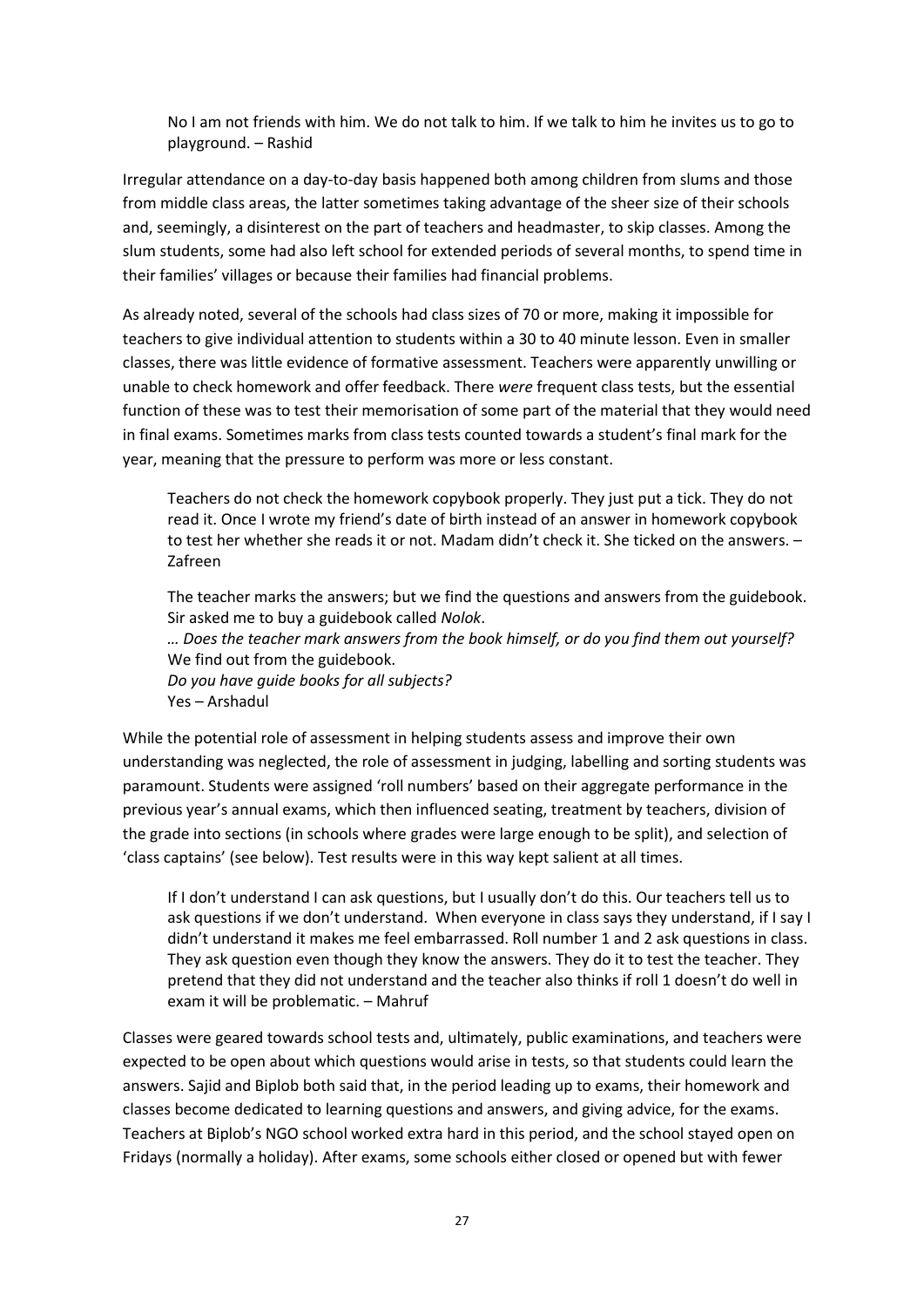> No I am not friends with him. We do not talk to him. If we talk to him he invites us to go to playground. – Rashid

Irregular attendance on a day-to-day basis happened both among children from slums and those from middle class areas, the latter sometimes taking advantage of the sheer size of their schools and, seemingly, a disinterest on the part of teachers and headmaster, to skip classes. Among the slum students, some had also left school for extended periods of several months, to spend time in their families' villages or because their families had financial problems.

As already noted, several of the schools had class sizes of 70 or more, making it impossible for teachers to give individual attention to students within a 30 to 40 minute lesson. Even in smaller classes, there was little evidence of formative assessment. Teachers were apparently unwilling or unable to check homework and offer feedback. There *were* frequent class tests, but the essential function of these was to test their memorisation of some part of the material that they would need in final exams. Sometimes marks from class tests counted towards a student's final mark for the year, meaning that the pressure to perform was more or less constant.

> Teachers do not check the homework copybook properly. They just put a tick. They do not read it. Once I wrote my friend's date of birth instead of an answer in homework copybook to test her whether she reads it or not. Madam didn't check it. She ticked on the answers. – Zafreen

> The teacher marks the answers; but we find the questions and answers from the guidebook. Sir asked me to buy a guidebook called *Nolok*.
> *… Does the teacher mark answers from the book himself, or do you find them out yourself?*
> We find out from the guidebook.
> *Do you have guide books for all subjects?*
> Yes – Arshadul

While the potential role of assessment in helping students assess and improve their own understanding was neglected, the role of assessment in judging, labelling and sorting students was paramount. Students were assigned 'roll numbers' based on their aggregate performance in the previous year's annual exams, which then influenced seating, treatment by teachers, division of the grade into sections (in schools where grades were large enough to be split), and selection of 'class captains' (see below). Test results were in this way kept salient at all times.

> If I don't understand I can ask questions, but I usually don't do this. Our teachers tell us to ask questions if we don't understand. When everyone in class says they understand, if I say I didn't understand it makes me feel embarrassed. Roll number 1 and 2 ask questions in class. They ask question even though they know the answers. They do it to test the teacher. They pretend that they did not understand and the teacher also thinks if roll 1 doesn't do well in exam it will be problematic. – Mahruf

Classes were geared towards school tests and, ultimately, public examinations, and teachers were expected to be open about which questions would arise in tests, so that students could learn the answers. Sajid and Biplob both said that, in the period leading up to exams, their homework and classes become dedicated to learning questions and answers, and giving advice, for the exams. Teachers at Biplob's NGO school worked extra hard in this period, and the school stayed open on Fridays (normally a holiday). After exams, some schools either closed or opened but with fewer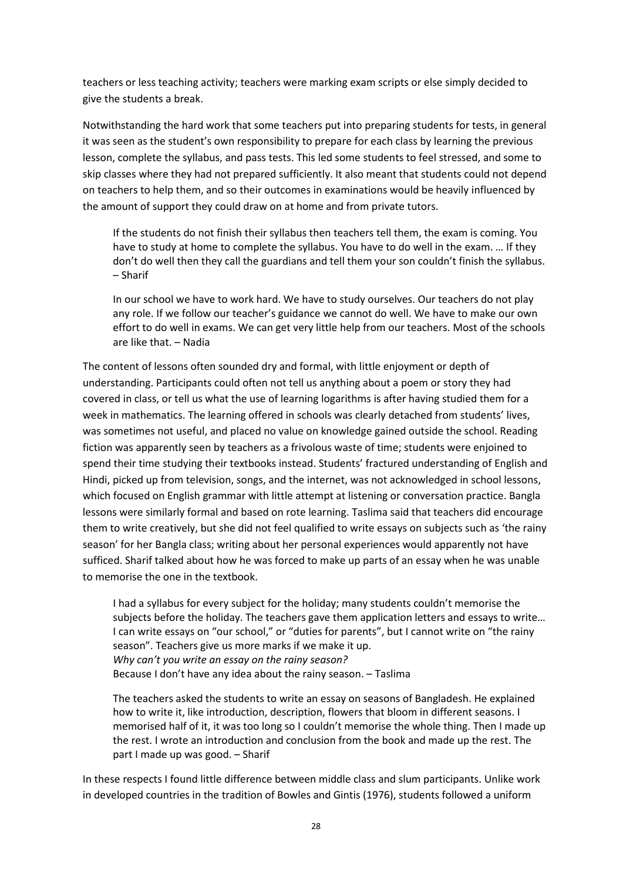teachers or less teaching activity; teachers were marking exam scripts or else simply decided to give the students a break.

Notwithstanding the hard work that some teachers put into preparing students for tests, in general it was seen as the student's own responsibility to prepare for each class by learning the previous lesson, complete the syllabus, and pass tests. This led some students to feel stressed, and some to skip classes where they had not prepared sufficiently. It also meant that students could not depend on teachers to help them, and so their outcomes in examinations would be heavily influenced by the amount of support they could draw on at home and from private tutors.

> If the students do not finish their syllabus then teachers tell them, the exam is coming. You have to study at home to complete the syllabus. You have to do well in the exam. … If they don't do well then they call the guardians and tell them your son couldn't finish the syllabus. – Sharif

> In our school we have to work hard. We have to study ourselves. Our teachers do not play any role. If we follow our teacher's guidance we cannot do well. We have to make our own effort to do well in exams. We can get very little help from our teachers. Most of the schools are like that. – Nadia

The content of lessons often sounded dry and formal, with little enjoyment or depth of understanding. Participants could often not tell us anything about a poem or story they had covered in class, or tell us what the use of learning logarithms is after having studied them for a week in mathematics. The learning offered in schools was clearly detached from students' lives, was sometimes not useful, and placed no value on knowledge gained outside the school. Reading fiction was apparently seen by teachers as a frivolous waste of time; students were enjoined to spend their time studying their textbooks instead. Students' fractured understanding of English and Hindi, picked up from television, songs, and the internet, was not acknowledged in school lessons, which focused on English grammar with little attempt at listening or conversation practice. Bangla lessons were similarly formal and based on rote learning. Taslima said that teachers did encourage them to write creatively, but she did not feel qualified to write essays on subjects such as 'the rainy season' for her Bangla class; writing about her personal experiences would apparently not have sufficed. Sharif talked about how he was forced to make up parts of an essay when he was unable to memorise the one in the textbook.

> I had a syllabus for every subject for the holiday; many students couldn't memorise the subjects before the holiday. The teachers gave them application letters and essays to write… I can write essays on "our school," or "duties for parents", but I cannot write on "the rainy season". Teachers give us more marks if we make it up.
> *Why can't you write an essay on the rainy season?*
> Because I don't have any idea about the rainy season. – Taslima

> The teachers asked the students to write an essay on seasons of Bangladesh. He explained how to write it, like introduction, description, flowers that bloom in different seasons. I memorised half of it, it was too long so I couldn't memorise the whole thing. Then I made up the rest. I wrote an introduction and conclusion from the book and made up the rest. The part I made up was good. – Sharif

In these respects I found little difference between middle class and slum participants. Unlike work in developed countries in the tradition of Bowles and Gintis (1976), students followed a uniform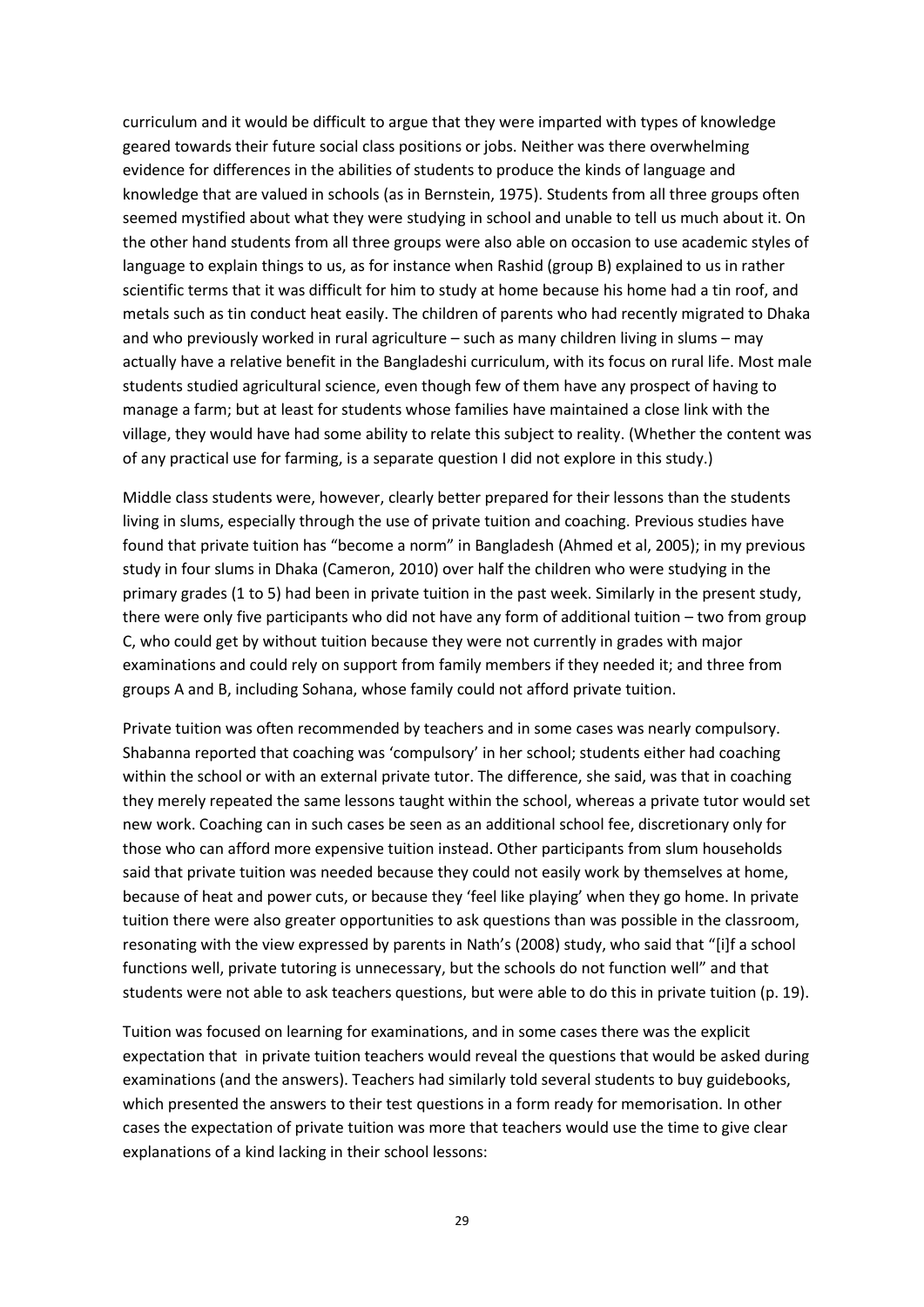curriculum and it would be difficult to argue that they were imparted with types of knowledge geared towards their future social class positions or jobs. Neither was there overwhelming evidence for differences in the abilities of students to produce the kinds of language and knowledge that are valued in schools (as in Bernstein, 1975). Students from all three groups often seemed mystified about what they were studying in school and unable to tell us much about it. On the other hand students from all three groups were also able on occasion to use academic styles of language to explain things to us, as for instance when Rashid (group B) explained to us in rather scientific terms that it was difficult for him to study at home because his home had a tin roof, and metals such as tin conduct heat easily. The children of parents who had recently migrated to Dhaka and who previously worked in rural agriculture – such as many children living in slums – may actually have a relative benefit in the Bangladeshi curriculum, with its focus on rural life. Most male students studied agricultural science, even though few of them have any prospect of having to manage a farm; but at least for students whose families have maintained a close link with the village, they would have had some ability to relate this subject to reality. (Whether the content was of any practical use for farming, is a separate question I did not explore in this study.)

Middle class students were, however, clearly better prepared for their lessons than the students living in slums, especially through the use of private tuition and coaching. Previous studies have found that private tuition has "become a norm" in Bangladesh (Ahmed et al, 2005); in my previous study in four slums in Dhaka (Cameron, 2010) over half the children who were studying in the primary grades (1 to 5) had been in private tuition in the past week. Similarly in the present study, there were only five participants who did not have any form of additional tuition – two from group C, who could get by without tuition because they were not currently in grades with major examinations and could rely on support from family members if they needed it; and three from groups A and B, including Sohana, whose family could not afford private tuition.

Private tuition was often recommended by teachers and in some cases was nearly compulsory. Shabanna reported that coaching was 'compulsory' in her school; students either had coaching within the school or with an external private tutor. The difference, she said, was that in coaching they merely repeated the same lessons taught within the school, whereas a private tutor would set new work. Coaching can in such cases be seen as an additional school fee, discretionary only for those who can afford more expensive tuition instead. Other participants from slum households said that private tuition was needed because they could not easily work by themselves at home, because of heat and power cuts, or because they 'feel like playing' when they go home. In private tuition there were also greater opportunities to ask questions than was possible in the classroom, resonating with the view expressed by parents in Nath's (2008) study, who said that "[i]f a school functions well, private tutoring is unnecessary, but the schools do not function well" and that students were not able to ask teachers questions, but were able to do this in private tuition (p. 19).

Tuition was focused on learning for examinations, and in some cases there was the explicit expectation that in private tuition teachers would reveal the questions that would be asked during examinations (and the answers). Teachers had similarly told several students to buy guidebooks, which presented the answers to their test questions in a form ready for memorisation. In other cases the expectation of private tuition was more that teachers would use the time to give clear explanations of a kind lacking in their school lessons: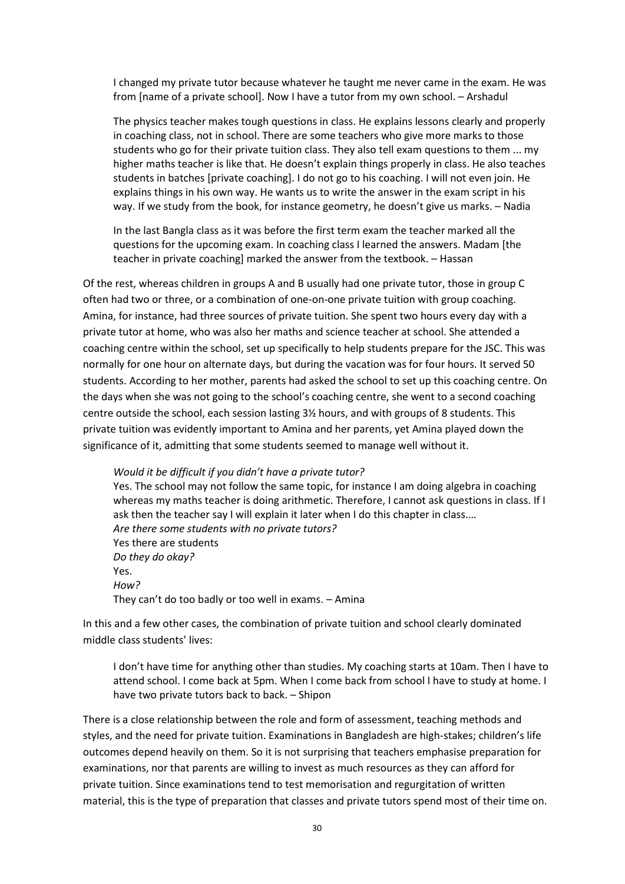> I changed my private tutor because whatever he taught me never came in the exam. He was from [name of a private school]. Now I have a tutor from my own school. – Arshadul

> The physics teacher makes tough questions in class. He explains lessons clearly and properly in coaching class, not in school. There are some teachers who give more marks to those students who go for their private tuition class. They also tell exam questions to them ... my higher maths teacher is like that. He doesn't explain things properly in class. He also teaches students in batches [private coaching]. I do not go to his coaching. I will not even join. He explains things in his own way. He wants us to write the answer in the exam script in his way. If we study from the book, for instance geometry, he doesn't give us marks. – Nadia

> In the last Bangla class as it was before the first term exam the teacher marked all the questions for the upcoming exam. In coaching class I learned the answers. Madam [the teacher in private coaching] marked the answer from the textbook. – Hassan

Of the rest, whereas children in groups A and B usually had one private tutor, those in group C often had two or three, or a combination of one-on-one private tuition with group coaching. Amina, for instance, had three sources of private tuition. She spent two hours every day with a private tutor at home, who was also her maths and science teacher at school. She attended a coaching centre within the school, set up specifically to help students prepare for the JSC. This was normally for one hour on alternate days, but during the vacation was for four hours. It served 50 students. According to her mother, parents had asked the school to set up this coaching centre. On the days when she was not going to the school's coaching centre, she went to a second coaching centre outside the school, each session lasting 3½ hours, and with groups of 8 students. This private tuition was evidently important to Amina and her parents, yet Amina played down the significance of it, admitting that some students seemed to manage well without it.

> *Would it be difficult if you didn't have a private tutor?*
> Yes. The school may not follow the same topic, for instance I am doing algebra in coaching whereas my maths teacher is doing arithmetic. Therefore, I cannot ask questions in class. If I ask then the teacher say I will explain it later when I do this chapter in class.…
> *Are there some students with no private tutors?*
> Yes there are students
> *Do they do okay?*
> Yes.
> *How?*
> They can't do too badly or too well in exams. – Amina

In this and a few other cases, the combination of private tuition and school clearly dominated middle class students' lives:

> I don't have time for anything other than studies. My coaching starts at 10am. Then I have to attend school. I come back at 5pm. When I come back from school I have to study at home. I have two private tutors back to back. – Shipon

There is a close relationship between the role and form of assessment, teaching methods and styles, and the need for private tuition. Examinations in Bangladesh are high-stakes; children's life outcomes depend heavily on them. So it is not surprising that teachers emphasise preparation for examinations, nor that parents are willing to invest as much resources as they can afford for private tuition. Since examinations tend to test memorisation and regurgitation of written material, this is the type of preparation that classes and private tutors spend most of their time on.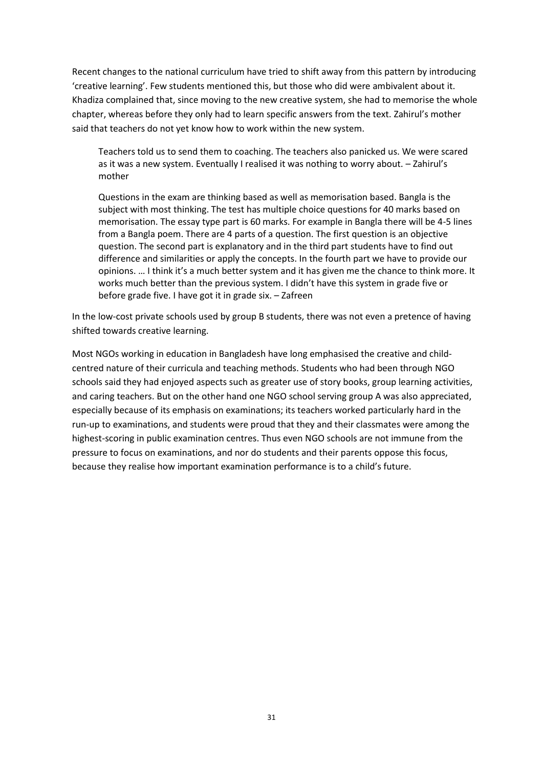Recent changes to the national curriculum have tried to shift away from this pattern by introducing 'creative learning'. Few students mentioned this, but those who did were ambivalent about it. Khadiza complained that, since moving to the new creative system, she had to memorise the whole chapter, whereas before they only had to learn specific answers from the text. Zahirul's mother said that teachers do not yet know how to work within the new system.

> Teachers told us to send them to coaching. The teachers also panicked us. We were scared as it was a new system. Eventually I realised it was nothing to worry about. – Zahirul's mother

> Questions in the exam are thinking based as well as memorisation based. Bangla is the subject with most thinking. The test has multiple choice questions for 40 marks based on memorisation. The essay type part is 60 marks. For example in Bangla there will be 4-5 lines from a Bangla poem. There are 4 parts of a question. The first question is an objective question. The second part is explanatory and in the third part students have to find out difference and similarities or apply the concepts. In the fourth part we have to provide our opinions. … I think it's a much better system and it has given me the chance to think more. It works much better than the previous system. I didn't have this system in grade five or before grade five. I have got it in grade six. – Zafreen

In the low-cost private schools used by group B students, there was not even a pretence of having shifted towards creative learning.

Most NGOs working in education in Bangladesh have long emphasised the creative and child-centred nature of their curricula and teaching methods. Students who had been through NGO schools said they had enjoyed aspects such as greater use of story books, group learning activities, and caring teachers. But on the other hand one NGO school serving group A was also appreciated, especially because of its emphasis on examinations; its teachers worked particularly hard in the run-up to examinations, and students were proud that they and their classmates were among the highest-scoring in public examination centres. Thus even NGO schools are not immune from the pressure to focus on examinations, and nor do students and their parents oppose this focus, because they realise how important examination performance is to a child's future.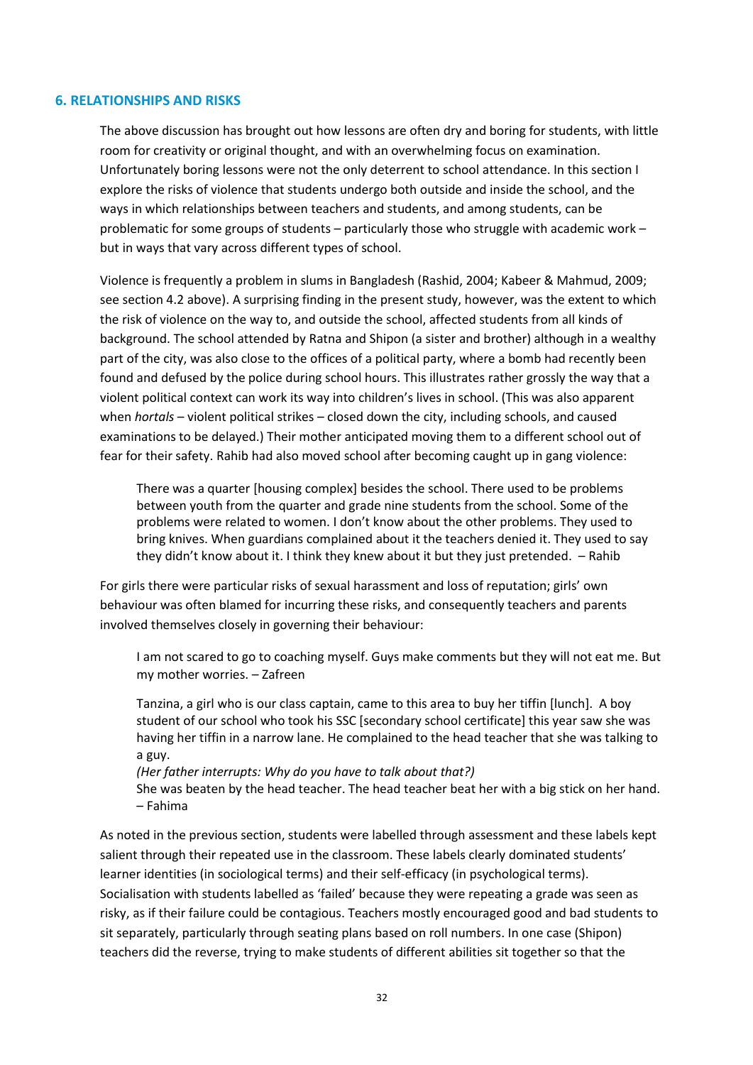## 6. RELATIONSHIPS AND RISKS

The above discussion has brought out how lessons are often dry and boring for students, with little room for creativity or original thought, and with an overwhelming focus on examination. Unfortunately boring lessons were not the only deterrent to school attendance. In this section I explore the risks of violence that students undergo both outside and inside the school, and the ways in which relationships between teachers and students, and among students, can be problematic for some groups of students – particularly those who struggle with academic work – but in ways that vary across different types of school.

Violence is frequently a problem in slums in Bangladesh (Rashid, 2004; Kabeer & Mahmud, 2009; see section 4.2 above). A surprising finding in the present study, however, was the extent to which the risk of violence on the way to, and outside the school, affected students from all kinds of background. The school attended by Ratna and Shipon (a sister and brother) although in a wealthy part of the city, was also close to the offices of a political party, where a bomb had recently been found and defused by the police during school hours. This illustrates rather grossly the way that a violent political context can work its way into children's lives in school. (This was also apparent when *hortals* – violent political strikes – closed down the city, including schools, and caused examinations to be delayed.) Their mother anticipated moving them to a different school out of fear for their safety. Rahib had also moved school after becoming caught up in gang violence:

> There was a quarter [housing complex] besides the school. There used to be problems between youth from the quarter and grade nine students from the school. Some of the problems were related to women. I don't know about the other problems. They used to bring knives. When guardians complained about it the teachers denied it. They used to say they didn't know about it. I think they knew about it but they just pretended. – Rahib

For girls there were particular risks of sexual harassment and loss of reputation; girls' own behaviour was often blamed for incurring these risks, and consequently teachers and parents involved themselves closely in governing their behaviour:

> I am not scared to go to coaching myself. Guys make comments but they will not eat me. But my mother worries. – Zafreen

> Tanzina, a girl who is our class captain, came to this area to buy her tiffin [lunch]. A boy student of our school who took his SSC [secondary school certificate] this year saw she was having her tiffin in a narrow lane. He complained to the head teacher that she was talking to a guy.
> *(Her father interrupts: Why do you have to talk about that?)*
> She was beaten by the head teacher. The head teacher beat her with a big stick on her hand. – Fahima

As noted in the previous section, students were labelled through assessment and these labels kept salient through their repeated use in the classroom. These labels clearly dominated students' learner identities (in sociological terms) and their self-efficacy (in psychological terms). Socialisation with students labelled as 'failed' because they were repeating a grade was seen as risky, as if their failure could be contagious. Teachers mostly encouraged good and bad students to sit separately, particularly through seating plans based on roll numbers. In one case (Shipon) teachers did the reverse, trying to make students of different abilities sit together so that the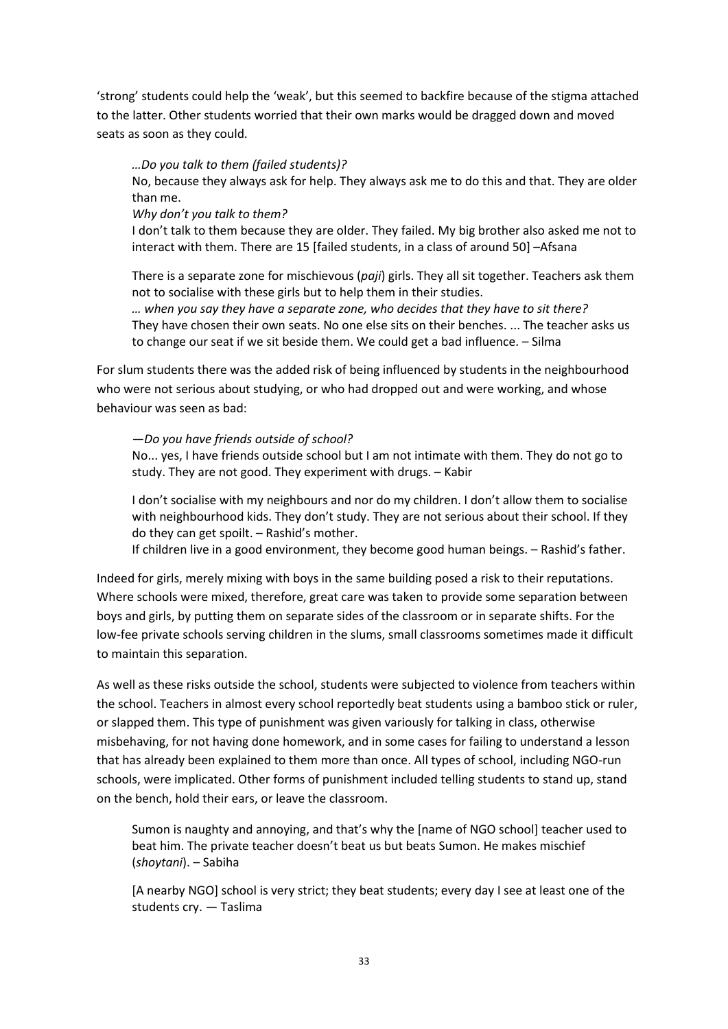'strong' students could help the 'weak', but this seemed to backfire because of the stigma attached to the latter. Other students worried that their own marks would be dragged down and moved seats as soon as they could.

> *…Do you talk to them (failed students)?*
> No, because they always ask for help. They always ask me to do this and that. They are older than me.
> *Why don't you talk to them?*
> I don't talk to them because they are older. They failed. My big brother also asked me not to interact with them. There are 15 [failed students, in a class of around 50] –Afsana

> There is a separate zone for mischievous (*paji*) girls. They all sit together. Teachers ask them not to socialise with these girls but to help them in their studies.
> *… when you say they have a separate zone, who decides that they have to sit there?*
> They have chosen their own seats. No one else sits on their benches. ... The teacher asks us to change our seat if we sit beside them. We could get a bad influence. – Silma

For slum students there was the added risk of being influenced by students in the neighbourhood who were not serious about studying, or who had dropped out and were working, and whose behaviour was seen as bad:

> *—Do you have friends outside of school?*
> No... yes, I have friends outside school but I am not intimate with them. They do not go to study. They are not good. They experiment with drugs. – Kabir

> I don't socialise with my neighbours and nor do my children. I don't allow them to socialise with neighbourhood kids. They don't study. They are not serious about their school. If they do they can get spoilt. – Rashid's mother.
> If children live in a good environment, they become good human beings. – Rashid's father.

Indeed for girls, merely mixing with boys in the same building posed a risk to their reputations. Where schools were mixed, therefore, great care was taken to provide some separation between boys and girls, by putting them on separate sides of the classroom or in separate shifts. For the low-fee private schools serving children in the slums, small classrooms sometimes made it difficult to maintain this separation.

As well as these risks outside the school, students were subjected to violence from teachers within the school. Teachers in almost every school reportedly beat students using a bamboo stick or ruler, or slapped them. This type of punishment was given variously for talking in class, otherwise misbehaving, for not having done homework, and in some cases for failing to understand a lesson that has already been explained to them more than once. All types of school, including NGO-run schools, were implicated. Other forms of punishment included telling students to stand up, stand on the bench, hold their ears, or leave the classroom.

> Sumon is naughty and annoying, and that's why the [name of NGO school] teacher used to beat him. The private teacher doesn't beat us but beats Sumon. He makes mischief (*shoytani*). – Sabiha

> [A nearby NGO] school is very strict; they beat students; every day I see at least one of the students cry. — Taslima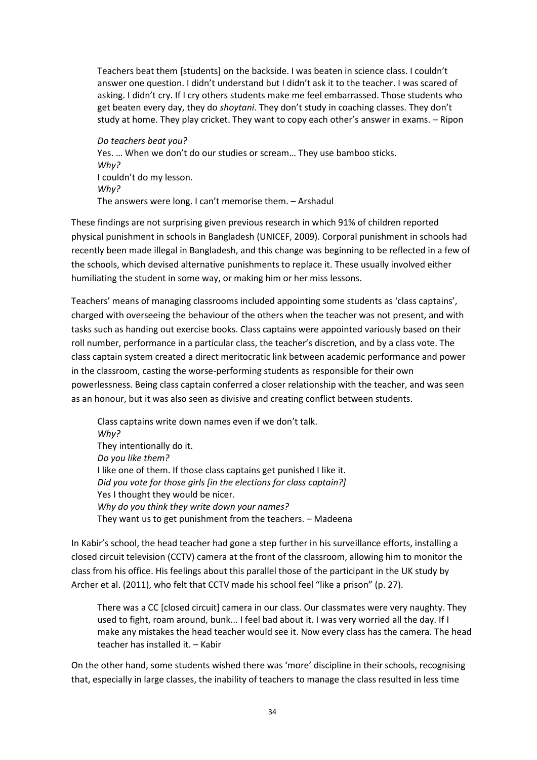> Teachers beat them [students] on the backside. I was beaten in science class. I couldn't answer one question. I didn't understand but I didn't ask it to the teacher. I was scared of asking. I didn't cry. If I cry others students make me feel embarrassed. Those students who get beaten every day, they do *shoytani*. They don't study in coaching classes. They don't study at home. They play cricket. They want to copy each other's answer in exams. – Ripon

> *Do teachers beat you?*
> Yes. … When we don't do our studies or scream… They use bamboo sticks.
> *Why?*
> I couldn't do my lesson.
> *Why?*
> The answers were long. I can't memorise them. – Arshadul

These findings are not surprising given previous research in which 91% of children reported physical punishment in schools in Bangladesh (UNICEF, 2009). Corporal punishment in schools had recently been made illegal in Bangladesh, and this change was beginning to be reflected in a few of the schools, which devised alternative punishments to replace it. These usually involved either humiliating the student in some way, or making him or her miss lessons.

Teachers' means of managing classrooms included appointing some students as 'class captains', charged with overseeing the behaviour of the others when the teacher was not present, and with tasks such as handing out exercise books. Class captains were appointed variously based on their roll number, performance in a particular class, the teacher's discretion, and by a class vote. The class captain system created a direct meritocratic link between academic performance and power in the classroom, casting the worse-performing students as responsible for their own powerlessness. Being class captain conferred a closer relationship with the teacher, and was seen as an honour, but it was also seen as divisive and creating conflict between students.

> Class captains write down names even if we don't talk.
> *Why?*
> They intentionally do it.
> *Do you like them?*
> I like one of them. If those class captains get punished I like it.
> *Did you vote for those girls [in the elections for class captain?]*
> Yes I thought they would be nicer.
> *Why do you think they write down your names?*
> They want us to get punishment from the teachers. – Madeena

In Kabir's school, the head teacher had gone a step further in his surveillance efforts, installing a closed circuit television (CCTV) camera at the front of the classroom, allowing him to monitor the class from his office. His feelings about this parallel those of the participant in the UK study by Archer et al. (2011), who felt that CCTV made his school feel "like a prison" (p. 27).

> There was a CC [closed circuit] camera in our class. Our classmates were very naughty. They used to fight, roam around, bunk... I feel bad about it. I was very worried all the day. If I make any mistakes the head teacher would see it. Now every class has the camera. The head teacher has installed it. – Kabir

On the other hand, some students wished there was 'more' discipline in their schools, recognising that, especially in large classes, the inability of teachers to manage the class resulted in less time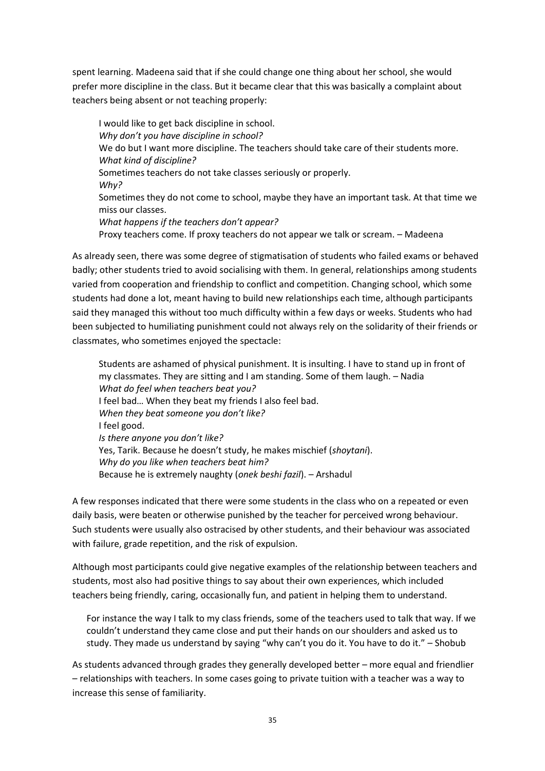spent learning. Madeena said that if she could change one thing about her school, she would prefer more discipline in the class. But it became clear that this was basically a complaint about teachers being absent or not teaching properly:

> I would like to get back discipline in school.
> *Why don't you have discipline in school?*
> We do but I want more discipline. The teachers should take care of their students more.
> *What kind of discipline?*
> Sometimes teachers do not take classes seriously or properly.
> *Why?*
> Sometimes they do not come to school, maybe they have an important task. At that time we miss our classes.
> *What happens if the teachers don't appear?*
> Proxy teachers come. If proxy teachers do not appear we talk or scream. – Madeena

As already seen, there was some degree of stigmatisation of students who failed exams or behaved badly; other students tried to avoid socialising with them. In general, relationships among students varied from cooperation and friendship to conflict and competition. Changing school, which some students had done a lot, meant having to build new relationships each time, although participants said they managed this without too much difficulty within a few days or weeks. Students who had been subjected to humiliating punishment could not always rely on the solidarity of their friends or classmates, who sometimes enjoyed the spectacle:

> Students are ashamed of physical punishment. It is insulting. I have to stand up in front of my classmates. They are sitting and I am standing. Some of them laugh. – Nadia
> *What do feel when teachers beat you?*
> I feel bad… When they beat my friends I also feel bad.
> *When they beat someone you don't like?*
> I feel good.
> *Is there anyone you don't like?*
> Yes, Tarik. Because he doesn't study, he makes mischief (*shoytani*).
> *Why do you like when teachers beat him?*
> Because he is extremely naughty (*onek beshi fazil*). – Arshadul

A few responses indicated that there were some students in the class who on a repeated or even daily basis, were beaten or otherwise punished by the teacher for perceived wrong behaviour. Such students were usually also ostracised by other students, and their behaviour was associated with failure, grade repetition, and the risk of expulsion.

Although most participants could give negative examples of the relationship between teachers and students, most also had positive things to say about their own experiences, which included teachers being friendly, caring, occasionally fun, and patient in helping them to understand.

> For instance the way I talk to my class friends, some of the teachers used to talk that way. If we couldn't understand they came close and put their hands on our shoulders and asked us to study. They made us understand by saying "why can't you do it. You have to do it." – Shobub

As students advanced through grades they generally developed better – more equal and friendlier – relationships with teachers. In some cases going to private tuition with a teacher was a way to increase this sense of familiarity.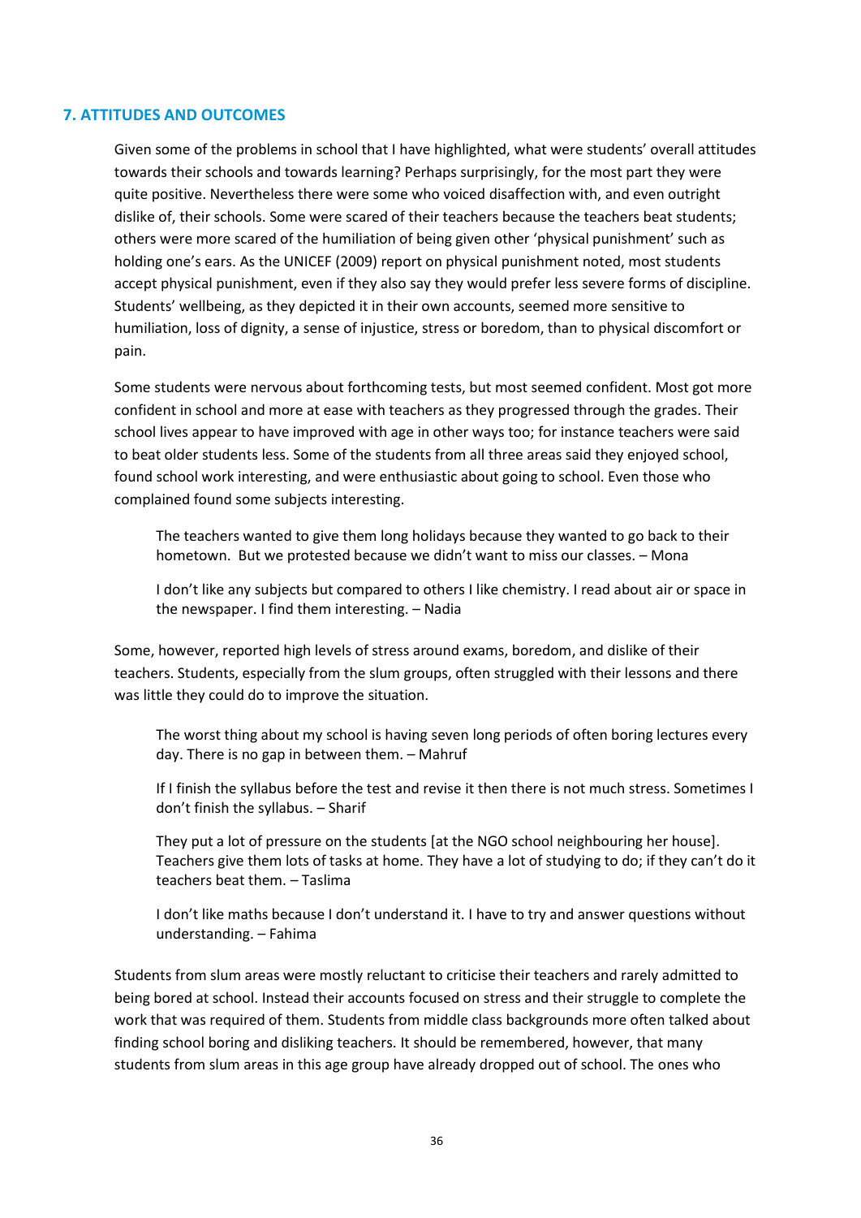## 7. ATTITUDES AND OUTCOMES

Given some of the problems in school that I have highlighted, what were students' overall attitudes towards their schools and towards learning? Perhaps surprisingly, for the most part they were quite positive. Nevertheless there were some who voiced disaffection with, and even outright dislike of, their schools. Some were scared of their teachers because the teachers beat students; others were more scared of the humiliation of being given other 'physical punishment' such as holding one's ears. As the UNICEF (2009) report on physical punishment noted, most students accept physical punishment, even if they also say they would prefer less severe forms of discipline. Students' wellbeing, as they depicted it in their own accounts, seemed more sensitive to humiliation, loss of dignity, a sense of injustice, stress or boredom, than to physical discomfort or pain.

Some students were nervous about forthcoming tests, but most seemed confident. Most got more confident in school and more at ease with teachers as they progressed through the grades. Their school lives appear to have improved with age in other ways too; for instance teachers were said to beat older students less. Some of the students from all three areas said they enjoyed school, found school work interesting, and were enthusiastic about going to school. Even those who complained found some subjects interesting.

> The teachers wanted to give them long holidays because they wanted to go back to their hometown. But we protested because we didn't want to miss our classes. – Mona

> I don't like any subjects but compared to others I like chemistry. I read about air or space in the newspaper. I find them interesting. – Nadia

Some, however, reported high levels of stress around exams, boredom, and dislike of their teachers. Students, especially from the slum groups, often struggled with their lessons and there was little they could do to improve the situation.

> The worst thing about my school is having seven long periods of often boring lectures every day. There is no gap in between them. – Mahruf

> If I finish the syllabus before the test and revise it then there is not much stress. Sometimes I don't finish the syllabus. – Sharif

> They put a lot of pressure on the students [at the NGO school neighbouring her house]. Teachers give them lots of tasks at home. They have a lot of studying to do; if they can't do it teachers beat them. – Taslima

> I don't like maths because I don't understand it. I have to try and answer questions without understanding. – Fahima

Students from slum areas were mostly reluctant to criticise their teachers and rarely admitted to being bored at school. Instead their accounts focused on stress and their struggle to complete the work that was required of them. Students from middle class backgrounds more often talked about finding school boring and disliking teachers. It should be remembered, however, that many students from slum areas in this age group have already dropped out of school. The ones who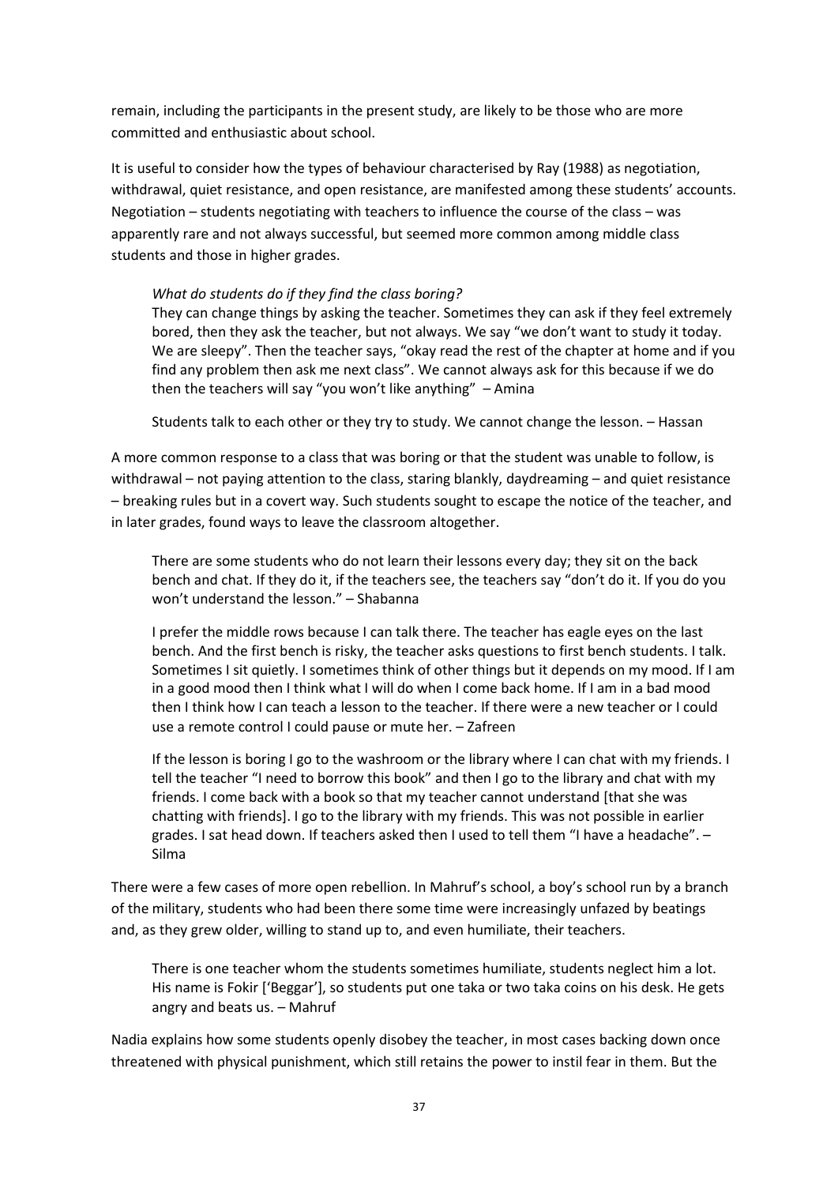remain, including the participants in the present study, are likely to be those who are more committed and enthusiastic about school.

It is useful to consider how the types of behaviour characterised by Ray (1988) as negotiation, withdrawal, quiet resistance, and open resistance, are manifested among these students' accounts. Negotiation – students negotiating with teachers to influence the course of the class – was apparently rare and not always successful, but seemed more common among middle class students and those in higher grades.

> *What do students do if they find the class boring?*
> They can change things by asking the teacher. Sometimes they can ask if they feel extremely bored, then they ask the teacher, but not always. We say "we don't want to study it today. We are sleepy". Then the teacher says, "okay read the rest of the chapter at home and if you find any problem then ask me next class". We cannot always ask for this because if we do then the teachers will say "you won't like anything" – Amina

> Students talk to each other or they try to study. We cannot change the lesson. – Hassan

A more common response to a class that was boring or that the student was unable to follow, is withdrawal – not paying attention to the class, staring blankly, daydreaming – and quiet resistance – breaking rules but in a covert way. Such students sought to escape the notice of the teacher, and in later grades, found ways to leave the classroom altogether.

> There are some students who do not learn their lessons every day; they sit on the back bench and chat. If they do it, if the teachers see, the teachers say "don't do it. If you do you won't understand the lesson." – Shabanna

> I prefer the middle rows because I can talk there. The teacher has eagle eyes on the last bench. And the first bench is risky, the teacher asks questions to first bench students. I talk. Sometimes I sit quietly. I sometimes think of other things but it depends on my mood. If I am in a good mood then I think what I will do when I come back home. If I am in a bad mood then I think how I can teach a lesson to the teacher. If there were a new teacher or I could use a remote control I could pause or mute her. – Zafreen

> If the lesson is boring I go to the washroom or the library where I can chat with my friends. I tell the teacher "I need to borrow this book" and then I go to the library and chat with my friends. I come back with a book so that my teacher cannot understand [that she was chatting with friends]. I go to the library with my friends. This was not possible in earlier grades. I sat head down. If teachers asked then I used to tell them "I have a headache". – Silma

There were a few cases of more open rebellion. In Mahruf's school, a boy's school run by a branch of the military, students who had been there some time were increasingly unfazed by beatings and, as they grew older, willing to stand up to, and even humiliate, their teachers.

> There is one teacher whom the students sometimes humiliate, students neglect him a lot. His name is Fokir ['Beggar'], so students put one taka or two taka coins on his desk. He gets angry and beats us. – Mahruf

Nadia explains how some students openly disobey the teacher, in most cases backing down once threatened with physical punishment, which still retains the power to instil fear in them. But the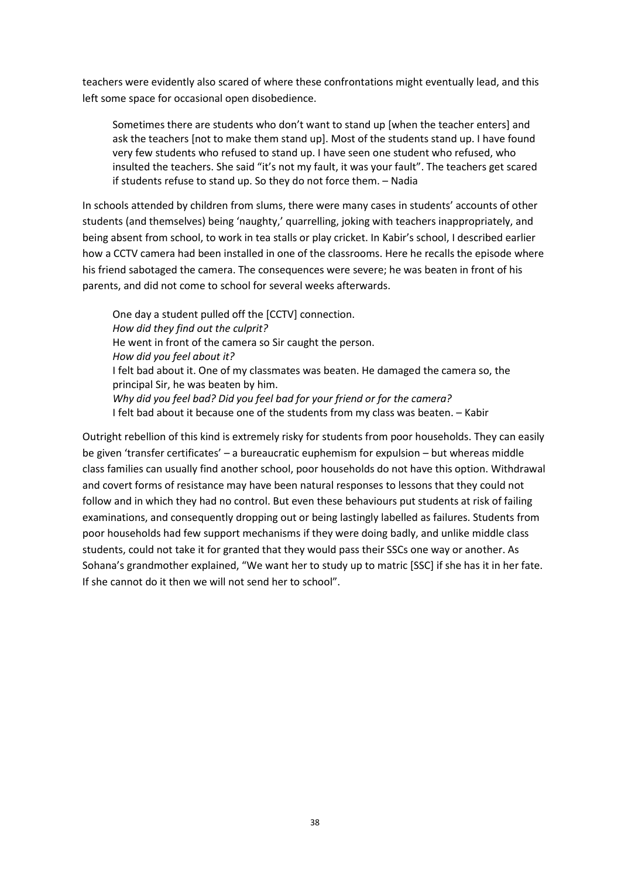teachers were evidently also scared of where these confrontations might eventually lead, and this left some space for occasional open disobedience.

> Sometimes there are students who don't want to stand up [when the teacher enters] and ask the teachers [not to make them stand up]. Most of the students stand up. I have found very few students who refused to stand up. I have seen one student who refused, who insulted the teachers. She said "it's not my fault, it was your fault". The teachers get scared if students refuse to stand up. So they do not force them. – Nadia

In schools attended by children from slums, there were many cases in students' accounts of other students (and themselves) being 'naughty,' quarrelling, joking with teachers inappropriately, and being absent from school, to work in tea stalls or play cricket. In Kabir's school, I described earlier how a CCTV camera had been installed in one of the classrooms. Here he recalls the episode where his friend sabotaged the camera. The consequences were severe; he was beaten in front of his parents, and did not come to school for several weeks afterwards.

> One day a student pulled off the [CCTV] connection.
> *How did they find out the culprit?*
> He went in front of the camera so Sir caught the person.
> *How did you feel about it?*
> I felt bad about it. One of my classmates was beaten. He damaged the camera so, the principal Sir, he was beaten by him.
> *Why did you feel bad? Did you feel bad for your friend or for the camera?*
> I felt bad about it because one of the students from my class was beaten. – Kabir

Outright rebellion of this kind is extremely risky for students from poor households. They can easily be given 'transfer certificates' – a bureaucratic euphemism for expulsion – but whereas middle class families can usually find another school, poor households do not have this option. Withdrawal and covert forms of resistance may have been natural responses to lessons that they could not follow and in which they had no control. But even these behaviours put students at risk of failing examinations, and consequently dropping out or being lastingly labelled as failures. Students from poor households had few support mechanisms if they were doing badly, and unlike middle class students, could not take it for granted that they would pass their SSCs one way or another. As Sohana's grandmother explained, "We want her to study up to matric [SSC] if she has it in her fate. If she cannot do it then we will not send her to school".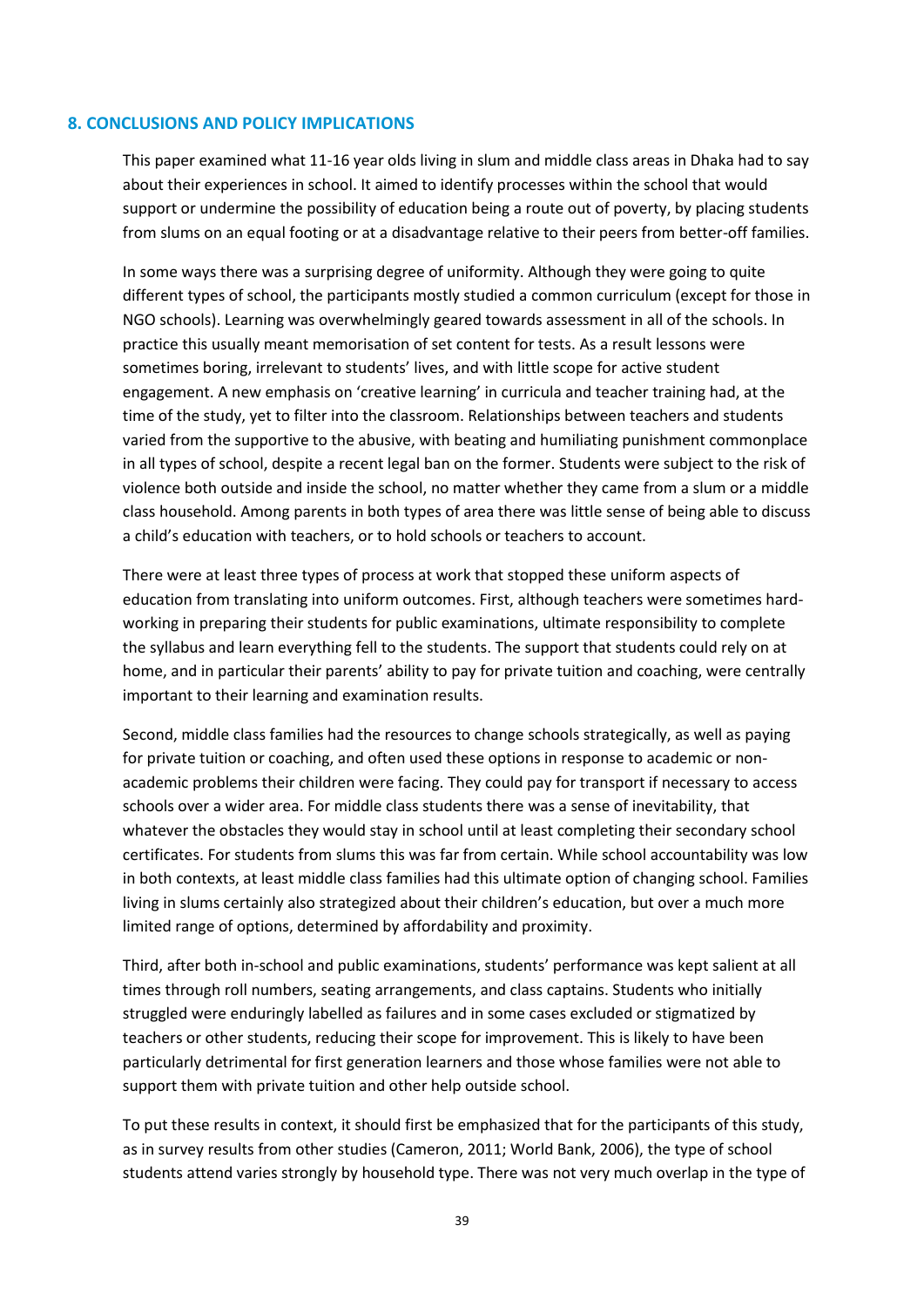## 8. CONCLUSIONS AND POLICY IMPLICATIONS

This paper examined what 11-16 year olds living in slum and middle class areas in Dhaka had to say about their experiences in school. It aimed to identify processes within the school that would support or undermine the possibility of education being a route out of poverty, by placing students from slums on an equal footing or at a disadvantage relative to their peers from better-off families.

In some ways there was a surprising degree of uniformity. Although they were going to quite different types of school, the participants mostly studied a common curriculum (except for those in NGO schools). Learning was overwhelmingly geared towards assessment in all of the schools. In practice this usually meant memorisation of set content for tests. As a result lessons were sometimes boring, irrelevant to students' lives, and with little scope for active student engagement. A new emphasis on 'creative learning' in curricula and teacher training had, at the time of the study, yet to filter into the classroom. Relationships between teachers and students varied from the supportive to the abusive, with beating and humiliating punishment commonplace in all types of school, despite a recent legal ban on the former. Students were subject to the risk of violence both outside and inside the school, no matter whether they came from a slum or a middle class household. Among parents in both types of area there was little sense of being able to discuss a child's education with teachers, or to hold schools or teachers to account.

There were at least three types of process at work that stopped these uniform aspects of education from translating into uniform outcomes. First, although teachers were sometimes hard-working in preparing their students for public examinations, ultimate responsibility to complete the syllabus and learn everything fell to the students. The support that students could rely on at home, and in particular their parents' ability to pay for private tuition and coaching, were centrally important to their learning and examination results.

Second, middle class families had the resources to change schools strategically, as well as paying for private tuition or coaching, and often used these options in response to academic or non-academic problems their children were facing. They could pay for transport if necessary to access schools over a wider area. For middle class students there was a sense of inevitability, that whatever the obstacles they would stay in school until at least completing their secondary school certificates. For students from slums this was far from certain. While school accountability was low in both contexts, at least middle class families had this ultimate option of changing school. Families living in slums certainly also strategized about their children's education, but over a much more limited range of options, determined by affordability and proximity.

Third, after both in-school and public examinations, students' performance was kept salient at all times through roll numbers, seating arrangements, and class captains. Students who initially struggled were enduringly labelled as failures and in some cases excluded or stigmatized by teachers or other students, reducing their scope for improvement. This is likely to have been particularly detrimental for first generation learners and those whose families were not able to support them with private tuition and other help outside school.

To put these results in context, it should first be emphasized that for the participants of this study, as in survey results from other studies (Cameron, 2011; World Bank, 2006), the type of school students attend varies strongly by household type. There was not very much overlap in the type of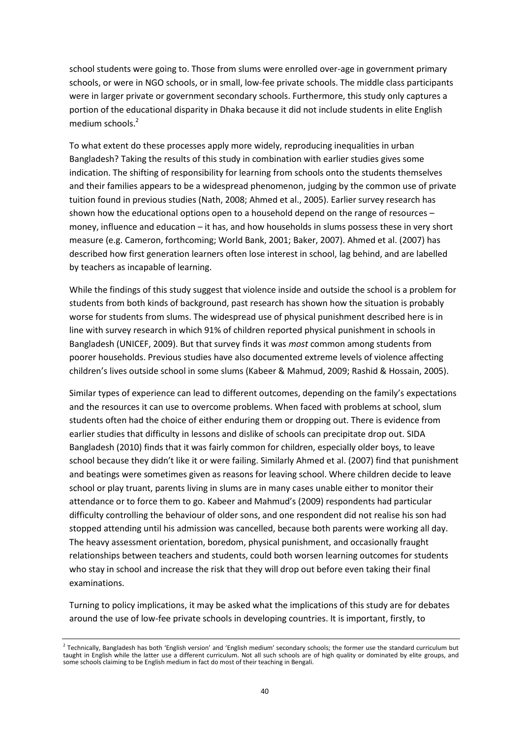school students were going to. Those from slums were enrolled over-age in government primary schools, or were in NGO schools, or in small, low-fee private schools. The middle class participants were in larger private or government secondary schools. Furthermore, this study only captures a portion of the educational disparity in Dhaka because it did not include students in elite English medium schools.[2]

To what extent do these processes apply more widely, reproducing inequalities in urban Bangladesh? Taking the results of this study in combination with earlier studies gives some indication. The shifting of responsibility for learning from schools onto the students themselves and their families appears to be a widespread phenomenon, judging by the common use of private tuition found in previous studies (Nath, 2008; Ahmed et al., 2005). Earlier survey research has shown how the educational options open to a household depend on the range of resources – money, influence and education – it has, and how households in slums possess these in very short measure (e.g. Cameron, forthcoming; World Bank, 2001; Baker, 2007). Ahmed et al. (2007) has described how first generation learners often lose interest in school, lag behind, and are labelled by teachers as incapable of learning.

While the findings of this study suggest that violence inside and outside the school is a problem for students from both kinds of background, past research has shown how the situation is probably worse for students from slums. The widespread use of physical punishment described here is in line with survey research in which 91% of children reported physical punishment in schools in Bangladesh (UNICEF, 2009). But that survey finds it was *most* common among students from poorer households. Previous studies have also documented extreme levels of violence affecting children's lives outside school in some slums (Kabeer & Mahmud, 2009; Rashid & Hossain, 2005).

Similar types of experience can lead to different outcomes, depending on the family's expectations and the resources it can use to overcome problems. When faced with problems at school, slum students often had the choice of either enduring them or dropping out. There is evidence from earlier studies that difficulty in lessons and dislike of schools can precipitate drop out. SIDA Bangladesh (2010) finds that it was fairly common for children, especially older boys, to leave school because they didn't like it or were failing. Similarly Ahmed et al. (2007) find that punishment and beatings were sometimes given as reasons for leaving school. Where children decide to leave school or play truant, parents living in slums are in many cases unable either to monitor their attendance or to force them to go. Kabeer and Mahmud's (2009) respondents had particular difficulty controlling the behaviour of older sons, and one respondent did not realise his son had stopped attending until his admission was cancelled, because both parents were working all day. The heavy assessment orientation, boredom, physical punishment, and occasionally fraught relationships between teachers and students, could both worsen learning outcomes for students who stay in school and increase the risk that they will drop out before even taking their final examinations.

Turning to policy implications, it may be asked what the implications of this study are for debates around the use of low-fee private schools in developing countries. It is important, firstly, to

[2] Technically, Bangladesh has both 'English version' and 'English medium' secondary schools; the former use the standard curriculum but taught in English while the latter use a different curriculum. Not all such schools are of high quality or dominated by elite groups, and some schools claiming to be English medium in fact do most of their teaching in Bengali.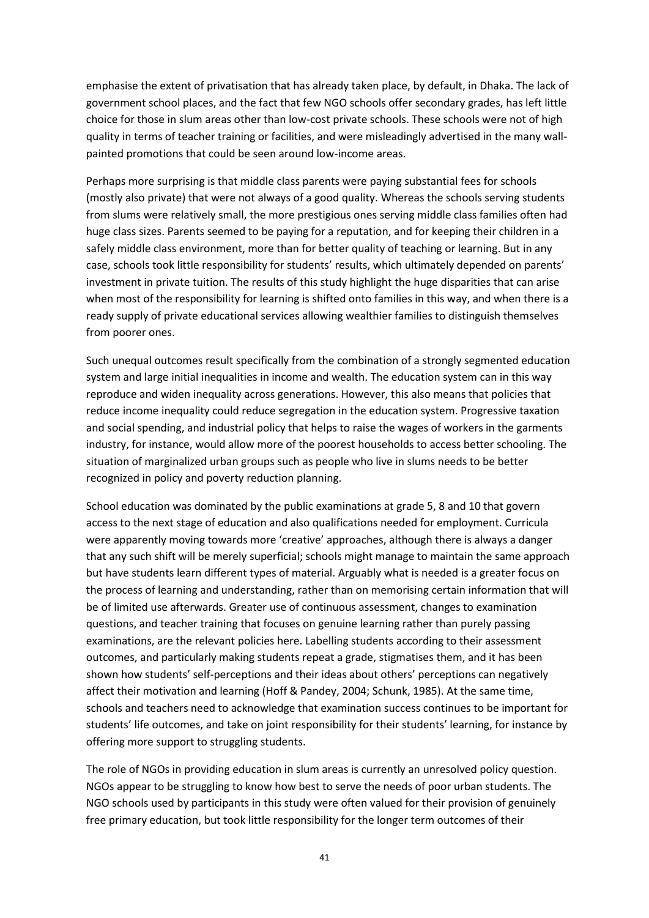emphasise the extent of privatisation that has already taken place, by default, in Dhaka. The lack of government school places, and the fact that few NGO schools offer secondary grades, has left little choice for those in slum areas other than low-cost private schools. These schools were not of high quality in terms of teacher training or facilities, and were misleadingly advertised in the many wall-painted promotions that could be seen around low-income areas.

Perhaps more surprising is that middle class parents were paying substantial fees for schools (mostly also private) that were not always of a good quality. Whereas the schools serving students from slums were relatively small, the more prestigious ones serving middle class families often had huge class sizes. Parents seemed to be paying for a reputation, and for keeping their children in a safely middle class environment, more than for better quality of teaching or learning. But in any case, schools took little responsibility for students' results, which ultimately depended on parents' investment in private tuition. The results of this study highlight the huge disparities that can arise when most of the responsibility for learning is shifted onto families in this way, and when there is a ready supply of private educational services allowing wealthier families to distinguish themselves from poorer ones.

Such unequal outcomes result specifically from the combination of a strongly segmented education system and large initial inequalities in income and wealth. The education system can in this way reproduce and widen inequality across generations. However, this also means that policies that reduce income inequality could reduce segregation in the education system. Progressive taxation and social spending, and industrial policy that helps to raise the wages of workers in the garments industry, for instance, would allow more of the poorest households to access better schooling. The situation of marginalized urban groups such as people who live in slums needs to be better recognized in policy and poverty reduction planning.

School education was dominated by the public examinations at grade 5, 8 and 10 that govern access to the next stage of education and also qualifications needed for employment. Curricula were apparently moving towards more 'creative' approaches, although there is always a danger that any such shift will be merely superficial; schools might manage to maintain the same approach but have students learn different types of material. Arguably what is needed is a greater focus on the process of learning and understanding, rather than on memorising certain information that will be of limited use afterwards. Greater use of continuous assessment, changes to examination questions, and teacher training that focuses on genuine learning rather than purely passing examinations, are the relevant policies here. Labelling students according to their assessment outcomes, and particularly making students repeat a grade, stigmatises them, and it has been shown how students' self-perceptions and their ideas about others' perceptions can negatively affect their motivation and learning (Hoff & Pandey, 2004; Schunk, 1985). At the same time, schools and teachers need to acknowledge that examination success continues to be important for students' life outcomes, and take on joint responsibility for their students' learning, for instance by offering more support to struggling students.

The role of NGOs in providing education in slum areas is currently an unresolved policy question. NGOs appear to be struggling to know how best to serve the needs of poor urban students. The NGO schools used by participants in this study were often valued for their provision of genuinely free primary education, but took little responsibility for the longer term outcomes of their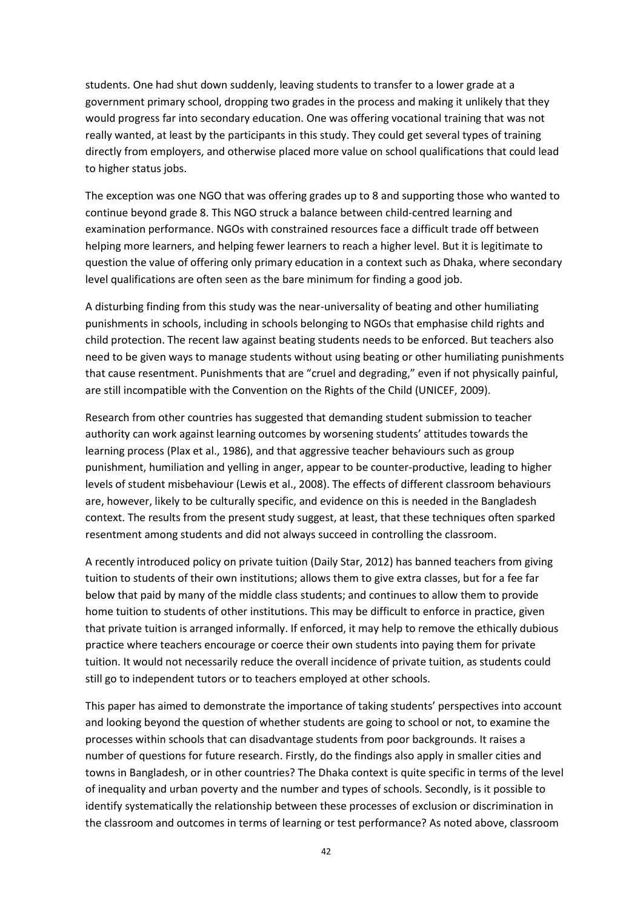students. One had shut down suddenly, leaving students to transfer to a lower grade at a government primary school, dropping two grades in the process and making it unlikely that they would progress far into secondary education. One was offering vocational training that was not really wanted, at least by the participants in this study. They could get several types of training directly from employers, and otherwise placed more value on school qualifications that could lead to higher status jobs.

The exception was one NGO that was offering grades up to 8 and supporting those who wanted to continue beyond grade 8. This NGO struck a balance between child-centred learning and examination performance. NGOs with constrained resources face a difficult trade off between helping more learners, and helping fewer learners to reach a higher level. But it is legitimate to question the value of offering only primary education in a context such as Dhaka, where secondary level qualifications are often seen as the bare minimum for finding a good job.

A disturbing finding from this study was the near-universality of beating and other humiliating punishments in schools, including in schools belonging to NGOs that emphasise child rights and child protection. The recent law against beating students needs to be enforced. But teachers also need to be given ways to manage students without using beating or other humiliating punishments that cause resentment. Punishments that are "cruel and degrading," even if not physically painful, are still incompatible with the Convention on the Rights of the Child (UNICEF, 2009).

Research from other countries has suggested that demanding student submission to teacher authority can work against learning outcomes by worsening students' attitudes towards the learning process (Plax et al., 1986), and that aggressive teacher behaviours such as group punishment, humiliation and yelling in anger, appear to be counter-productive, leading to higher levels of student misbehaviour (Lewis et al., 2008). The effects of different classroom behaviours are, however, likely to be culturally specific, and evidence on this is needed in the Bangladesh context. The results from the present study suggest, at least, that these techniques often sparked resentment among students and did not always succeed in controlling the classroom.

A recently introduced policy on private tuition (Daily Star, 2012) has banned teachers from giving tuition to students of their own institutions; allows them to give extra classes, but for a fee far below that paid by many of the middle class students; and continues to allow them to provide home tuition to students of other institutions. This may be difficult to enforce in practice, given that private tuition is arranged informally. If enforced, it may help to remove the ethically dubious practice where teachers encourage or coerce their own students into paying them for private tuition. It would not necessarily reduce the overall incidence of private tuition, as students could still go to independent tutors or to teachers employed at other schools.

This paper has aimed to demonstrate the importance of taking students' perspectives into account and looking beyond the question of whether students are going to school or not, to examine the processes within schools that can disadvantage students from poor backgrounds. It raises a number of questions for future research. Firstly, do the findings also apply in smaller cities and towns in Bangladesh, or in other countries? The Dhaka context is quite specific in terms of the level of inequality and urban poverty and the number and types of schools. Secondly, is it possible to identify systematically the relationship between these processes of exclusion or discrimination in the classroom and outcomes in terms of learning or test performance? As noted above, classroom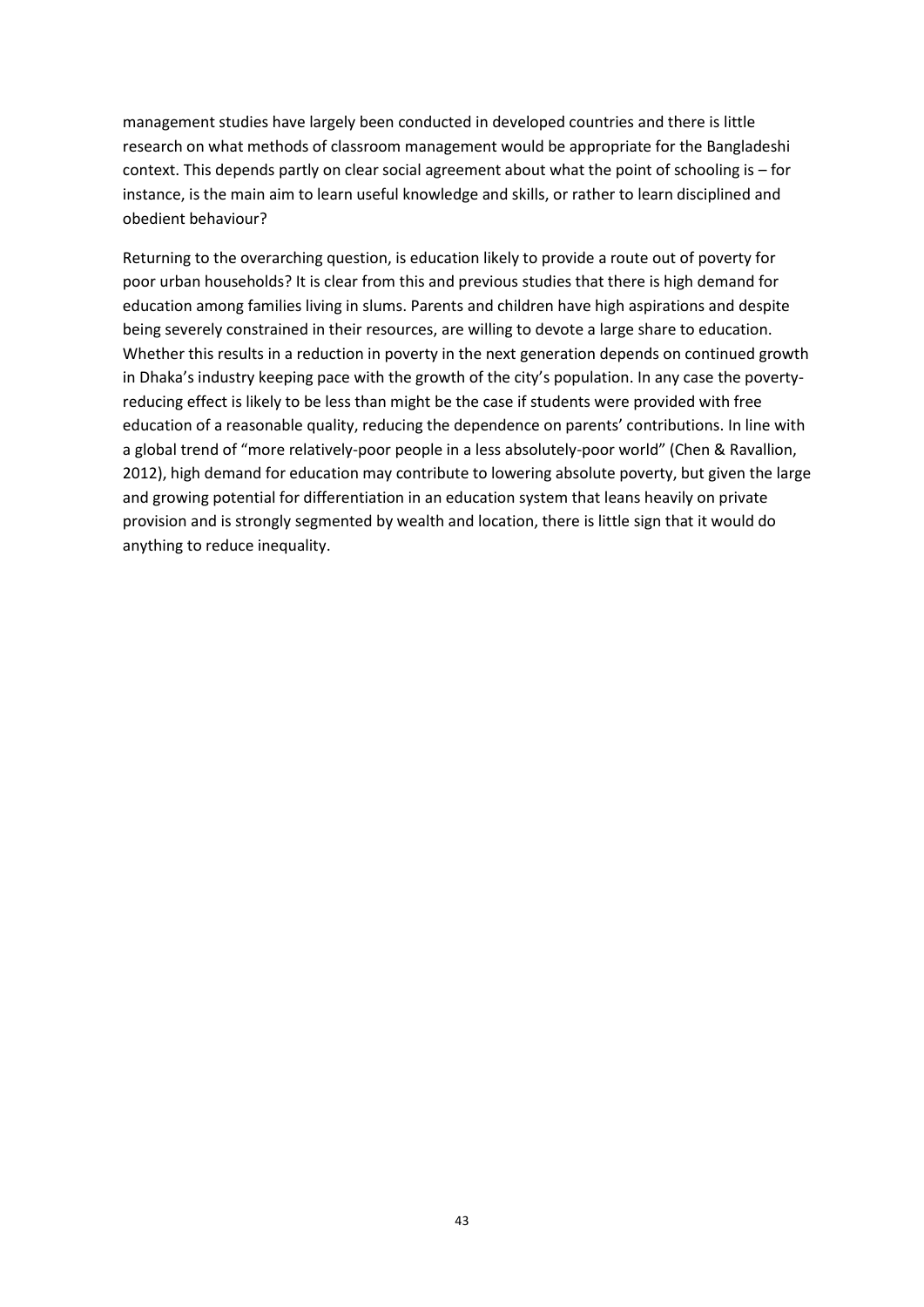management studies have largely been conducted in developed countries and there is little research on what methods of classroom management would be appropriate for the Bangladeshi context. This depends partly on clear social agreement about what the point of schooling is – for instance, is the main aim to learn useful knowledge and skills, or rather to learn disciplined and obedient behaviour?

Returning to the overarching question, is education likely to provide a route out of poverty for poor urban households? It is clear from this and previous studies that there is high demand for education among families living in slums. Parents and children have high aspirations and despite being severely constrained in their resources, are willing to devote a large share to education. Whether this results in a reduction in poverty in the next generation depends on continued growth in Dhaka's industry keeping pace with the growth of the city's population. In any case the poverty-reducing effect is likely to be less than might be the case if students were provided with free education of a reasonable quality, reducing the dependence on parents' contributions. In line with a global trend of "more relatively-poor people in a less absolutely-poor world" (Chen & Ravallion, 2012), high demand for education may contribute to lowering absolute poverty, but given the large and growing potential for differentiation in an education system that leans heavily on private provision and is strongly segmented by wealth and location, there is little sign that it would do anything to reduce inequality.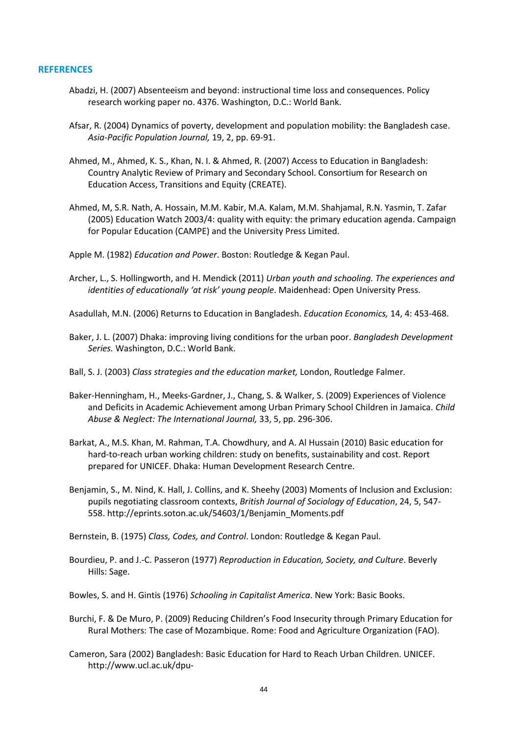## REFERENCES

Abadzi, H. (2007) Absenteeism and beyond: instructional time loss and consequences. Policy research working paper no. 4376. Washington, D.C.: World Bank.

Afsar, R. (2004) Dynamics of poverty, development and population mobility: the Bangladesh case. *Asia-Pacific Population Journal,* 19, 2, pp. 69-91.

Ahmed, M., Ahmed, K. S., Khan, N. I. & Ahmed, R. (2007) Access to Education in Bangladesh: Country Analytic Review of Primary and Secondary School. Consortium for Research on Education Access, Transitions and Equity (CREATE).

Ahmed, M, S.R. Nath, A. Hossain, M.M. Kabir, M.A. Kalam, M.M. Shahjamal, R.N. Yasmin, T. Zafar (2005) Education Watch 2003/4: quality with equity: the primary education agenda. Campaign for Popular Education (CAMPE) and the University Press Limited.

Apple M. (1982) *Education and Power*. Boston: Routledge & Kegan Paul.

Archer, L., S. Hollingworth, and H. Mendick (2011) *Urban youth and schooling. The experiences and identities of educationally 'at risk' young people*. Maidenhead: Open University Press.

Asadullah, M.N. (2006) Returns to Education in Bangladesh. *Education Economics,* 14, 4: 453-468.

Baker, J. L. (2007) Dhaka: improving living conditions for the urban poor. *Bangladesh Development Series.* Washington, D.C.: World Bank.

Ball, S. J. (2003) *Class strategies and the education market,* London, Routledge Falmer.

Baker-Henningham, H., Meeks-Gardner, J., Chang, S. & Walker, S. (2009) Experiences of Violence and Deficits in Academic Achievement among Urban Primary School Children in Jamaica. *Child Abuse & Neglect: The International Journal,* 33, 5, pp. 296-306.

Barkat, A., M.S. Khan, M. Rahman, T.A. Chowdhury, and A. Al Hussain (2010) Basic education for hard-to-reach urban working children: study on benefits, sustainability and cost. Report prepared for UNICEF. Dhaka: Human Development Research Centre.

Benjamin, S., M. Nind, K. Hall, J. Collins, and K. Sheehy (2003) Moments of Inclusion and Exclusion: pupils negotiating classroom contexts, *British Journal of Sociology of Education*, 24, 5, 547-558. http://eprints.soton.ac.uk/54603/1/Benjamin_Moments.pdf

Bernstein, B. (1975) *Class, Codes, and Control*. London: Routledge & Kegan Paul.

Bourdieu, P. and J.-C. Passeron (1977) *Reproduction in Education, Society, and Culture*. Beverly Hills: Sage.

Bowles, S. and H. Gintis (1976) *Schooling in Capitalist America*. New York: Basic Books.

Burchi, F. & De Muro, P. (2009) Reducing Children's Food Insecurity through Primary Education for Rural Mothers: The case of Mozambique. Rome: Food and Agriculture Organization (FAO).

Cameron, Sara (2002) Bangladesh: Basic Education for Hard to Reach Urban Children. UNICEF. http://www.ucl.ac.uk/dpu-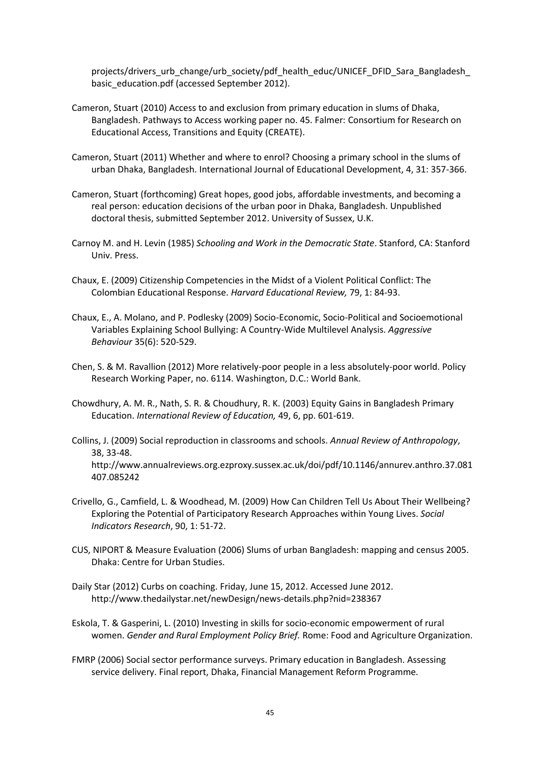projects/drivers_urb_change/urb_society/pdf_health_educ/UNICEF_DFID_Sara_Bangladesh_basic_education.pdf (accessed September 2012).

Cameron, Stuart (2010) Access to and exclusion from primary education in slums of Dhaka, Bangladesh. Pathways to Access working paper no. 45. Falmer: Consortium for Research on Educational Access, Transitions and Equity (CREATE).

Cameron, Stuart (2011) Whether and where to enrol? Choosing a primary school in the slums of urban Dhaka, Bangladesh. International Journal of Educational Development, 4, 31: 357-366.

Cameron, Stuart (forthcoming) Great hopes, good jobs, affordable investments, and becoming a real person: education decisions of the urban poor in Dhaka, Bangladesh. Unpublished doctoral thesis, submitted September 2012. University of Sussex, U.K.

Carnoy M. and H. Levin (1985) *Schooling and Work in the Democratic State*. Stanford, CA: Stanford Univ. Press.

Chaux, E. (2009) Citizenship Competencies in the Midst of a Violent Political Conflict: The Colombian Educational Response. *Harvard Educational Review,* 79, 1: 84-93.

Chaux, E., A. Molano, and P. Podlesky (2009) Socio-Economic, Socio-Political and Socioemotional Variables Explaining School Bullying: A Country-Wide Multilevel Analysis. *Aggressive Behaviour* 35(6): 520-529.

Chen, S. & M. Ravallion (2012) More relatively-poor people in a less absolutely-poor world. Policy Research Working Paper, no. 6114. Washington, D.C.: World Bank.

Chowdhury, A. M. R., Nath, S. R. & Choudhury, R. K. (2003) Equity Gains in Bangladesh Primary Education. *International Review of Education,* 49, 6, pp. 601-619.

Collins, J. (2009) Social reproduction in classrooms and schools. *Annual Review of Anthropology*, 38, 33-48. http://www.annualreviews.org.ezproxy.sussex.ac.uk/doi/pdf/10.1146/annurev.anthro.37.081407.085242

Crivello, G., Camfield, L. & Woodhead, M. (2009) How Can Children Tell Us About Their Wellbeing? Exploring the Potential of Participatory Research Approaches within Young Lives. *Social Indicators Research*, 90, 1: 51-72.

CUS, NIPORT & Measure Evaluation (2006) Slums of urban Bangladesh: mapping and census 2005. Dhaka: Centre for Urban Studies.

Daily Star (2012) Curbs on coaching. Friday, June 15, 2012. Accessed June 2012. http://www.thedailystar.net/newDesign/news-details.php?nid=238367

Eskola, T. & Gasperini, L. (2010) Investing in skills for socio-economic empowerment of rural women. *Gender and Rural Employment Policy Brief.* Rome: Food and Agriculture Organization.

FMRP (2006) Social sector performance surveys. Primary education in Bangladesh. Assessing service delivery. Final report, Dhaka, Financial Management Reform Programme.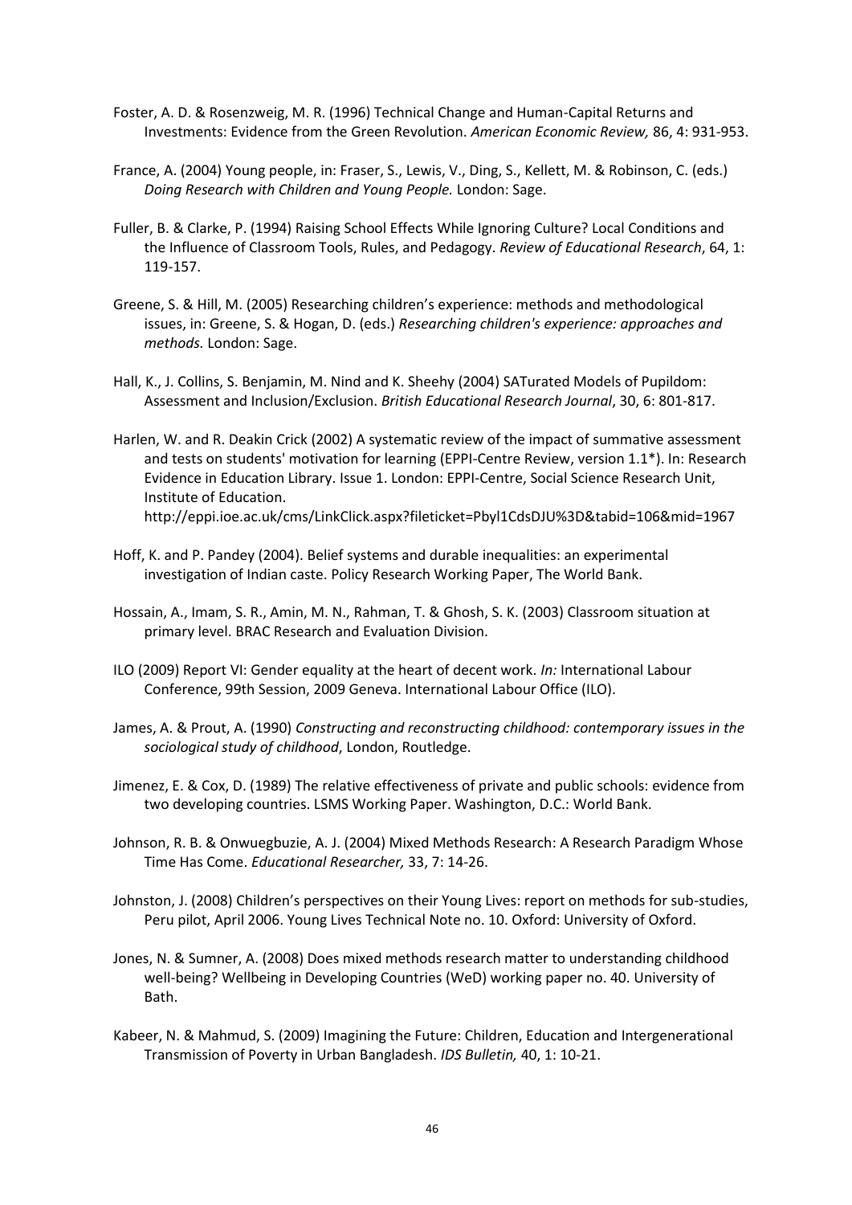Foster, A. D. & Rosenzweig, M. R. (1996) Technical Change and Human-Capital Returns and Investments: Evidence from the Green Revolution. *American Economic Review,* 86, 4: 931-953.

France, A. (2004) Young people, in: Fraser, S., Lewis, V., Ding, S., Kellett, M. & Robinson, C. (eds.) *Doing Research with Children and Young People.* London: Sage.

Fuller, B. & Clarke, P. (1994) Raising School Effects While Ignoring Culture? Local Conditions and the Influence of Classroom Tools, Rules, and Pedagogy. *Review of Educational Research*, 64, 1: 119-157.

Greene, S. & Hill, M. (2005) Researching children's experience: methods and methodological issues, in: Greene, S. & Hogan, D. (eds.) *Researching children's experience: approaches and methods.* London: Sage.

Hall, K., J. Collins, S. Benjamin, M. Nind and K. Sheehy (2004) SATurated Models of Pupildom: Assessment and Inclusion/Exclusion. *British Educational Research Journal*, 30, 6: 801-817.

Harlen, W. and R. Deakin Crick (2002) A systematic review of the impact of summative assessment and tests on students' motivation for learning (EPPI-Centre Review, version 1.1*). In: Research Evidence in Education Library. Issue 1. London: EPPI-Centre, Social Science Research Unit, Institute of Education. http://eppi.ioe.ac.uk/cms/LinkClick.aspx?fileticket=Pbyl1CdsDJU%3D&tabid=106&mid=1967

Hoff, K. and P. Pandey (2004). Belief systems and durable inequalities: an experimental investigation of Indian caste. Policy Research Working Paper, The World Bank.

Hossain, A., Imam, S. R., Amin, M. N., Rahman, T. & Ghosh, S. K. (2003) Classroom situation at primary level. BRAC Research and Evaluation Division.

ILO (2009) Report VI: Gender equality at the heart of decent work. *In:* International Labour Conference, 99th Session, 2009 Geneva. International Labour Office (ILO).

James, A. & Prout, A. (1990) *Constructing and reconstructing childhood: contemporary issues in the sociological study of childhood*, London, Routledge.

Jimenez, E. & Cox, D. (1989) The relative effectiveness of private and public schools: evidence from two developing countries. LSMS Working Paper. Washington, D.C.: World Bank.

Johnson, R. B. & Onwuegbuzie, A. J. (2004) Mixed Methods Research: A Research Paradigm Whose Time Has Come. *Educational Researcher,* 33, 7: 14-26.

Johnston, J. (2008) Children's perspectives on their Young Lives: report on methods for sub-studies, Peru pilot, April 2006. Young Lives Technical Note no. 10. Oxford: University of Oxford.

Jones, N. & Sumner, A. (2008) Does mixed methods research matter to understanding childhood well-being? Wellbeing in Developing Countries (WeD) working paper no. 40. University of Bath.

Kabeer, N. & Mahmud, S. (2009) Imagining the Future: Children, Education and Intergenerational Transmission of Poverty in Urban Bangladesh. *IDS Bulletin,* 40, 1: 10-21.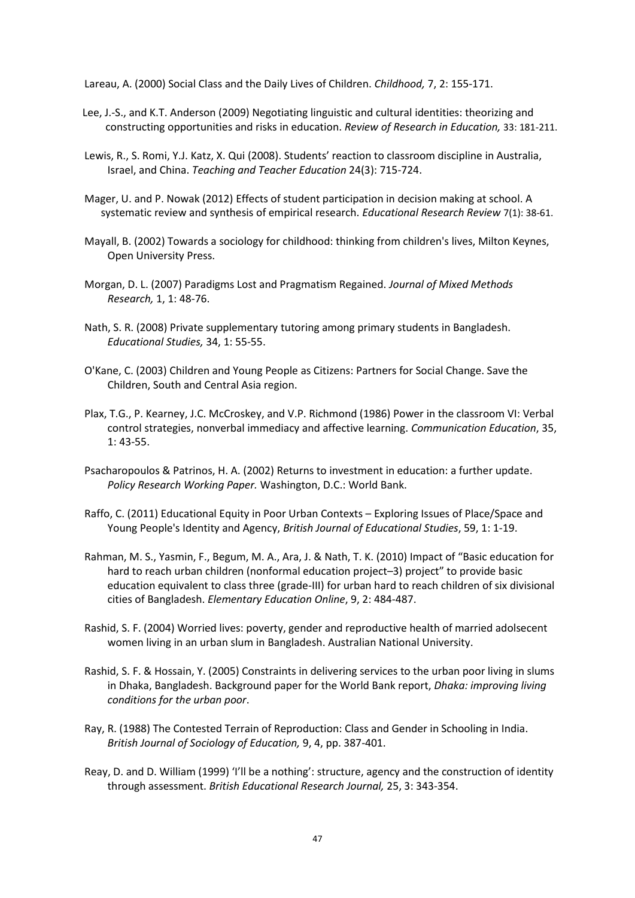Lareau, A. (2000) Social Class and the Daily Lives of Children. *Childhood,* 7, 2: 155-171.

Lee, J.-S., and K.T. Anderson (2009) Negotiating linguistic and cultural identities: theorizing and constructing opportunities and risks in education. *Review of Research in Education,* 33: 181-211.

Lewis, R., S. Romi, Y.J. Katz, X. Qui (2008). Students' reaction to classroom discipline in Australia, Israel, and China. *Teaching and Teacher Education* 24(3): 715-724.

Mager, U. and P. Nowak (2012) Effects of student participation in decision making at school. A systematic review and synthesis of empirical research. *Educational Research Review* 7(1): 38-61.

Mayall, B. (2002) Towards a sociology for childhood: thinking from children's lives, Milton Keynes, Open University Press.

Morgan, D. L. (2007) Paradigms Lost and Pragmatism Regained. *Journal of Mixed Methods Research,* 1, 1: 48-76.

Nath, S. R. (2008) Private supplementary tutoring among primary students in Bangladesh. *Educational Studies,* 34, 1: 55-55.

O'Kane, C. (2003) Children and Young People as Citizens: Partners for Social Change. Save the Children, South and Central Asia region.

Plax, T.G., P. Kearney, J.C. McCroskey, and V.P. Richmond (1986) Power in the classroom VI: Verbal control strategies, nonverbal immediacy and affective learning. *Communication Education*, 35, 1: 43-55.

Psacharopoulos & Patrinos, H. A. (2002) Returns to investment in education: a further update. *Policy Research Working Paper.* Washington, D.C.: World Bank.

Raffo, C. (2011) Educational Equity in Poor Urban Contexts – Exploring Issues of Place/Space and Young People's Identity and Agency, *British Journal of Educational Studies*, 59, 1: 1-19.

Rahman, M. S., Yasmin, F., Begum, M. A., Ara, J. & Nath, T. K. (2010) Impact of "Basic education for hard to reach urban children (nonformal education project–3) project" to provide basic education equivalent to class three (grade-III) for urban hard to reach children of six divisional cities of Bangladesh. *Elementary Education Online*, 9, 2: 484-487.

Rashid, S. F. (2004) Worried lives: poverty, gender and reproductive health of married adolsecent women living in an urban slum in Bangladesh. Australian National University.

Rashid, S. F. & Hossain, Y. (2005) Constraints in delivering services to the urban poor living in slums in Dhaka, Bangladesh. Background paper for the World Bank report, *Dhaka: improving living conditions for the urban poor*.

Ray, R. (1988) The Contested Terrain of Reproduction: Class and Gender in Schooling in India. *British Journal of Sociology of Education,* 9, 4, pp. 387-401.

Reay, D. and D. William (1999) 'I'll be a nothing': structure, agency and the construction of identity through assessment. *British Educational Research Journal,* 25, 3: 343-354.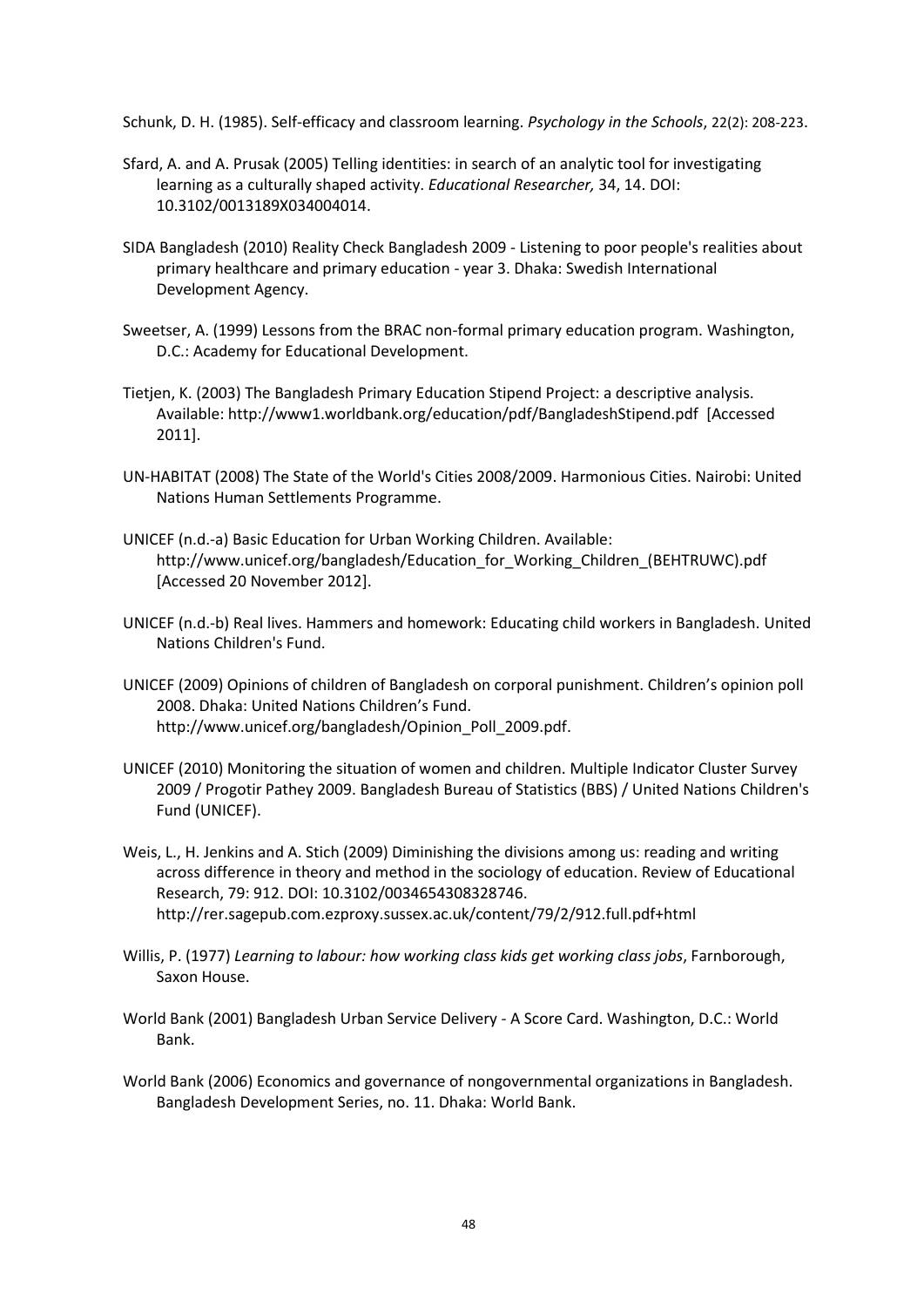Schunk, D. H. (1985). Self-efficacy and classroom learning. *Psychology in the Schools*, 22(2): 208-223.

Sfard, A. and A. Prusak (2005) Telling identities: in search of an analytic tool for investigating learning as a culturally shaped activity. *Educational Researcher,* 34, 14. DOI: 10.3102/0013189X034004014.

SIDA Bangladesh (2010) Reality Check Bangladesh 2009 - Listening to poor people's realities about primary healthcare and primary education - year 3. Dhaka: Swedish International Development Agency.

Sweetser, A. (1999) Lessons from the BRAC non-formal primary education program. Washington, D.C.: Academy for Educational Development.

Tietjen, K. (2003) The Bangladesh Primary Education Stipend Project: a descriptive analysis. Available: http://www1.worldbank.org/education/pdf/BangladeshStipend.pdf [Accessed 2011].

UN-HABITAT (2008) The State of the World's Cities 2008/2009. Harmonious Cities. Nairobi: United Nations Human Settlements Programme.

UNICEF (n.d.-a) Basic Education for Urban Working Children. Available: http://www.unicef.org/bangladesh/Education_for_Working_Children_(BEHTRUWC).pdf [Accessed 20 November 2012].

UNICEF (n.d.-b) Real lives. Hammers and homework: Educating child workers in Bangladesh. United Nations Children's Fund.

UNICEF (2009) Opinions of children of Bangladesh on corporal punishment. Children's opinion poll 2008. Dhaka: United Nations Children's Fund. http://www.unicef.org/bangladesh/Opinion_Poll_2009.pdf.

UNICEF (2010) Monitoring the situation of women and children. Multiple Indicator Cluster Survey 2009 / Progotir Pathey 2009. Bangladesh Bureau of Statistics (BBS) / United Nations Children's Fund (UNICEF).

Weis, L., H. Jenkins and A. Stich (2009) Diminishing the divisions among us: reading and writing across difference in theory and method in the sociology of education. Review of Educational Research, 79: 912. DOI: 10.3102/0034654308328746. http://rer.sagepub.com.ezproxy.sussex.ac.uk/content/79/2/912.full.pdf+html

Willis, P. (1977) *Learning to labour: how working class kids get working class jobs*, Farnborough, Saxon House.

World Bank (2001) Bangladesh Urban Service Delivery - A Score Card. Washington, D.C.: World Bank.

World Bank (2006) Economics and governance of nongovernmental organizations in Bangladesh. Bangladesh Development Series, no. 11. Dhaka: World Bank.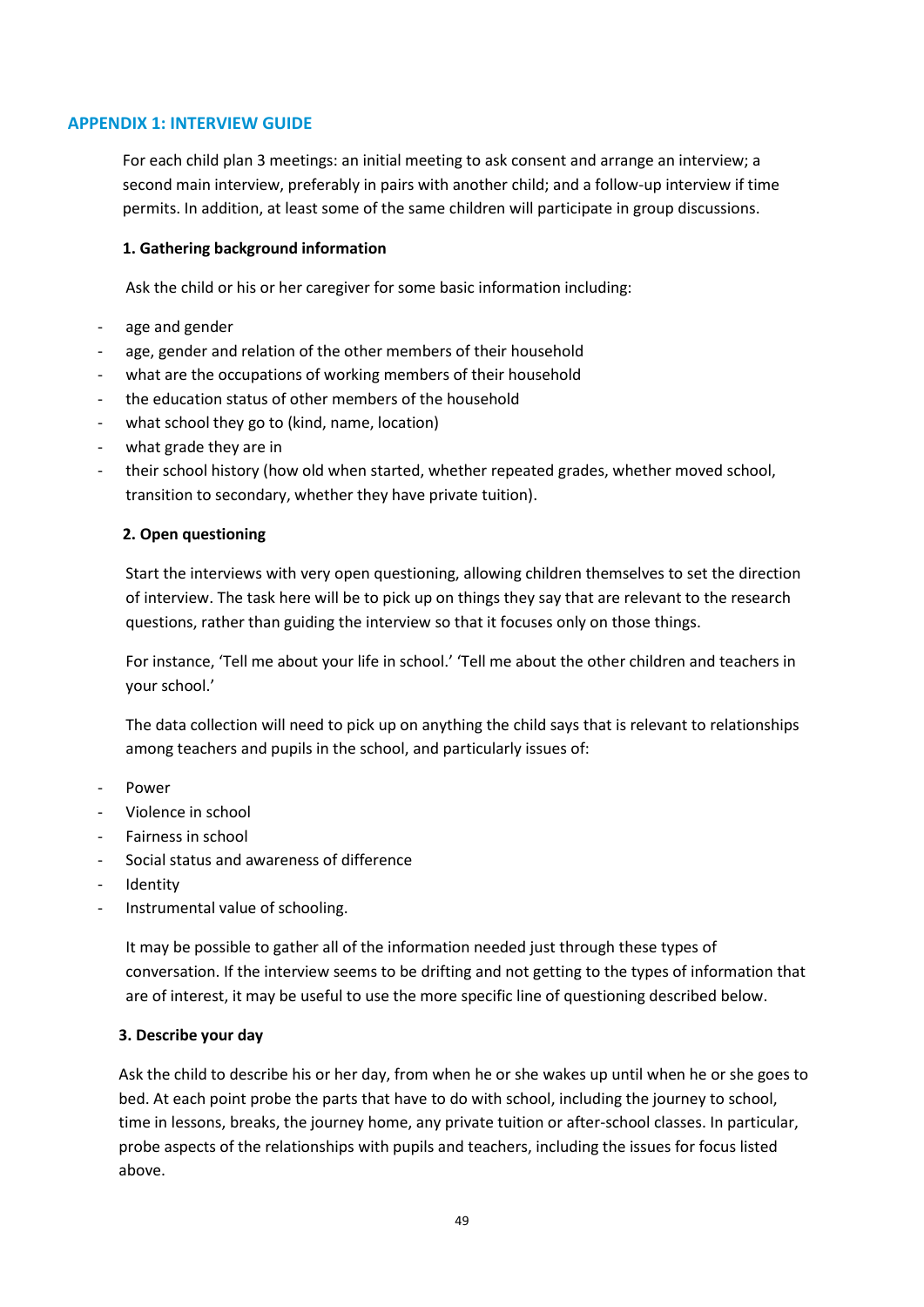## APPENDIX 1: INTERVIEW GUIDE

For each child plan 3 meetings: an initial meeting to ask consent and arrange an interview; a second main interview, preferably in pairs with another child; and a follow-up interview if time permits. In addition, at least some of the same children will participate in group discussions.

### 1. Gathering background information

Ask the child or his or her caregiver for some basic information including:

- age and gender
- age, gender and relation of the other members of their household
- what are the occupations of working members of their household
- the education status of other members of the household
- what school they go to (kind, name, location)
- what grade they are in
- their school history (how old when started, whether repeated grades, whether moved school, transition to secondary, whether they have private tuition).

### 2. Open questioning

Start the interviews with very open questioning, allowing children themselves to set the direction of interview. The task here will be to pick up on things they say that are relevant to the research questions, rather than guiding the interview so that it focuses only on those things.

For instance, 'Tell me about your life in school.' 'Tell me about the other children and teachers in your school.'

The data collection will need to pick up on anything the child says that is relevant to relationships among teachers and pupils in the school, and particularly issues of:

- Power
- Violence in school
- Fairness in school
- Social status and awareness of difference
- Identity
- Instrumental value of schooling.

It may be possible to gather all of the information needed just through these types of conversation. If the interview seems to be drifting and not getting to the types of information that are of interest, it may be useful to use the more specific line of questioning described below.

### 3. Describe your day

Ask the child to describe his or her day, from when he or she wakes up until when he or she goes to bed. At each point probe the parts that have to do with school, including the journey to school, time in lessons, breaks, the journey home, any private tuition or after-school classes. In particular, probe aspects of the relationships with pupils and teachers, including the issues for focus listed above.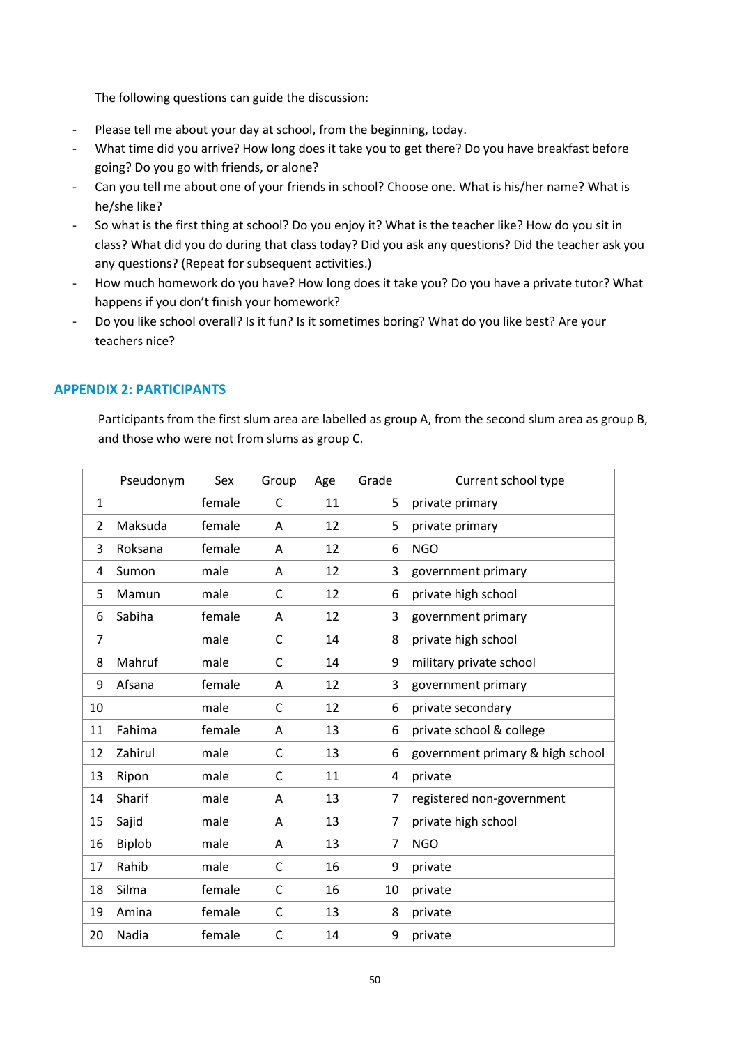The following questions can guide the discussion:

- Please tell me about your day at school, from the beginning, today.
- What time did you arrive? How long does it take you to get there? Do you have breakfast before going? Do you go with friends, or alone?
- Can you tell me about one of your friends in school? Choose one. What is his/her name? What is he/she like?
- So what is the first thing at school? Do you enjoy it? What is the teacher like? How do you sit in class? What did you do during that class today? Did you ask any questions? Did the teacher ask you any questions? (Repeat for subsequent activities.)
- How much homework do you have? How long does it take you? Do you have a private tutor? What happens if you don't finish your homework?
- Do you like school overall? Is it fun? Is it sometimes boring? What do you like best? Are your teachers nice?

## APPENDIX 2: PARTICIPANTS

Participants from the first slum area are labelled as group A, from the second slum area as group B, and those who were not from slums as group C.

| | Pseudonym | Sex | Group | Age | Grade | Current school type |
|---|---|---|---|---|---|---|
| 1 | | female | C | 11 | 5 | private primary |
| 2 | Maksuda | female | A | 12 | 5 | private primary |
| 3 | Roksana | female | A | 12 | 6 | NGO |
| 4 | Sumon | male | A | 12 | 3 | government primary |
| 5 | Mamun | male | C | 12 | 6 | private high school |
| 6 | Sabiha | female | A | 12 | 3 | government primary |
| 7 | | male | C | 14 | 8 | private high school |
| 8 | Mahruf | male | C | 14 | 9 | military private school |
| 9 | Afsana | female | A | 12 | 3 | government primary |
| 10 | | male | C | 12 | 6 | private secondary |
| 11 | Fahima | female | A | 13 | 6 | private school & college |
| 12 | Zahirul | male | C | 13 | 6 | government primary & high school |
| 13 | Ripon | male | C | 11 | 4 | private |
| 14 | Sharif | male | A | 13 | 7 | registered non-government |
| 15 | Sajid | male | A | 13 | 7 | private high school |
| 16 | Biplob | male | A | 13 | 7 | NGO |
| 17 | Rahib | male | C | 16 | 9 | private |
| 18 | Silma | female | C | 16 | 10 | private |
| 19 | Amina | female | C | 13 | 8 | private |
| 20 | Nadia | female | C | 14 | 9 | private |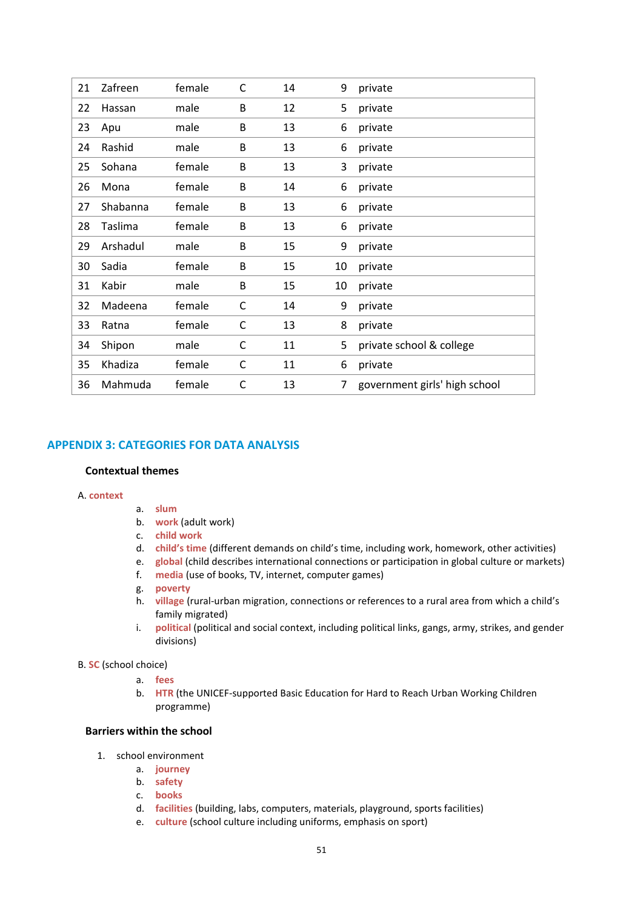| 21 | Zafreen | female | C | 14 | 9 | private |
|---|---|---|---|---|---|---|
| 22 | Hassan | male | B | 12 | 5 | private |
| 23 | Apu | male | B | 13 | 6 | private |
| 24 | Rashid | male | B | 13 | 6 | private |
| 25 | Sohana | female | B | 13 | 3 | private |
| 26 | Mona | female | B | 14 | 6 | private |
| 27 | Shabanna | female | B | 13 | 6 | private |
| 28 | Taslima | female | B | 13 | 6 | private |
| 29 | Arshadul | male | B | 15 | 9 | private |
| 30 | Sadia | female | B | 15 | 10 | private |
| 31 | Kabir | male | B | 15 | 10 | private |
| 32 | Madeena | female | C | 14 | 9 | private |
| 33 | Ratna | female | C | 13 | 8 | private |
| 34 | Shipon | male | C | 11 | 5 | private school & college |
| 35 | Khadiza | female | C | 11 | 6 | private |
| 36 | Mahmuda | female | C | 13 | 7 | government girls' high school |

## APPENDIX 3: CATEGORIES FOR DATA ANALYSIS

### Contextual themes

A. context

a. slum
b. work (adult work)
c. child work
d. child's time (different demands on child's time, including work, homework, other activities)
e. global (child describes international connections or participation in global culture or markets)
f. media (use of books, TV, internet, computer games)
g. poverty
h. village (rural-urban migration, connections or references to a rural area from which a child's family migrated)
i. political (political and social context, including political links, gangs, army, strikes, and gender divisions)

B. SC (school choice)

a. fees
b. HTR (the UNICEF-supported Basic Education for Hard to Reach Urban Working Children programme)

### Barriers within the school

1. school environment
   a. journey
   b. safety
   c. books
   d. facilities (building, labs, computers, materials, playground, sports facilities)
   e. culture (school culture including uniforms, emphasis on sport)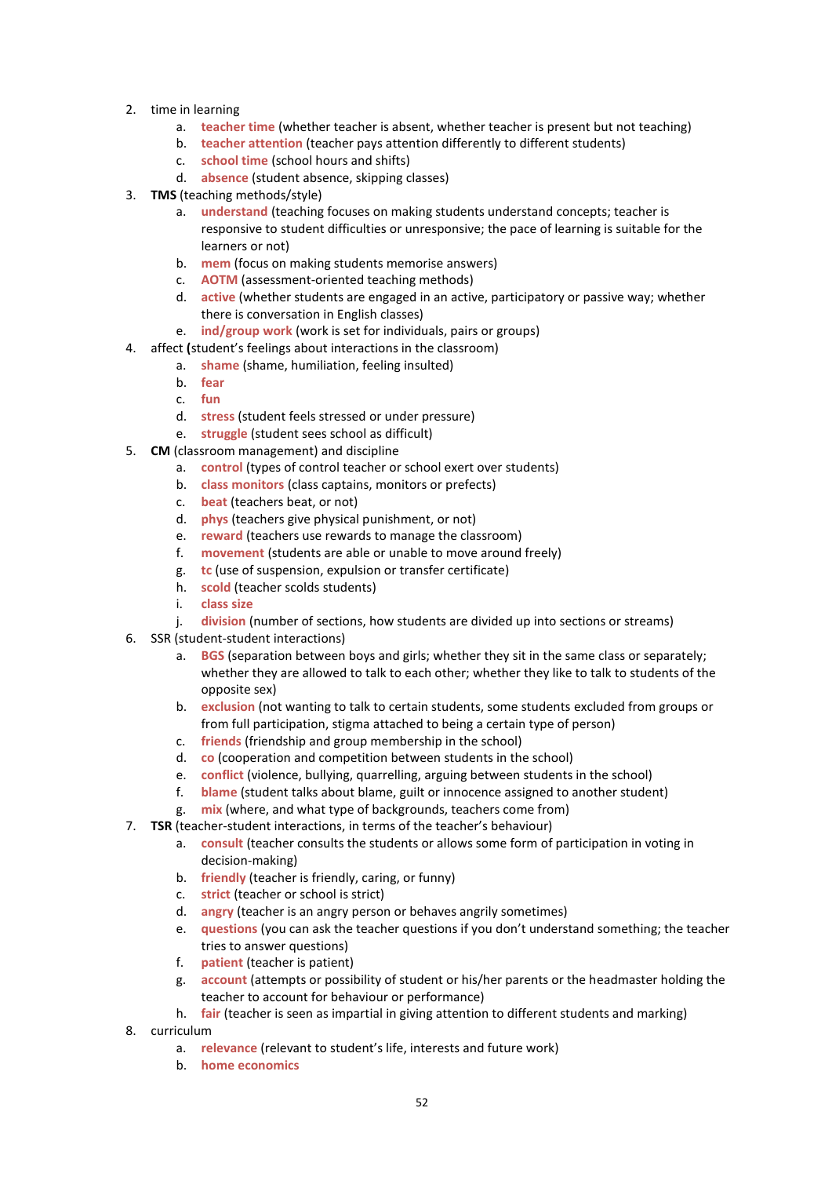2. time in learning
    a. **teacher time** (whether teacher is absent, whether teacher is present but not teaching)
    b. **teacher attention** (teacher pays attention differently to different students)
    c. **school time** (school hours and shifts)
    d. **absence** (student absence, skipping classes)
3. **TMS** (teaching methods/style)
    a. **understand** (teaching focuses on making students understand concepts; teacher is responsive to student difficulties or unresponsive; the pace of learning is suitable for the learners or not)
    b. **mem** (focus on making students memorise answers)
    c. **AOTM** (assessment-oriented teaching methods)
    d. **active** (whether students are engaged in an active, participatory or passive way; whether there is conversation in English classes)
    e. **ind/group work** (work is set for individuals, pairs or groups)
4. affect **(**student's feelings about interactions in the classroom)
    a. **shame** (shame, humiliation, feeling insulted)
    b. **fear**
    c. **fun**
    d. **stress** (student feels stressed or under pressure)
    e. **struggle** (student sees school as difficult)
5. **CM** (classroom management) and discipline
    a. **control** (types of control teacher or school exert over students)
    b. **class monitors** (class captains, monitors or prefects)
    c. **beat** (teachers beat, or not)
    d. **phys** (teachers give physical punishment, or not)
    e. **reward** (teachers use rewards to manage the classroom)
    f. **movement** (students are able or unable to move around freely)
    g. **tc** (use of suspension, expulsion or transfer certificate)
    h. **scold** (teacher scolds students)
    i. **class size**
    j. **division** (number of sections, how students are divided up into sections or streams)
6. SSR (student-student interactions)
    a. **BGS** (separation between boys and girls; whether they sit in the same class or separately; whether they are allowed to talk to each other; whether they like to talk to students of the opposite sex)
    b. **exclusion** (not wanting to talk to certain students, some students excluded from groups or from full participation, stigma attached to being a certain type of person)
    c. **friends** (friendship and group membership in the school)
    d. **co** (cooperation and competition between students in the school)
    e. **conflict** (violence, bullying, quarrelling, arguing between students in the school)
    f. **blame** (student talks about blame, guilt or innocence assigned to another student)
    g. **mix** (where, and what type of backgrounds, teachers come from)
7. **TSR** (teacher-student interactions, in terms of the teacher's behaviour)
    a. **consult** (teacher consults the students or allows some form of participation in voting in decision-making)
    b. **friendly** (teacher is friendly, caring, or funny)
    c. **strict** (teacher or school is strict)
    d. **angry** (teacher is an angry person or behaves angrily sometimes)
    e. **questions** (you can ask the teacher questions if you don't understand something; the teacher tries to answer questions)
    f. **patient** (teacher is patient)
    g. **account** (attempts or possibility of student or his/her parents or the headmaster holding the teacher to account for behaviour or performance)
    h. **fair** (teacher is seen as impartial in giving attention to different students and marking)
8. curriculum
    a. **relevance** (relevant to student's life, interests and future work)
    b. **home economics**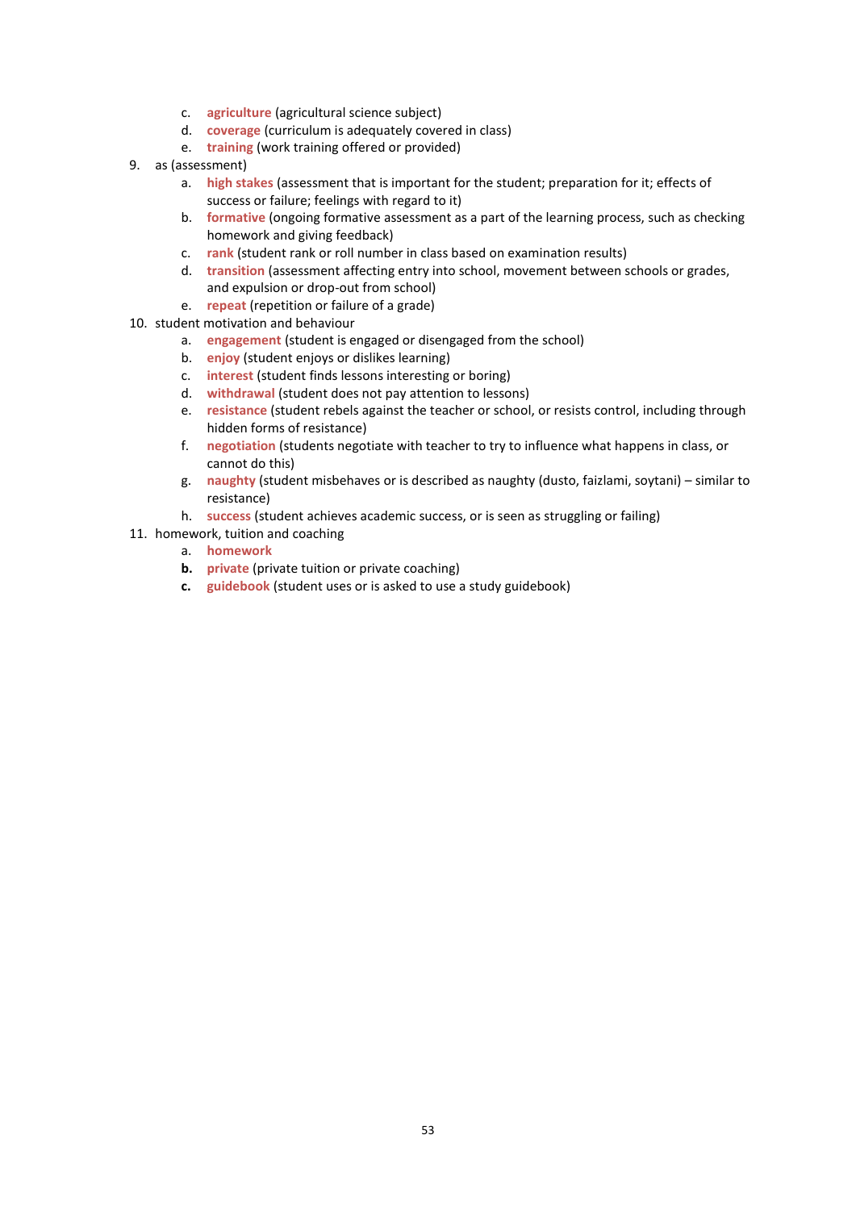c. **agriculture** (agricultural science subject)
   d. **coverage** (curriculum is adequately covered in class)
   e. **training** (work training offered or provided)
9. as (assessment)
   a. **high stakes** (assessment that is important for the student; preparation for it; effects of success or failure; feelings with regard to it)
   b. **formative** (ongoing formative assessment as a part of the learning process, such as checking homework and giving feedback)
   c. **rank** (student rank or roll number in class based on examination results)
   d. **transition** (assessment affecting entry into school, movement between schools or grades, and expulsion or drop-out from school)
   e. **repeat** (repetition or failure of a grade)
10. student motivation and behaviour
   a. **engagement** (student is engaged or disengaged from the school)
   b. **enjoy** (student enjoys or dislikes learning)
   c. **interest** (student finds lessons interesting or boring)
   d. **withdrawal** (student does not pay attention to lessons)
   e. **resistance** (student rebels against the teacher or school, or resists control, including through hidden forms of resistance)
   f. **negotiation** (students negotiate with teacher to try to influence what happens in class, or cannot do this)
   g. **naughty** (student misbehaves or is described as naughty (dusto, faizlami, soytani) – similar to resistance)
   h. **success** (student achieves academic success, or is seen as struggling or failing)
11. homework, tuition and coaching
   a. **homework**
   **b.** **private** (private tuition or private coaching)
   **c.** **guidebook** (student uses or is asked to use a study guidebook)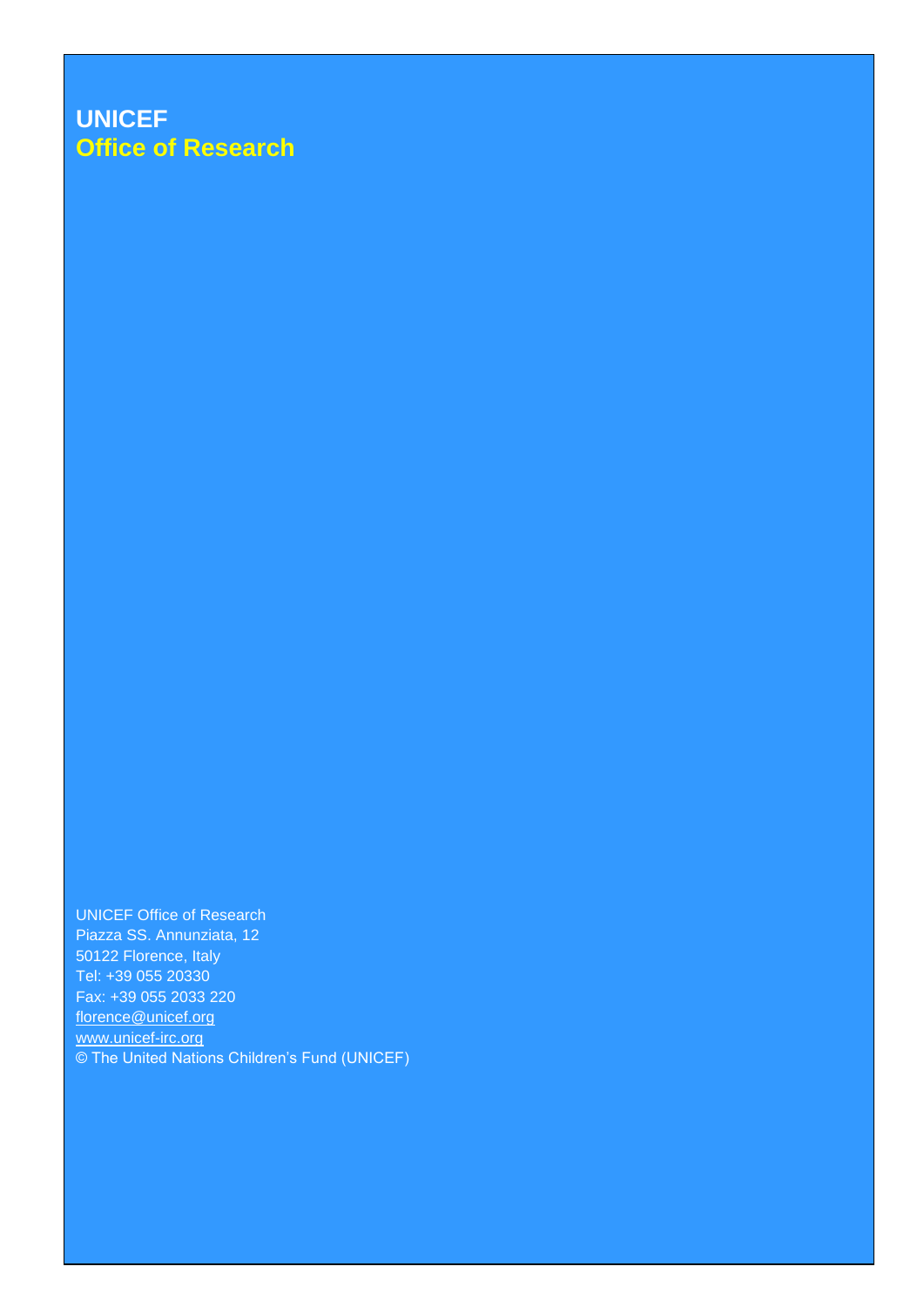**UNICEF**
**Office of Research**

UNICEF Office of Research
Piazza SS. Annunziata, 12
50122 Florence, Italy
Tel: +39 055 20330
Fax: +39 055 2033 220
florence@unicef.org
www.unicef-irc.org
© The United Nations Children's Fund (UNICEF)